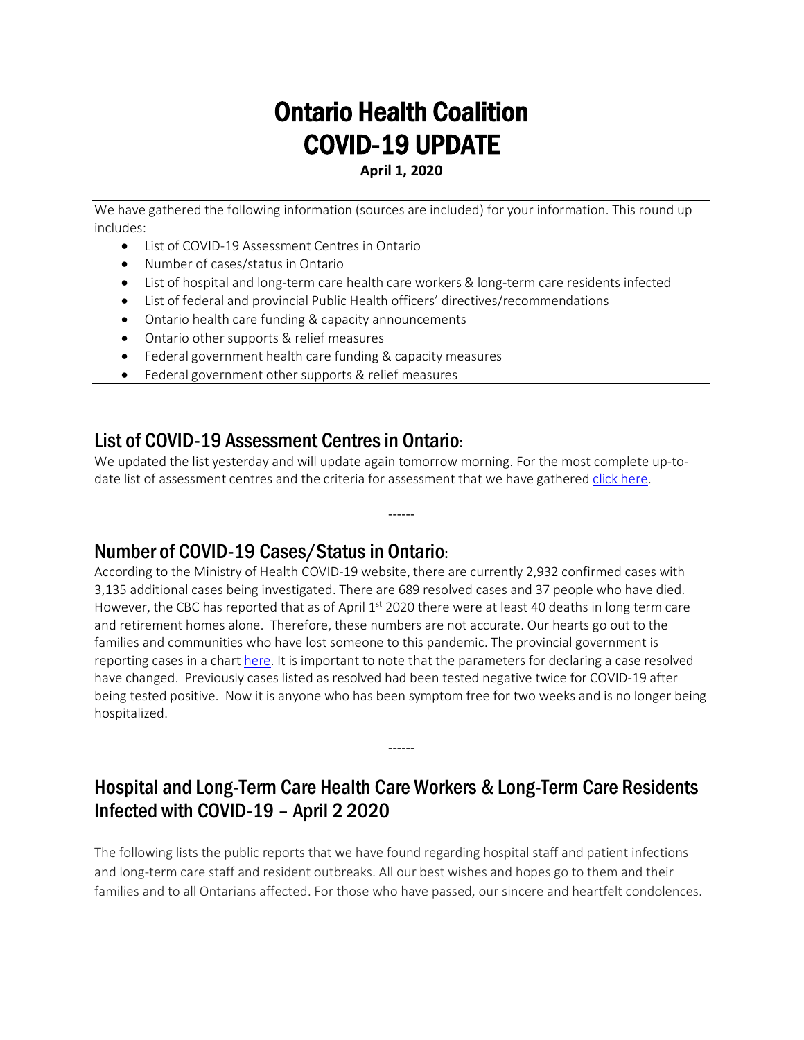# Ontario Health Coalition
# COVID-19 UPDATE

**April 1, 2020**

---

We have gathered the following information (sources are included) for your information. This round up includes:

- List of COVID-19 Assessment Centres in Ontario
- Number of cases/status in Ontario
- List of hospital and long-term care health care workers & long-term care residents infected
- List of federal and provincial Public Health officers' directives/recommendations
- Ontario health care funding & capacity announcements
- Ontario other supports & relief measures
- Federal government health care funding & capacity measures
- Federal government other supports & relief measures

---

## List of COVID-19 Assessment Centres in Ontario:

We updated the list yesterday and will update again tomorrow morning. For the most complete up-to-date list of assessment centres and the criteria for assessment that we have gathered click here.

------

## Number of COVID-19 Cases/Status in Ontario:

According to the Ministry of Health COVID-19 website, there are currently 2,932 confirmed cases with 3,135 additional cases being investigated. There are 689 resolved cases and 37 people who have died. However, the CBC has reported that as of April 1st 2020 there were at least 40 deaths in long term care and retirement homes alone. Therefore, these numbers are not accurate. Our hearts go out to the families and communities who have lost someone to this pandemic. The provincial government is reporting cases in a chart here. It is important to note that the parameters for declaring a case resolved have changed. Previously cases listed as resolved had been tested negative twice for COVID-19 after being tested positive. Now it is anyone who has been symptom free for two weeks and is no longer being hospitalized.

------

## Hospital and Long-Term Care Health Care Workers & Long-Term Care Residents Infected with COVID-19 – April 2 2020

The following lists the public reports that we have found regarding hospital staff and patient infections and long-term care staff and resident outbreaks. All our best wishes and hopes go to them and their families and to all Ontarians affected. For those who have passed, our sincere and heartfelt condolences.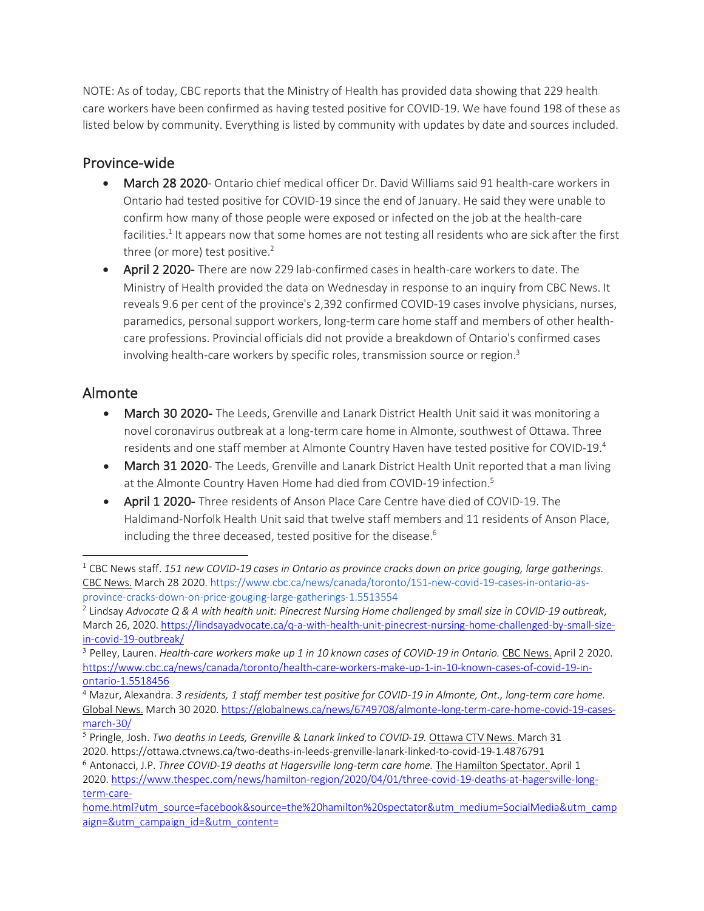NOTE: As of today, CBC reports that the Ministry of Health has provided data showing that 229 health care workers have been confirmed as having tested positive for COVID-19. We have found 198 of these as listed below by community. Everything is listed by community with updates by date and sources included.

## Province-wide

- **March 28 2020**- Ontario chief medical officer Dr. David Williams said 91 health-care workers in Ontario had tested positive for COVID-19 since the end of January. He said they were unable to confirm how many of those people were exposed or infected on the job at the health-care facilities.[1] It appears now that some homes are not testing all residents who are sick after the first three (or more) test positive.[2]
- **April 2 2020-** There are now 229 lab-confirmed cases in health-care workers to date. The Ministry of Health provided the data on Wednesday in response to an inquiry from CBC News. It reveals 9.6 per cent of the province's 2,392 confirmed COVID-19 cases involve physicians, nurses, paramedics, personal support workers, long-term care home staff and members of other health-care professions. Provincial officials did not provide a breakdown of Ontario's confirmed cases involving health-care workers by specific roles, transmission source or region.[3]

## Almonte

- **March 30 2020-** The Leeds, Grenville and Lanark District Health Unit said it was monitoring a novel coronavirus outbreak at a long-term care home in Almonte, southwest of Ottawa. Three residents and one staff member at Almonte Country Haven have tested positive for COVID-19.[4]
- **March 31 2020**- The Leeds, Grenville and Lanark District Health Unit reported that a man living at the Almonte Country Haven Home had died from COVID-19 infection.[5]
- **April 1 2020-** Three residents of Anson Place Care Centre have died of COVID-19. The Haldimand-Norfolk Health Unit said that twelve staff members and 11 residents of Anson Place, including the three deceased, tested positive for the disease.[6]

---

[1] CBC News staff. *151 new COVID-19 cases in Ontario as province cracks down on price gouging, large gatherings.* CBC News. March 28 2020. https://www.cbc.ca/news/canada/toronto/151-new-covid-19-cases-in-ontario-as-province-cracks-down-on-price-gouging-large-gatherings-1.5513554

[2] Lindsay *Advocate Q & A with health unit: Pinecrest Nursing Home challenged by small size in COVID-19 outbreak*, March 26, 2020. https://lindsayadvocate.ca/q-a-with-health-unit-pinecrest-nursing-home-challenged-by-small-size-in-covid-19-outbreak/

[3] Pelley, Lauren. *Health-care workers make up 1 in 10 known cases of COVID-19 in Ontario.* CBC News. April 2 2020. https://www.cbc.ca/news/canada/toronto/health-care-workers-make-up-1-in-10-known-cases-of-covid-19-in-ontario-1.5518456

[4] Mazur, Alexandra. *3 residents, 1 staff member test positive for COVID-19 in Almonte, Ont., long-term care home.* Global News. March 30 2020. https://globalnews.ca/news/6749708/almonte-long-term-care-home-covid-19-cases-march-30/

[5] Pringle, Josh. *Two deaths in Leeds, Grenville & Lanark linked to COVID-19.* Ottawa CTV News. March 31 2020. https://ottawa.ctvnews.ca/two-deaths-in-leeds-grenville-lanark-linked-to-covid-19-1.4876791

[6] Antonacci, J.P. *Three COVID-19 deaths at Hagersville long-term care home.* The Hamilton Spectator. April 1 2020. https://www.thespec.com/news/hamilton-region/2020/04/01/three-covid-19-deaths-at-hagersville-long-term-care-home.html?utm_source=facebook&source=the%20hamilton%20spectator&utm_medium=SocialMedia&utm_campaign=&utm_campaign_id=&utm_content=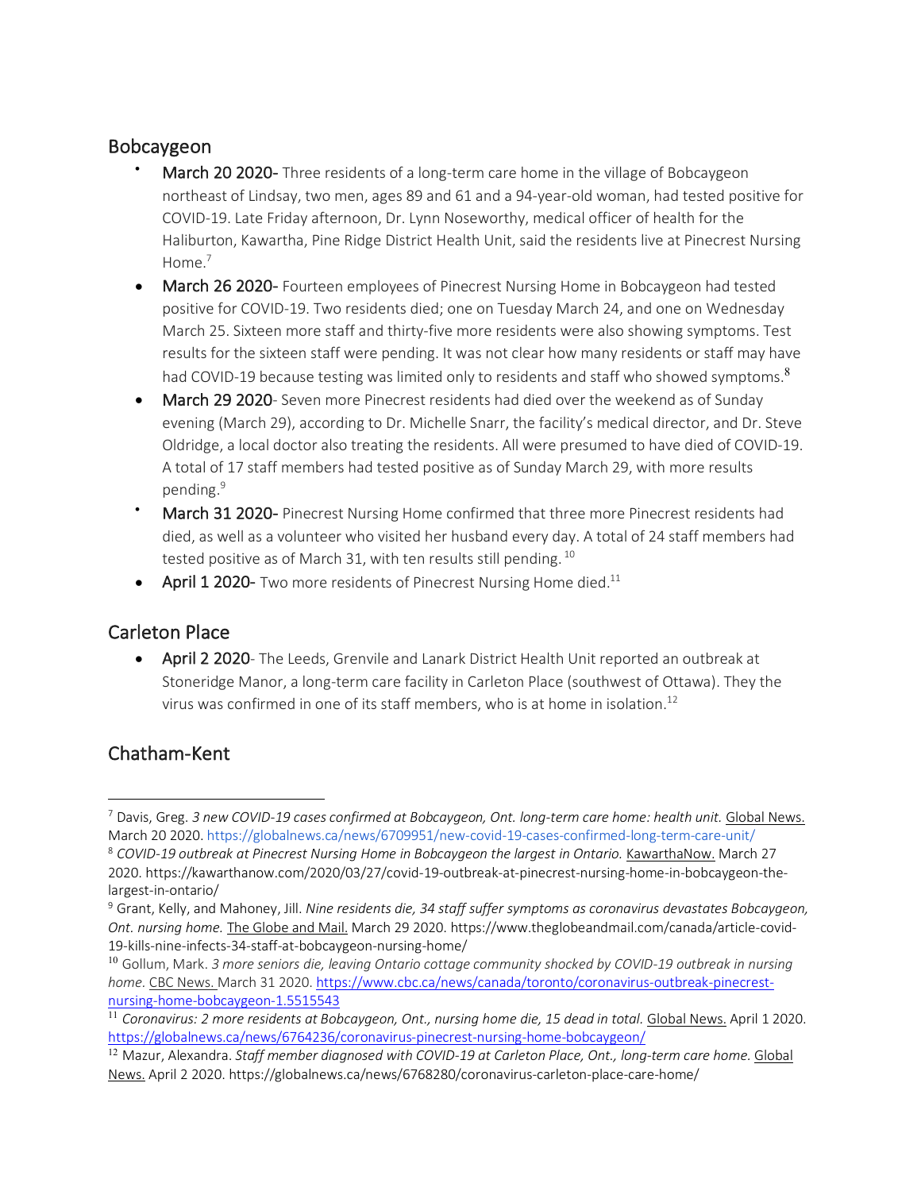## Bobcaygeon

- **March 20 2020-** Three residents of a long-term care home in the village of Bobcaygeon northeast of Lindsay, two men, ages 89 and 61 and a 94-year-old woman, had tested positive for COVID-19. Late Friday afternoon, Dr. Lynn Noseworthy, medical officer of health for the Haliburton, Kawartha, Pine Ridge District Health Unit, said the residents live at Pinecrest Nursing Home.[7]
- **March 26 2020-** Fourteen employees of Pinecrest Nursing Home in Bobcaygeon had tested positive for COVID-19. Two residents died; one on Tuesday March 24, and one on Wednesday March 25. Sixteen more staff and thirty-five more residents were also showing symptoms. Test results for the sixteen staff were pending. It was not clear how many residents or staff may have had COVID-19 because testing was limited only to residents and staff who showed symptoms.[8]
- **March 29 2020**- Seven more Pinecrest residents had died over the weekend as of Sunday evening (March 29), according to Dr. Michelle Snarr, the facility's medical director, and Dr. Steve Oldridge, a local doctor also treating the residents. All were presumed to have died of COVID-19. A total of 17 staff members had tested positive as of Sunday March 29, with more results pending.[9]
- **March 31 2020-** Pinecrest Nursing Home confirmed that three more Pinecrest residents had died, as well as a volunteer who visited her husband every day. A total of 24 staff members had tested positive as of March 31, with ten results still pending.[10]
- **April 1 2020-** Two more residents of Pinecrest Nursing Home died.[11]

## Carleton Place

- **April 2 2020**- The Leeds, Grenville and Lanark District Health Unit reported an outbreak at Stoneridge Manor, a long-term care facility in Carleton Place (southwest of Ottawa). They the virus was confirmed in one of its staff members, who is at home in isolation.[12]

## Chatham-Kent

---

[7] Davis, Greg. *3 new COVID-19 cases confirmed at Bobcaygeon, Ont. long-term care home: health unit.* Global News. March 20 2020. https://globalnews.ca/news/6709951/new-covid-19-cases-confirmed-long-term-care-unit/

[8] *COVID-19 outbreak at Pinecrest Nursing Home in Bobcaygeon the largest in Ontario.* KawarthaNow. March 27 2020. https://kawarthanow.com/2020/03/27/covid-19-outbreak-at-pinecrest-nursing-home-in-bobcaygeon-the-largest-in-ontario/

[9] Grant, Kelly, and Mahoney, Jill. *Nine residents die, 34 staff suffer symptoms as coronavirus devastates Bobcaygeon, Ont. nursing home.* The Globe and Mail. March 29 2020. https://www.theglobeandmail.com/canada/article-covid-19-kills-nine-infects-34-staff-at-bobcaygeon-nursing-home/

[10] Gollum, Mark. *3 more seniors die, leaving Ontario cottage community shocked by COVID-19 outbreak in nursing home*. CBC News. March 31 2020. https://www.cbc.ca/news/canada/toronto/coronavirus-outbreak-pinecrest-nursing-home-bobcaygeon-1.5515543

[11] *Coronavirus: 2 more residents at Bobcaygeon, Ont., nursing home die, 15 dead in total.* Global News. April 1 2020. https://globalnews.ca/news/6764236/coronavirus-pinecrest-nursing-home-bobcaygeon/

[12] Mazur, Alexandra. *Staff member diagnosed with COVID-19 at Carleton Place, Ont., long-term care home.* Global News. April 2 2020. https://globalnews.ca/news/6768280/coronavirus-carleton-place-care-home/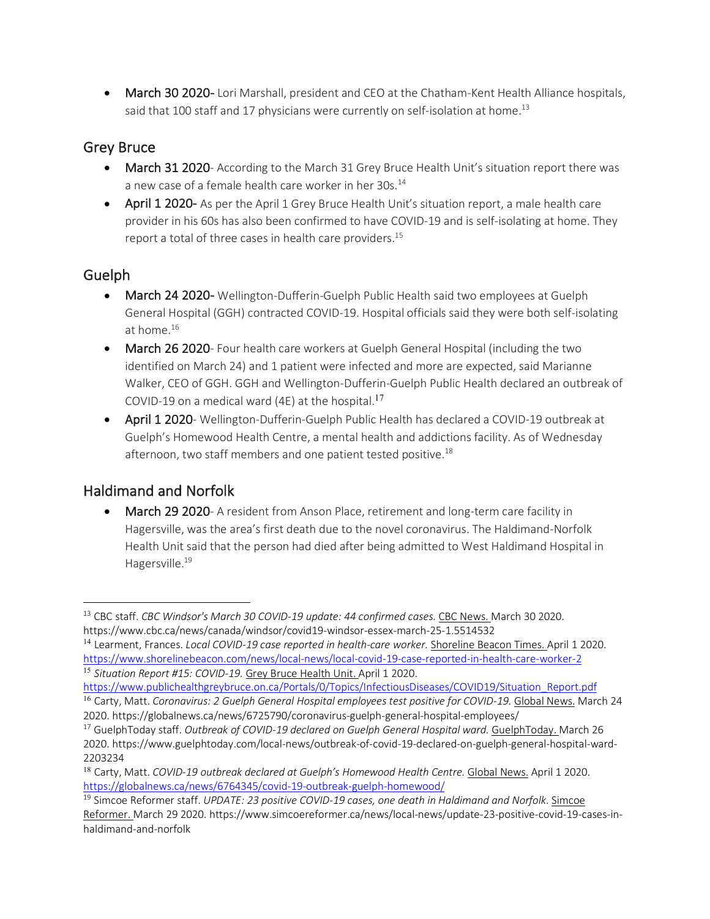- **March 30 2020-** Lori Marshall, president and CEO at the Chatham-Kent Health Alliance hospitals, said that 100 staff and 17 physicians were currently on self-isolation at home.[13]

## Grey Bruce

- **March 31 2020**- According to the March 31 Grey Bruce Health Unit's situation report there was a new case of a female health care worker in her 30s.[14]
- **April 1 2020-** As per the April 1 Grey Bruce Health Unit's situation report, a male health care provider in his 60s has also been confirmed to have COVID-19 and is self-isolating at home. They report a total of three cases in health care providers.[15]

## Guelph

- **March 24 2020-** Wellington-Dufferin-Guelph Public Health said two employees at Guelph General Hospital (GGH) contracted COVID-19. Hospital officials said they were both self-isolating at home.[16]
- **March 26 2020**- Four health care workers at Guelph General Hospital (including the two identified on March 24) and 1 patient were infected and more are expected, said Marianne Walker, CEO of GGH. GGH and Wellington-Dufferin-Guelph Public Health declared an outbreak of COVID-19 on a medical ward (4E) at the hospital.[17]
- **April 1 2020**- Wellington-Dufferin-Guelph Public Health has declared a COVID-19 outbreak at Guelph's Homewood Health Centre, a mental health and addictions facility. As of Wednesday afternoon, two staff members and one patient tested positive.[18]

## Haldimand and Norfolk

- **March 29 2020**- A resident from Anson Place, retirement and long-term care facility in Hagersville, was the area's first death due to the novel coronavirus. The Haldimand-Norfolk Health Unit said that the person had died after being admitted to West Haldimand Hospital in Hagersville.[19]

---

[13] CBC staff. *CBC Windsor's March 30 COVID-19 update: 44 confirmed cases.* CBC News. March 30 2020. https://www.cbc.ca/news/canada/windsor/covid19-windsor-essex-march-25-1.5514532

[14] Learment, Frances. *Local COVID-19 case reported in health-care worker.* Shoreline Beacon Times. April 1 2020. https://www.shorelinebeacon.com/news/local-news/local-covid-19-case-reported-in-health-care-worker-2

[15] *Situation Report #15: COVID-19.* Grey Bruce Health Unit. April 1 2020. https://www.publichealthgreybruce.on.ca/Portals/0/Topics/InfectiousDiseases/COVID19/Situation_Report.pdf

[16] Carty, Matt. *Coronavirus: 2 Guelph General Hospital employees test positive for COVID-19.* Global News. March 24 2020. https://globalnews.ca/news/6725790/coronavirus-guelph-general-hospital-employees/

[17] GuelphToday staff. *Outbreak of COVID-19 declared on Guelph General Hospital ward.* GuelphToday. March 26 2020. https://www.guelphtoday.com/local-news/outbreak-of-covid-19-declared-on-guelph-general-hospital-ward-2203234

[18] Carty, Matt. *COVID-19 outbreak declared at Guelph's Homewood Health Centre.* Global News. April 1 2020. https://globalnews.ca/news/6764345/covid-19-outbreak-guelph-homewood/

[19] Simcoe Reformer staff. *UPDATE: 23 positive COVID-19 cases, one death in Haldimand and Norfolk.* Simcoe Reformer. March 29 2020. https://www.simcoereformer.ca/news/local-news/update-23-positive-covid-19-cases-in-haldimand-and-norfolk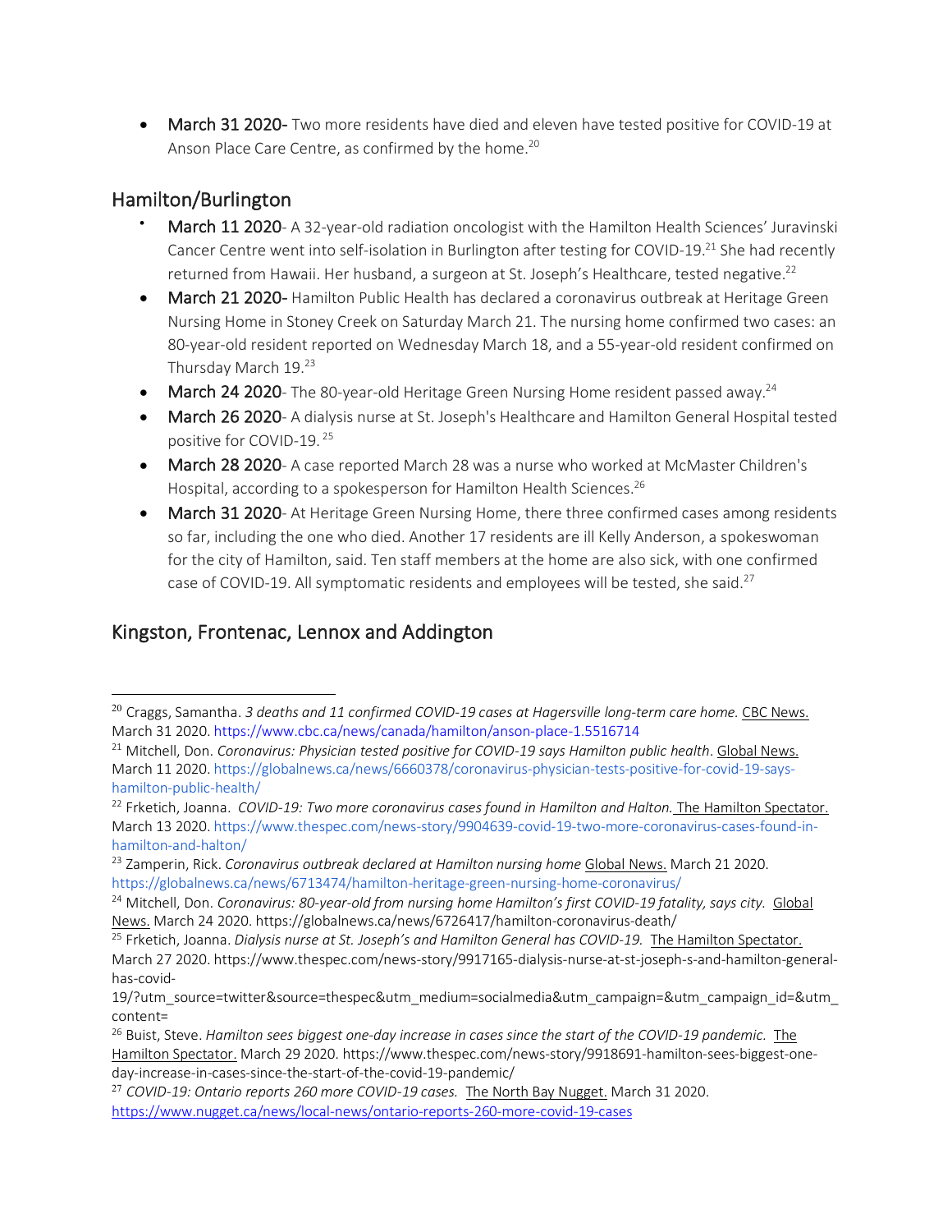- **March 31 2020-** Two more residents have died and eleven have tested positive for COVID-19 at Anson Place Care Centre, as confirmed by the home.[20]

## Hamilton/Burlington

- **March 11 2020**- A 32-year-old radiation oncologist with the Hamilton Health Sciences' Juravinski Cancer Centre went into self-isolation in Burlington after testing for COVID-19.[21] She had recently returned from Hawaii. Her husband, a surgeon at St. Joseph's Healthcare, tested negative.[22]
- **March 21 2020-** Hamilton Public Health has declared a coronavirus outbreak at Heritage Green Nursing Home in Stoney Creek on Saturday March 21. The nursing home confirmed two cases: an 80-year-old resident reported on Wednesday March 18, and a 55-year-old resident confirmed on Thursday March 19.[23]
- **March 24 2020**- The 80-year-old Heritage Green Nursing Home resident passed away.[24]
- **March 26 2020**- A dialysis nurse at St. Joseph's Healthcare and Hamilton General Hospital tested positive for COVID-19. [25]
- **March 28 2020**- A case reported March 28 was a nurse who worked at McMaster Children's Hospital, according to a spokesperson for Hamilton Health Sciences.[26]
- **March 31 2020**- At Heritage Green Nursing Home, there three confirmed cases among residents so far, including the one who died. Another 17 residents are ill Kelly Anderson, a spokeswoman for the city of Hamilton, said. Ten staff members at the home are also sick, with one confirmed case of COVID-19. All symptomatic residents and employees will be tested, she said.[27]

## Kingston, Frontenac, Lennox and Addington

---

[20] Craggs, Samantha. *3 deaths and 11 confirmed COVID-19 cases at Hagersville long-term care home.* CBC News. March 31 2020. https://www.cbc.ca/news/canada/hamilton/anson-place-1.5516714

[21] Mitchell, Don. *Coronavirus: Physician tested positive for COVID-19 says Hamilton public health*. Global News. March 11 2020. https://globalnews.ca/news/6660378/coronavirus-physician-tests-positive-for-covid-19-says-hamilton-public-health/

[22] Frketich, Joanna. *COVID-19: Two more coronavirus cases found in Hamilton and Halton.* The Hamilton Spectator. March 13 2020. https://www.thespec.com/news-story/9904639-covid-19-two-more-coronavirus-cases-found-in-hamilton-and-halton/

[23] Zamperin, Rick. *Coronavirus outbreak declared at Hamilton nursing home* Global News. March 21 2020. https://globalnews.ca/news/6713474/hamilton-heritage-green-nursing-home-coronavirus/

[24] Mitchell, Don. *Coronavirus: 80-year-old from nursing home Hamilton's first COVID-19 fatality, says city.* Global News. March 24 2020. https://globalnews.ca/news/6726417/hamilton-coronavirus-death/

[25] Frketich, Joanna. *Dialysis nurse at St. Joseph's and Hamilton General has COVID-19.* The Hamilton Spectator. March 27 2020. https://www.thespec.com/news-story/9917165-dialysis-nurse-at-st-joseph-s-and-hamilton-general-has-covid-19/?utm_source=twitter&source=thespec&utm_medium=socialmedia&utm_campaign=&utm_campaign_id=&utm_content=

[26] Buist, Steve. *Hamilton sees biggest one-day increase in cases since the start of the COVID-19 pandemic.* The Hamilton Spectator. March 29 2020. https://www.thespec.com/news-story/9918691-hamilton-sees-biggest-one-day-increase-in-cases-since-the-start-of-the-covid-19-pandemic/

[27] *COVID-19: Ontario reports 260 more COVID-19 cases.* The North Bay Nugget. March 31 2020. https://www.nugget.ca/news/local-news/ontario-reports-260-more-covid-19-cases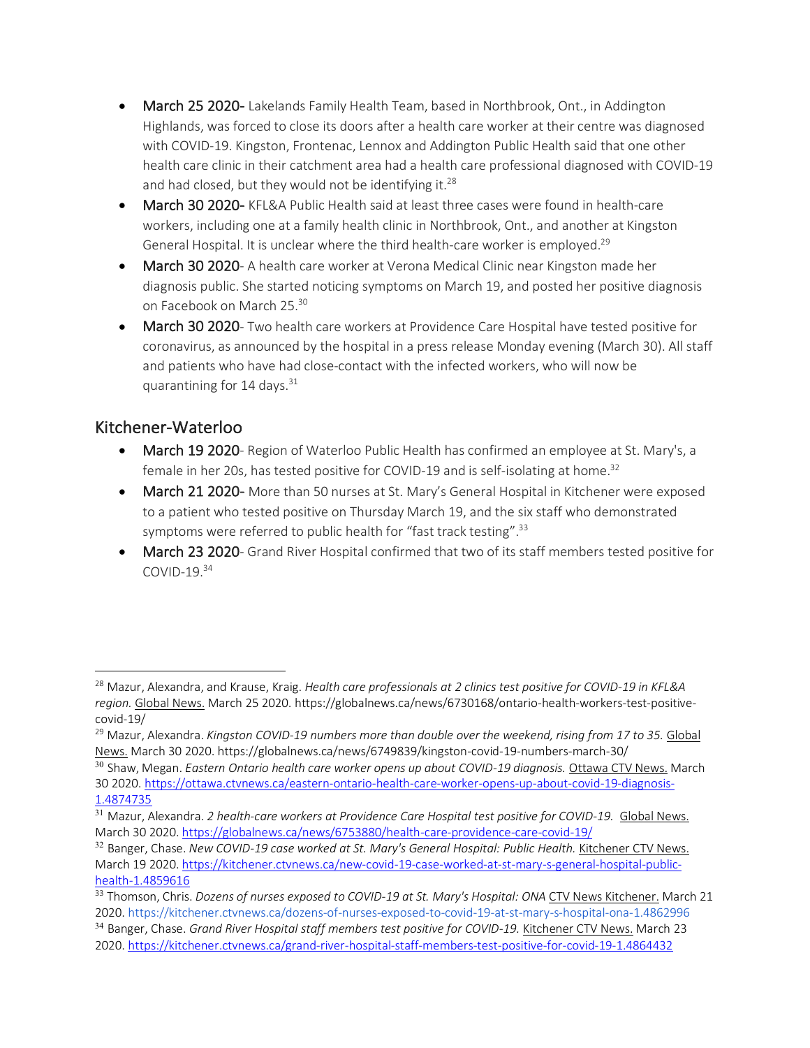- **March 25 2020-** Lakelands Family Health Team, based in Northbrook, Ont., in Addington Highlands, was forced to close its doors after a health care worker at their centre was diagnosed with COVID-19. Kingston, Frontenac, Lennox and Addington Public Health said that one other health care clinic in their catchment area had a health care professional diagnosed with COVID-19 and had closed, but they would not be identifying it.[28]
- **March 30 2020-** KFL&A Public Health said at least three cases were found in health-care workers, including one at a family health clinic in Northbrook, Ont., and another at Kingston General Hospital. It is unclear where the third health-care worker is employed.[29]
- **March 30 2020**- A health care worker at Verona Medical Clinic near Kingston made her diagnosis public. She started noticing symptoms on March 19, and posted her positive diagnosis on Facebook on March 25.[30]
- **March 30 2020**- Two health care workers at Providence Care Hospital have tested positive for coronavirus, as announced by the hospital in a press release Monday evening (March 30). All staff and patients who have had close-contact with the infected workers, who will now be quarantining for 14 days.[31]

## Kitchener-Waterloo

- **March 19 2020**- Region of Waterloo Public Health has confirmed an employee at St. Mary's, a female in her 20s, has tested positive for COVID-19 and is self-isolating at home.[32]
- **March 21 2020-** More than 50 nurses at St. Mary's General Hospital in Kitchener were exposed to a patient who tested positive on Thursday March 19, and the six staff who demonstrated symptoms were referred to public health for "fast track testing".[33]
- **March 23 2020**- Grand River Hospital confirmed that two of its staff members tested positive for COVID-19.[34]

---

[28] Mazur, Alexandra, and Krause, Kraig. *Health care professionals at 2 clinics test positive for COVID-19 in KFL&A region.* Global News. March 25 2020. https://globalnews.ca/news/6730168/ontario-health-workers-test-positive-covid-19/

[29] Mazur, Alexandra. *Kingston COVID-19 numbers more than double over the weekend, rising from 17 to 35.* Global News. March 30 2020. https://globalnews.ca/news/6749839/kingston-covid-19-numbers-march-30/

[30] Shaw, Megan. *Eastern Ontario health care worker opens up about COVID-19 diagnosis.* Ottawa CTV News. March 30 2020. https://ottawa.ctvnews.ca/eastern-ontario-health-care-worker-opens-up-about-covid-19-diagnosis-1.4874735

[31] Mazur, Alexandra. *2 health-care workers at Providence Care Hospital test positive for COVID-19.* Global News. March 30 2020. https://globalnews.ca/news/6753880/health-care-providence-care-covid-19/

[32] Banger, Chase. *New COVID-19 case worked at St. Mary's General Hospital: Public Health.* Kitchener CTV News. March 19 2020. https://kitchener.ctvnews.ca/new-covid-19-case-worked-at-st-mary-s-general-hospital-public-health-1.4859616

[33] Thomson, Chris. *Dozens of nurses exposed to COVID-19 at St. Mary's Hospital: ONA* CTV News Kitchener. March 21 2020. https://kitchener.ctvnews.ca/dozens-of-nurses-exposed-to-covid-19-at-st-mary-s-hospital-ona-1.4862996

[34] Banger, Chase. *Grand River Hospital staff members test positive for COVID-19.* Kitchener CTV News. March 23 2020. https://kitchener.ctvnews.ca/grand-river-hospital-staff-members-test-positive-for-covid-19-1.4864432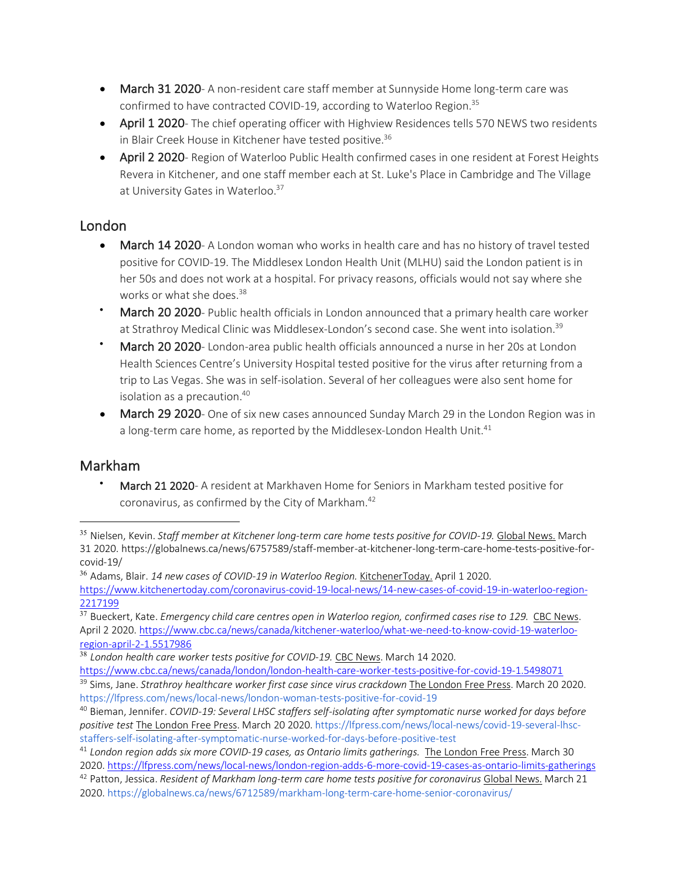- **March 31 2020**- A non-resident care staff member at Sunnyside Home long-term care was confirmed to have contracted COVID-19, according to Waterloo Region.[35]
- **April 1 2020**- The chief operating officer with Highview Residences tells 570 NEWS two residents in Blair Creek House in Kitchener have tested positive.[36]
- **April 2 2020**- Region of Waterloo Public Health confirmed cases in one resident at Forest Heights Revera in Kitchener, and one staff member each at St. Luke's Place in Cambridge and The Village at University Gates in Waterloo.[37]

## London

- **March 14 2020**- A London woman who works in health care and has no history of travel tested positive for COVID-19. The Middlesex London Health Unit (MLHU) said the London patient is in her 50s and does not work at a hospital. For privacy reasons, officials would not say where she works or what she does.[38]
- **March 20 2020**- Public health officials in London announced that a primary health care worker at Strathroy Medical Clinic was Middlesex-London's second case. She went into isolation.[39]
- **March 20 2020**- London-area public health officials announced a nurse in her 20s at London Health Sciences Centre's University Hospital tested positive for the virus after returning from a trip to Las Vegas. She was in self-isolation. Several of her colleagues were also sent home for isolation as a precaution.[40]
- **March 29 2020**- One of six new cases announced Sunday March 29 in the London Region was in a long-term care home, as reported by the Middlesex-London Health Unit.[41]

## Markham

- **March 21 2020**- A resident at Markhaven Home for Seniors in Markham tested positive for coronavirus, as confirmed by the City of Markham.[42]

---

[35] Nielsen, Kevin. *Staff member at Kitchener long-term care home tests positive for COVID-19.* Global News. March 31 2020. https://globalnews.ca/news/6757589/staff-member-at-kitchener-long-term-care-home-tests-positive-for-covid-19/

[36] Adams, Blair. *14 new cases of COVID-19 in Waterloo Region.* KitchenerToday. April 1 2020. https://www.kitchenertoday.com/coronavirus-covid-19-local-news/14-new-cases-of-covid-19-in-waterloo-region-2217199

[37] Bueckert, Kate. *Emergency child care centres open in Waterloo region, confirmed cases rise to 129.* CBC News. April 2 2020. https://www.cbc.ca/news/canada/kitchener-waterloo/what-we-need-to-know-covid-19-waterloo-region-april-2-1.5517986

[38] *London health care worker tests positive for COVID-19.* CBC News. March 14 2020. https://www.cbc.ca/news/canada/london/london-health-care-worker-tests-positive-for-covid-19-1.5498071

[39] Sims, Jane. *Strathroy healthcare worker first case since virus crackdown* The London Free Press. March 20 2020. https://lfpress.com/news/local-news/london-woman-tests-positive-for-covid-19

[40] Bieman, Jennifer. *COVID-19: Several LHSC staffers self-isolating after symptomatic nurse worked for days before positive test* The London Free Press. March 20 2020. https://lfpress.com/news/local-news/covid-19-several-lhsc-staffers-self-isolating-after-symptomatic-nurse-worked-for-days-before-positive-test

[41] *London region adds six more COVID-19 cases, as Ontario limits gatherings.* The London Free Press. March 30 2020. https://lfpress.com/news/local-news/london-region-adds-6-more-covid-19-cases-as-ontario-limits-gatherings

[42] Patton, Jessica. *Resident of Markham long-term care home tests positive for coronavirus* Global News. March 21 2020. https://globalnews.ca/news/6712589/markham-long-term-care-home-senior-coronavirus/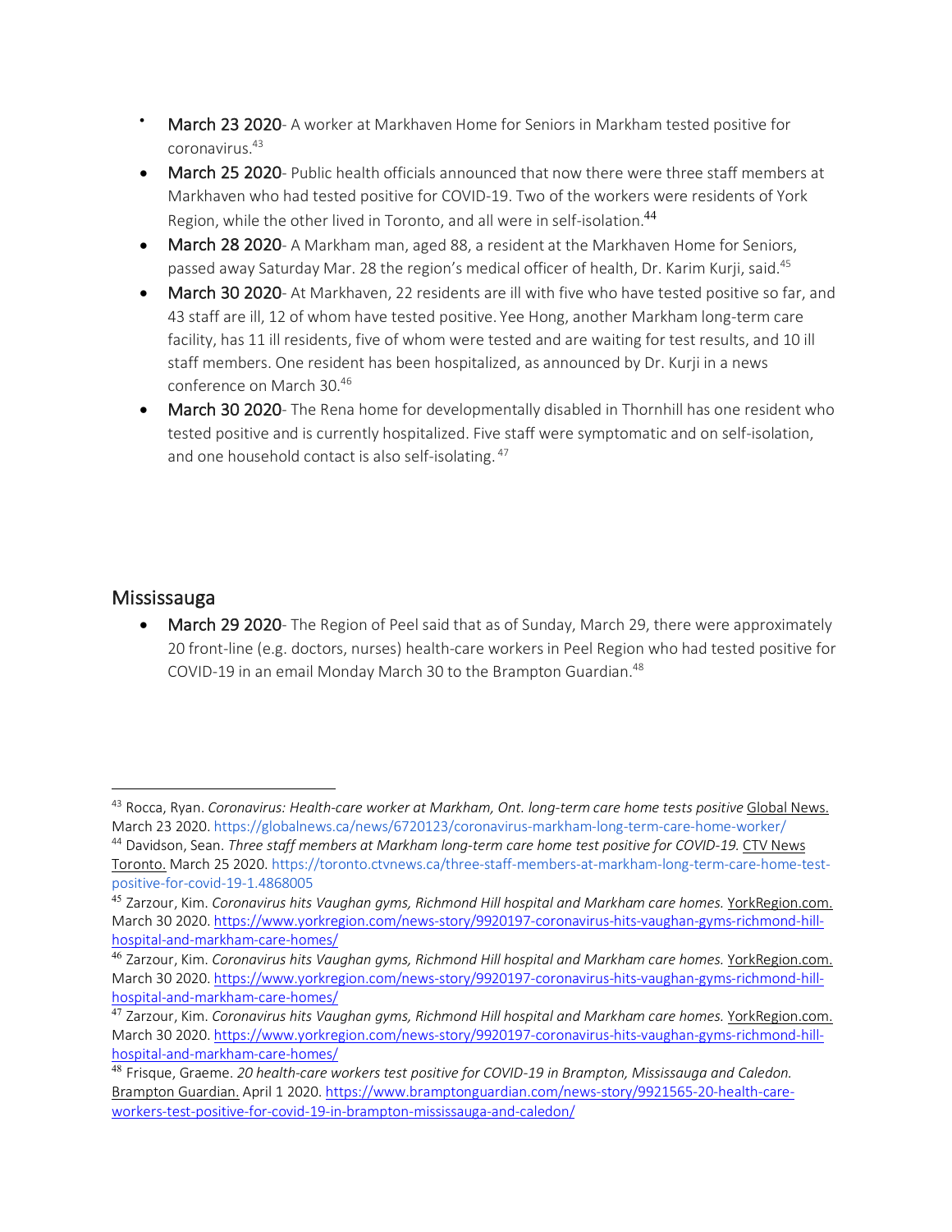- **March 23 2020**- A worker at Markhaven Home for Seniors in Markham tested positive for coronavirus.[43]
- **March 25 2020**- Public health officials announced that now there were three staff members at Markhaven who had tested positive for COVID-19. Two of the workers were residents of York Region, while the other lived in Toronto, and all were in self-isolation.[44]
- **March 28 2020**- A Markham man, aged 88, a resident at the Markhaven Home for Seniors, passed away Saturday Mar. 28 the region's medical officer of health, Dr. Karim Kurji, said.[45]
- **March 30 2020**- At Markhaven, 22 residents are ill with five who have tested positive so far, and 43 staff are ill, 12 of whom have tested positive. Yee Hong, another Markham long-term care facility, has 11 ill residents, five of whom were tested and are waiting for test results, and 10 ill staff members. One resident has been hospitalized, as announced by Dr. Kurji in a news conference on March 30.[46]
- **March 30 2020**- The Rena home for developmentally disabled in Thornhill has one resident who tested positive and is currently hospitalized. Five staff were symptomatic and on self-isolation, and one household contact is also self-isolating.[47]

## Mississauga

- **March 29 2020**- The Region of Peel said that as of Sunday, March 29, there were approximately 20 front-line (e.g. doctors, nurses) health-care workers in Peel Region who had tested positive for COVID-19 in an email Monday March 30 to the Brampton Guardian.[48]

---

[43] Rocca, Ryan. *Coronavirus: Health-care worker at Markham, Ont. long-term care home tests positive* Global News. March 23 2020. https://globalnews.ca/news/6720123/coronavirus-markham-long-term-care-home-worker/

[44] Davidson, Sean. *Three staff members at Markham long-term care home test positive for COVID-19.* CTV News Toronto. March 25 2020. https://toronto.ctvnews.ca/three-staff-members-at-markham-long-term-care-home-test-positive-for-covid-19-1.4868005

[45] Zarzour, Kim. *Coronavirus hits Vaughan gyms, Richmond Hill hospital and Markham care homes.* YorkRegion.com. March 30 2020. https://www.yorkregion.com/news-story/9920197-coronavirus-hits-vaughan-gyms-richmond-hill-hospital-and-markham-care-homes/

[46] Zarzour, Kim. *Coronavirus hits Vaughan gyms, Richmond Hill hospital and Markham care homes.* YorkRegion.com. March 30 2020. https://www.yorkregion.com/news-story/9920197-coronavirus-hits-vaughan-gyms-richmond-hill-hospital-and-markham-care-homes/

[47] Zarzour, Kim. *Coronavirus hits Vaughan gyms, Richmond Hill hospital and Markham care homes.* YorkRegion.com. March 30 2020. https://www.yorkregion.com/news-story/9920197-coronavirus-hits-vaughan-gyms-richmond-hill-hospital-and-markham-care-homes/

[48] Frisque, Graeme. *20 health-care workers test positive for COVID-19 in Brampton, Mississauga and Caledon.* Brampton Guardian. April 1 2020. https://www.bramptonguardian.com/news-story/9921565-20-health-care-workers-test-positive-for-covid-19-in-brampton-mississauga-and-caledon/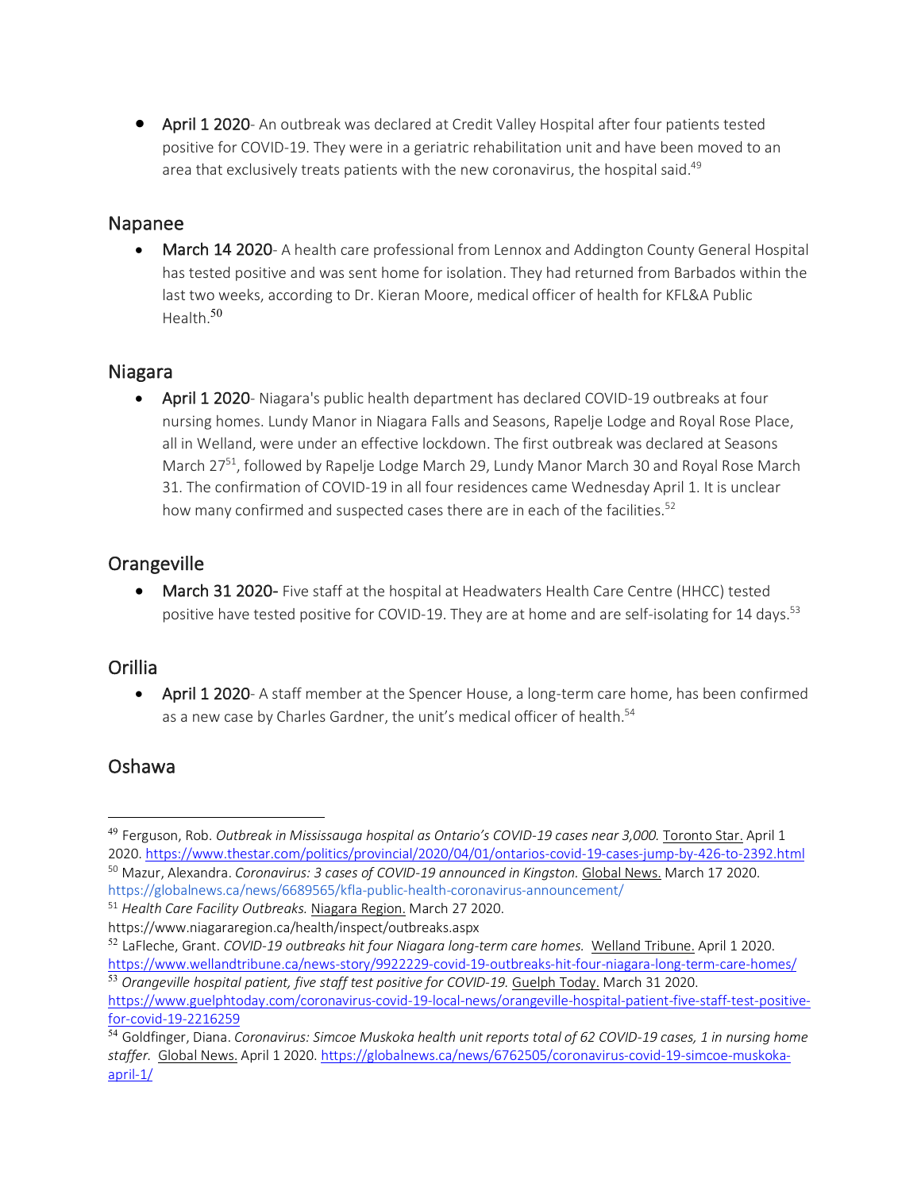- **April 1 2020**- An outbreak was declared at Credit Valley Hospital after four patients tested positive for COVID-19. They were in a geriatric rehabilitation unit and have been moved to an area that exclusively treats patients with the new coronavirus, the hospital said.[49]

## Napanee

- **March 14 2020**- A health care professional from Lennox and Addington County General Hospital has tested positive and was sent home for isolation. They had returned from Barbados within the last two weeks, according to Dr. Kieran Moore, medical officer of health for KFL&A Public Health.[50]

## Niagara

- **April 1 2020**- Niagara's public health department has declared COVID-19 outbreaks at four nursing homes. Lundy Manor in Niagara Falls and Seasons, Rapelje Lodge and Royal Rose Place, all in Welland, were under an effective lockdown. The first outbreak was declared at Seasons March 27[51], followed by Rapelje Lodge March 29, Lundy Manor March 30 and Royal Rose March 31. The confirmation of COVID-19 in all four residences came Wednesday April 1. It is unclear how many confirmed and suspected cases there are in each of the facilities.[52]

## Orangeville

- **March 31 2020-** Five staff at the hospital at Headwaters Health Care Centre (HHCC) tested positive have tested positive for COVID-19. They are at home and are self-isolating for 14 days.[53]

## Orillia

- **April 1 2020**- A staff member at the Spencer House, a long-term care home, has been confirmed as a new case by Charles Gardner, the unit's medical officer of health.[54]

## Oshawa

---

[49] Ferguson, Rob. *Outbreak in Mississauga hospital as Ontario's COVID-19 cases near 3,000.* Toronto Star. April 1 2020. https://www.thestar.com/politics/provincial/2020/04/01/ontarios-covid-19-cases-jump-by-426-to-2392.html

[50] Mazur, Alexandra. *Coronavirus: 3 cases of COVID-19 announced in Kingston.* Global News. March 17 2020. https://globalnews.ca/news/6689565/kfla-public-health-coronavirus-announcement/

[51] *Health Care Facility Outbreaks.* Niagara Region. March 27 2020. https://www.niagararegion.ca/health/inspect/outbreaks.aspx

[52] LaFleche, Grant. *COVID-19 outbreaks hit four Niagara long-term care homes.* Welland Tribune. April 1 2020. https://www.wellandtribune.ca/news-story/9922229-covid-19-outbreaks-hit-four-niagara-long-term-care-homes/

[53] *Orangeville hospital patient, five staff test positive for COVID-19.* Guelph Today. March 31 2020. https://www.guelphtoday.com/coronavirus-covid-19-local-news/orangeville-hospital-patient-five-staff-test-positive-for-covid-19-2216259

[54] Goldfinger, Diana. *Coronavirus: Simcoe Muskoka health unit reports total of 62 COVID-19 cases, 1 in nursing home staffer.* Global News. April 1 2020. https://globalnews.ca/news/6762505/coronavirus-covid-19-simcoe-muskoka-april-1/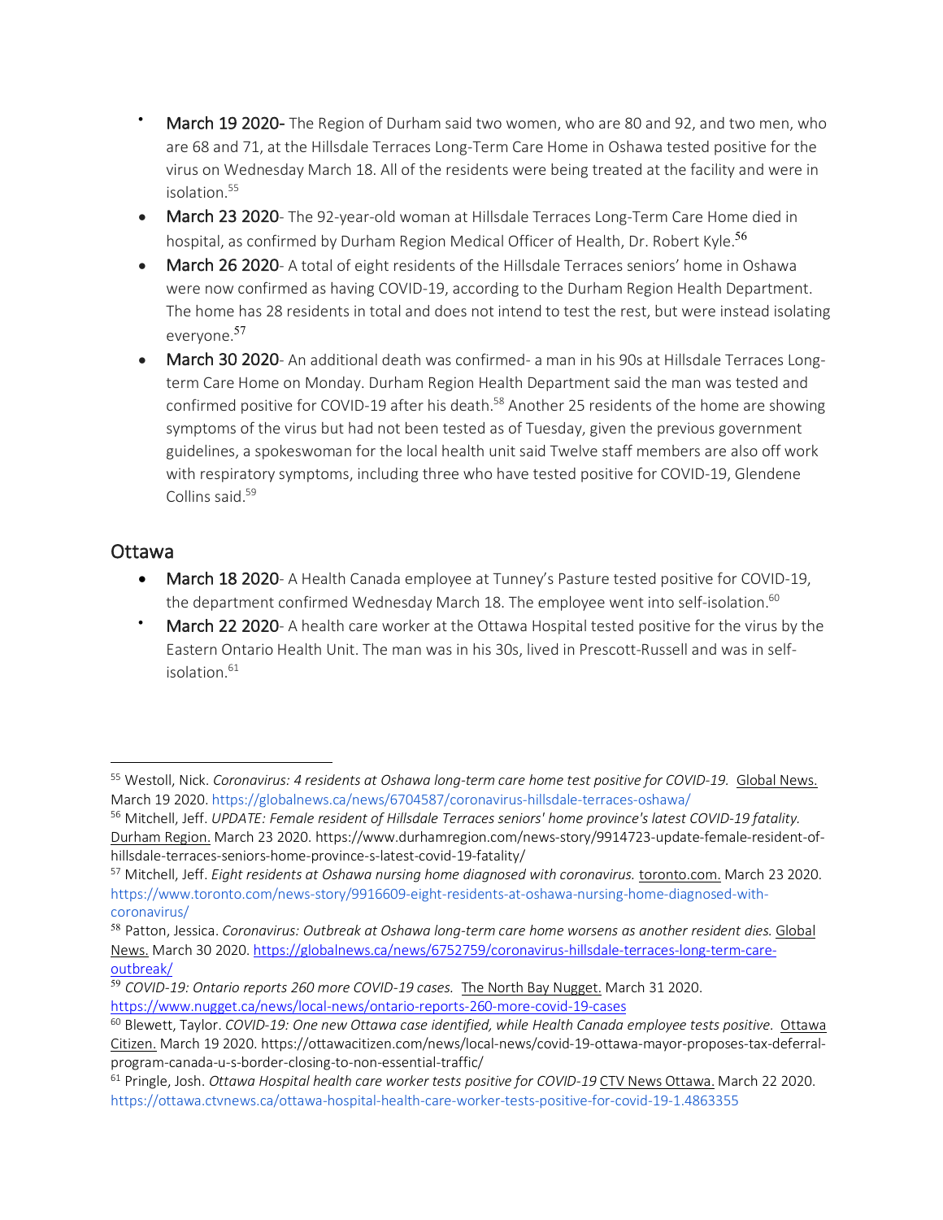- **March 19 2020-** The Region of Durham said two women, who are 80 and 92, and two men, who are 68 and 71, at the Hillsdale Terraces Long-Term Care Home in Oshawa tested positive for the virus on Wednesday March 18. All of the residents were being treated at the facility and were in isolation.[55]
- **March 23 2020**- The 92-year-old woman at Hillsdale Terraces Long-Term Care Home died in hospital, as confirmed by Durham Region Medical Officer of Health, Dr. Robert Kyle.[56]
- **March 26 2020**- A total of eight residents of the Hillsdale Terraces seniors' home in Oshawa were now confirmed as having COVID-19, according to the Durham Region Health Department. The home has 28 residents in total and does not intend to test the rest, but were instead isolating everyone.[57]
- **March 30 2020**- An additional death was confirmed- a man in his 90s at Hillsdale Terraces Long-term Care Home on Monday. Durham Region Health Department said the man was tested and confirmed positive for COVID-19 after his death.[58] Another 25 residents of the home are showing symptoms of the virus but had not been tested as of Tuesday, given the previous government guidelines, a spokeswoman for the local health unit said Twelve staff members are also off work with respiratory symptoms, including three who have tested positive for COVID-19, Glendene Collins said.[59]

## Ottawa

- **March 18 2020**- A Health Canada employee at Tunney's Pasture tested positive for COVID-19, the department confirmed Wednesday March 18. The employee went into self-isolation.[60]
- **March 22 2020**- A health care worker at the Ottawa Hospital tested positive for the virus by the Eastern Ontario Health Unit. The man was in his 30s, lived in Prescott-Russell and was in self-isolation.[61]

---

[55] Westoll, Nick. *Coronavirus: 4 residents at Oshawa long-term care home test positive for COVID-19.* Global News. March 19 2020. https://globalnews.ca/news/6704587/coronavirus-hillsdale-terraces-oshawa/

[56] Mitchell, Jeff. *UPDATE: Female resident of Hillsdale Terraces seniors' home province's latest COVID-19 fatality.* Durham Region. March 23 2020. https://www.durhamregion.com/news-story/9914723-update-female-resident-of-hillsdale-terraces-seniors-home-province-s-latest-covid-19-fatality/

[57] Mitchell, Jeff. *Eight residents at Oshawa nursing home diagnosed with coronavirus.* toronto.com. March 23 2020. https://www.toronto.com/news-story/9916609-eight-residents-at-oshawa-nursing-home-diagnosed-with-coronavirus/

[58] Patton, Jessica. *Coronavirus: Outbreak at Oshawa long-term care home worsens as another resident dies.* Global News. March 30 2020. https://globalnews.ca/news/6752759/coronavirus-hillsdale-terraces-long-term-care-outbreak/

[59] *COVID-19: Ontario reports 260 more COVID-19 cases.* The North Bay Nugget. March 31 2020. https://www.nugget.ca/news/local-news/ontario-reports-260-more-covid-19-cases

[60] Blewett, Taylor. *COVID-19: One new Ottawa case identified, while Health Canada employee tests positive.* Ottawa Citizen. March 19 2020. https://ottawacitizen.com/news/local-news/covid-19-ottawa-mayor-proposes-tax-deferral-program-canada-u-s-border-closing-to-non-essential-traffic/

[61] Pringle, Josh. *Ottawa Hospital health care worker tests positive for COVID-19* CTV News Ottawa. March 22 2020. https://ottawa.ctvnews.ca/ottawa-hospital-health-care-worker-tests-positive-for-covid-19-1.4863355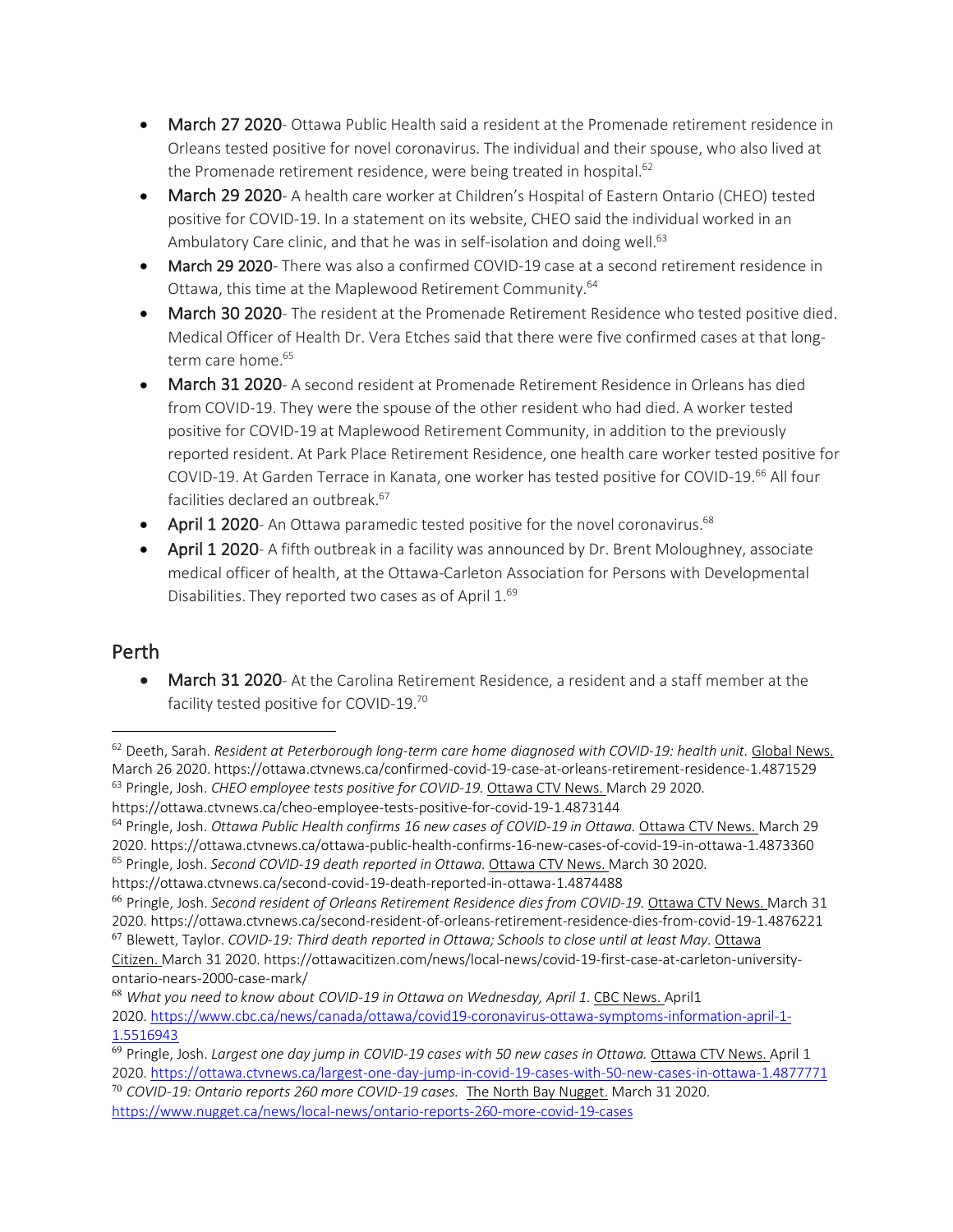- **March 27 2020**- Ottawa Public Health said a resident at the Promenade retirement residence in Orleans tested positive for novel coronavirus. The individual and their spouse, who also lived at the Promenade retirement residence, were being treated in hospital.[62]
- **March 29 2020**- A health care worker at Children's Hospital of Eastern Ontario (CHEO) tested positive for COVID-19. In a statement on its website, CHEO said the individual worked in an Ambulatory Care clinic, and that he was in self-isolation and doing well.[63]
- **March 29 2020**- There was also a confirmed COVID-19 case at a second retirement residence in Ottawa, this time at the Maplewood Retirement Community.[64]
- **March 30 2020**- The resident at the Promenade Retirement Residence who tested positive died. Medical Officer of Health Dr. Vera Etches said that there were five confirmed cases at that long-term care home.[65]
- **March 31 2020**- A second resident at Promenade Retirement Residence in Orleans has died from COVID-19. They were the spouse of the other resident who had died. A worker tested positive for COVID-19 at Maplewood Retirement Community, in addition to the previously reported resident. At Park Place Retirement Residence, one health care worker tested positive for COVID-19. At Garden Terrace in Kanata, one worker has tested positive for COVID-19.[66] All four facilities declared an outbreak.[67]
- **April 1 2020**- An Ottawa paramedic tested positive for the novel coronavirus.[68]
- **April 1 2020**- A fifth outbreak in a facility was announced by Dr. Brent Moloughney, associate medical officer of health, at the Ottawa-Carleton Association for Persons with Developmental Disabilities. They reported two cases as of April 1.[69]

## Perth

- **March 31 2020**- At the Carolina Retirement Residence, a resident and a staff member at the facility tested positive for COVID-19.[70]

---

[62] Deeth, Sarah. *Resident at Peterborough long-term care home diagnosed with COVID-19: health unit.* Global News. March 26 2020. https://ottawa.ctvnews.ca/confirmed-covid-19-case-at-orleans-retirement-residence-1.4871529

[63] Pringle, Josh. *CHEO employee tests positive for COVID-19.* Ottawa CTV News. March 29 2020. https://ottawa.ctvnews.ca/cheo-employee-tests-positive-for-covid-19-1.4873144

[64] Pringle, Josh. *Ottawa Public Health confirms 16 new cases of COVID-19 in Ottawa.* Ottawa CTV News. March 29 2020. https://ottawa.ctvnews.ca/ottawa-public-health-confirms-16-new-cases-of-covid-19-in-ottawa-1.4873360

[65] Pringle, Josh. *Second COVID-19 death reported in Ottawa.* Ottawa CTV News. March 30 2020. https://ottawa.ctvnews.ca/second-covid-19-death-reported-in-ottawa-1.4874488

[66] Pringle, Josh. *Second resident of Orleans Retirement Residence dies from COVID-19.* Ottawa CTV News. March 31 2020. https://ottawa.ctvnews.ca/second-resident-of-orleans-retirement-residence-dies-from-covid-19-1.4876221

[67] Blewett, Taylor. *COVID-19: Third death reported in Ottawa; Schools to close until at least May.* Ottawa Citizen. March 31 2020. https://ottawacitizen.com/news/local-news/covid-19-first-case-at-carleton-university-ontario-nears-2000-case-mark/

[68] *What you need to know about COVID-19 in Ottawa on Wednesday, April 1.* CBC News. April1 2020. https://www.cbc.ca/news/canada/ottawa/covid19-coronavirus-ottawa-symptoms-information-april-1-1.5516943

[69] Pringle, Josh. *Largest one day jump in COVID-19 cases with 50 new cases in Ottawa.* Ottawa CTV News. April 1 2020. https://ottawa.ctvnews.ca/largest-one-day-jump-in-covid-19-cases-with-50-new-cases-in-ottawa-1.4877771

[70] *COVID-19: Ontario reports 260 more COVID-19 cases.* The North Bay Nugget. March 31 2020. https://www.nugget.ca/news/local-news/ontario-reports-260-more-covid-19-cases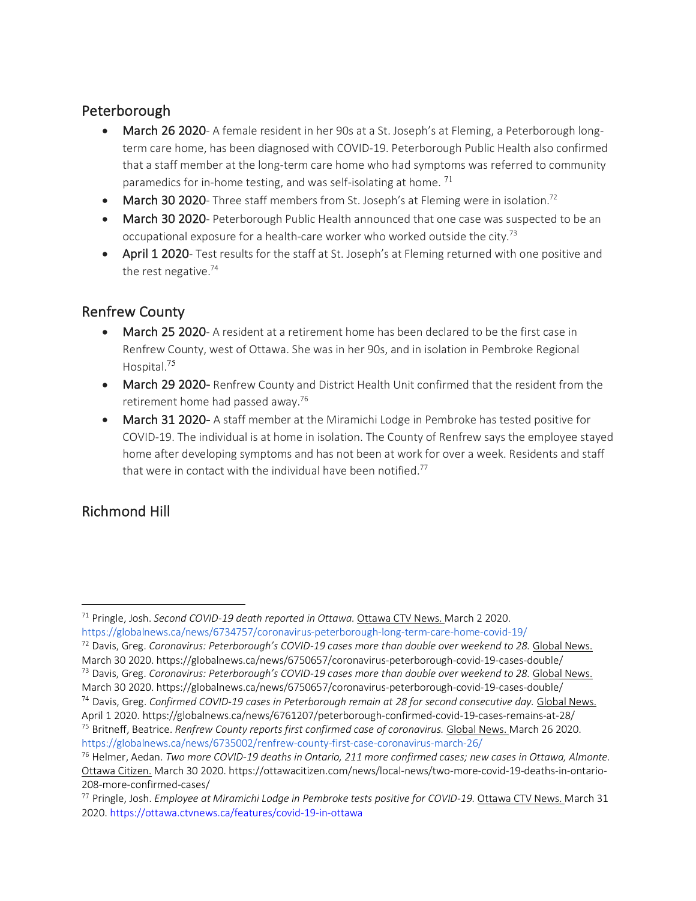## Peterborough

- **March 26 2020**- A female resident in her 90s at a St. Joseph's at Fleming, a Peterborough long-term care home, has been diagnosed with COVID-19. Peterborough Public Health also confirmed that a staff member at the long-term care home who had symptoms was referred to community paramedics for in-home testing, and was self-isolating at home. [71]
- **March 30 2020**- Three staff members from St. Joseph's at Fleming were in isolation.[72]
- **March 30 2020**- Peterborough Public Health announced that one case was suspected to be an occupational exposure for a health-care worker who worked outside the city.[73]
- **April 1 2020**- Test results for the staff at St. Joseph's at Fleming returned with one positive and the rest negative.[74]

## Renfrew County

- **March 25 2020**- A resident at a retirement home has been declared to be the first case in Renfrew County, west of Ottawa. She was in her 90s, and in isolation in Pembroke Regional Hospital.[75]
- **March 29 2020-** Renfrew County and District Health Unit confirmed that the resident from the retirement home had passed away.[76]
- **March 31 2020-** A staff member at the Miramichi Lodge in Pembroke has tested positive for COVID-19. The individual is at home in isolation. The County of Renfrew says the employee stayed home after developing symptoms and has not been at work for over a week. Residents and staff that were in contact with the individual have been notified.[77]

## Richmond Hill

---

[71] Pringle, Josh. *Second COVID-19 death reported in Ottawa.* Ottawa CTV News. March 2 2020. https://globalnews.ca/news/6734757/coronavirus-peterborough-long-term-care-home-covid-19/

[72] Davis, Greg. *Coronavirus: Peterborough's COVID-19 cases more than double over weekend to 28.* Global News. March 30 2020. https://globalnews.ca/news/6750657/coronavirus-peterborough-covid-19-cases-double/

[73] Davis, Greg. *Coronavirus: Peterborough's COVID-19 cases more than double over weekend to 28.* Global News. March 30 2020. https://globalnews.ca/news/6750657/coronavirus-peterborough-covid-19-cases-double/

[74] Davis, Greg. *Confirmed COVID-19 cases in Peterborough remain at 28 for second consecutive day.* Global News. April 1 2020. https://globalnews.ca/news/6761207/peterborough-confirmed-covid-19-cases-remains-at-28/

[75] Britneff, Beatrice. *Renfrew County reports first confirmed case of coronavirus.* Global News. March 26 2020. https://globalnews.ca/news/6735002/renfrew-county-first-case-coronavirus-march-26/

[76] Helmer, Aedan. *Two more COVID-19 deaths in Ontario, 211 more confirmed cases; new cases in Ottawa, Almonte.* Ottawa Citizen. March 30 2020. https://ottawacitizen.com/news/local-news/two-more-covid-19-deaths-in-ontario-208-more-confirmed-cases/

[77] Pringle, Josh. *Employee at Miramichi Lodge in Pembroke tests positive for COVID-19.* Ottawa CTV News. March 31 2020. https://ottawa.ctvnews.ca/features/covid-19-in-ottawa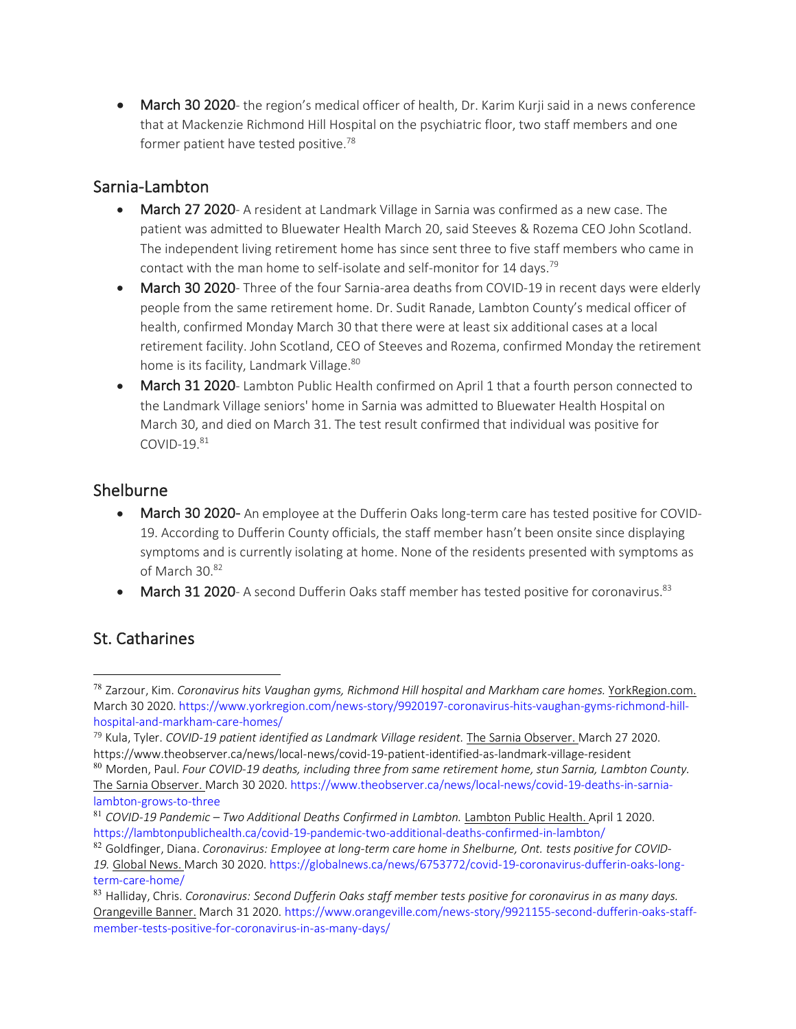- March 30 2020- the region's medical officer of health, Dr. Karim Kurji said in a news conference that at Mackenzie Richmond Hill Hospital on the psychiatric floor, two staff members and one former patient have tested positive.[78]

## Sarnia-Lambton

- March 27 2020- A resident at Landmark Village in Sarnia was confirmed as a new case. The patient was admitted to Bluewater Health March 20, said Steeves & Rozema CEO John Scotland. The independent living retirement home has since sent three to five staff members who came in contact with the man home to self-isolate and self-monitor for 14 days.[79]
- March 30 2020- Three of the four Sarnia-area deaths from COVID-19 in recent days were elderly people from the same retirement home. Dr. Sudit Ranade, Lambton County's medical officer of health, confirmed Monday March 30 that there were at least six additional cases at a local retirement facility. John Scotland, CEO of Steeves and Rozema, confirmed Monday the retirement home is its facility, Landmark Village.[80]
- March 31 2020- Lambton Public Health confirmed on April 1 that a fourth person connected to the Landmark Village seniors' home in Sarnia was admitted to Bluewater Health Hospital on March 30, and died on March 31. The test result confirmed that individual was positive for COVID-19.[81]

## Shelburne

- March 30 2020- An employee at the Dufferin Oaks long-term care has tested positive for COVID-19. According to Dufferin County officials, the staff member hasn't been onsite since displaying symptoms and is currently isolating at home. None of the residents presented with symptoms as of March 30.[82]
- March 31 2020- A second Dufferin Oaks staff member has tested positive for coronavirus.[83]

## St. Catharines

---

[78] Zarzour, Kim. *Coronavirus hits Vaughan gyms, Richmond Hill hospital and Markham care homes.* YorkRegion.com. March 30 2020. https://www.yorkregion.com/news-story/9920197-coronavirus-hits-vaughan-gyms-richmond-hill-hospital-and-markham-care-homes/

[79] Kula, Tyler. *COVID-19 patient identified as Landmark Village resident.* The Sarnia Observer. March 27 2020. https://www.theobserver.ca/news/local-news/covid-19-patient-identified-as-landmark-village-resident

[80] Morden, Paul. *Four COVID-19 deaths, including three from same retirement home, stun Sarnia, Lambton County.* The Sarnia Observer. March 30 2020. https://www.theobserver.ca/news/local-news/covid-19-deaths-in-sarnia-lambton-grows-to-three

[81] *COVID-19 Pandemic – Two Additional Deaths Confirmed in Lambton.* Lambton Public Health. April 1 2020. https://lambtonpublichealth.ca/covid-19-pandemic-two-additional-deaths-confirmed-in-lambton/

[82] Goldfinger, Diana. *Coronavirus: Employee at long-term care home in Shelburne, Ont. tests positive for COVID-19.* Global News. March 30 2020. https://globalnews.ca/news/6753772/covid-19-coronavirus-dufferin-oaks-long-term-care-home/

[83] Halliday, Chris. *Coronavirus: Second Dufferin Oaks staff member tests positive for coronavirus in as many days.* Orangeville Banner. March 31 2020. https://www.orangeville.com/news-story/9921155-second-dufferin-oaks-staff-member-tests-positive-for-coronavirus-in-as-many-days/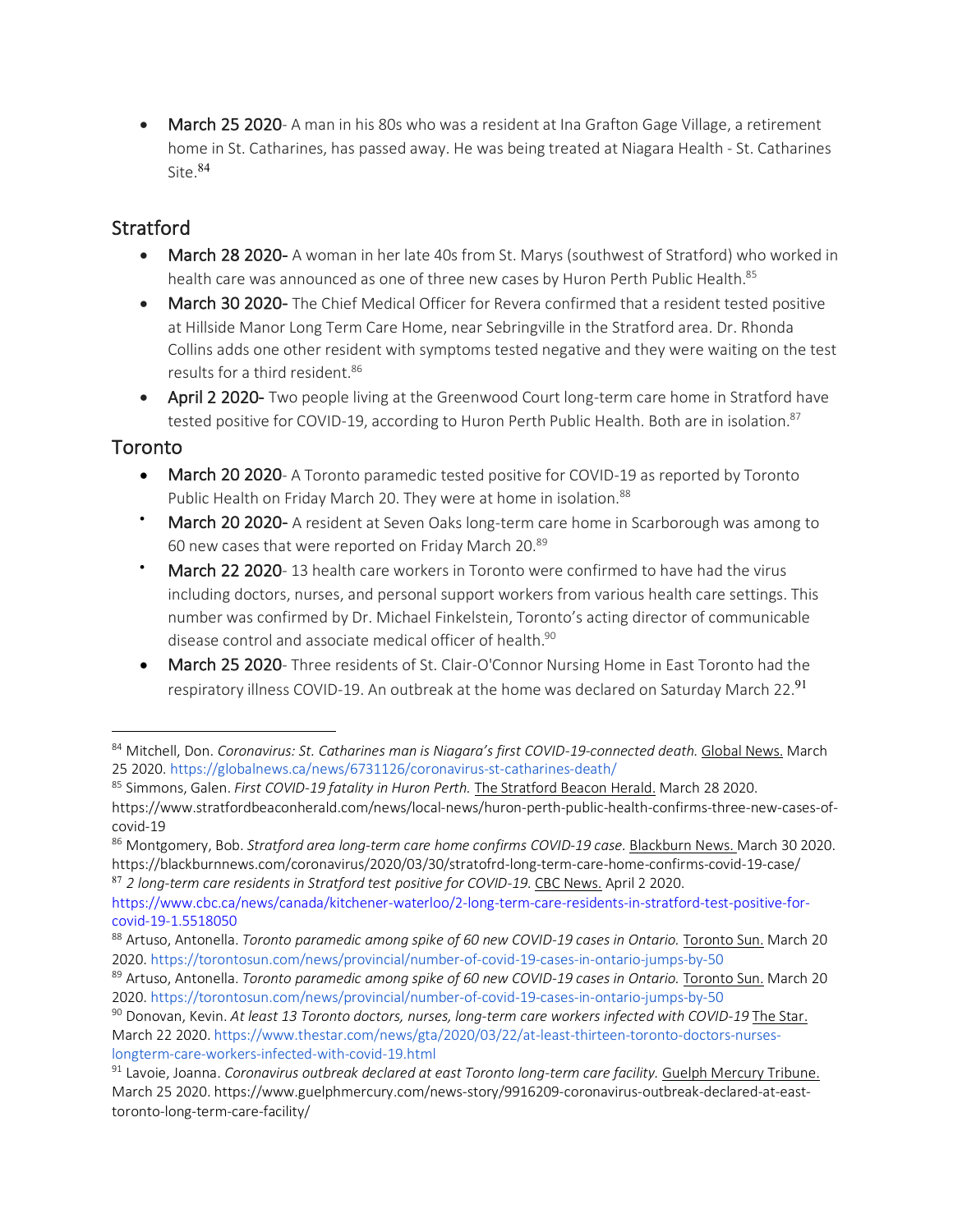- **March 25 2020**- A man in his 80s who was a resident at Ina Grafton Gage Village, a retirement home in St. Catharines, has passed away. He was being treated at Niagara Health - St. Catharines Site.[84]

## Stratford

- **March 28 2020-** A woman in her late 40s from St. Marys (southwest of Stratford) who worked in health care was announced as one of three new cases by Huron Perth Public Health.[85]
- **March 30 2020-** The Chief Medical Officer for Revera confirmed that a resident tested positive at Hillside Manor Long Term Care Home, near Sebringville in the Stratford area. Dr. Rhonda Collins adds one other resident with symptoms tested negative and they were waiting on the test results for a third resident.[86]
- **April 2 2020-** Two people living at the Greenwood Court long-term care home in Stratford have tested positive for COVID-19, according to Huron Perth Public Health. Both are in isolation.[87]

## Toronto

- **March 20 2020**- A Toronto paramedic tested positive for COVID-19 as reported by Toronto Public Health on Friday March 20. They were at home in isolation.[88]
- **March 20 2020-** A resident at Seven Oaks long-term care home in Scarborough was among to 60 new cases that were reported on Friday March 20.[89]
- **March 22 2020**- 13 health care workers in Toronto were confirmed to have had the virus including doctors, nurses, and personal support workers from various health care settings. This number was confirmed by Dr. Michael Finkelstein, Toronto's acting director of communicable disease control and associate medical officer of health.[90]
- **March 25 2020**- Three residents of St. Clair-O'Connor Nursing Home in East Toronto had the respiratory illness COVID-19. An outbreak at the home was declared on Saturday March 22.[91]

---

[84] Mitchell, Don. *Coronavirus: St. Catharines man is Niagara's first COVID-19-connected death.* Global News. March 25 2020. https://globalnews.ca/news/6731126/coronavirus-st-catharines-death/

[85] Simmons, Galen. *First COVID-19 fatality in Huron Perth.* The Stratford Beacon Herald. March 28 2020. https://www.stratfordbeaconherald.com/news/local-news/huron-perth-public-health-confirms-three-new-cases-of-covid-19

[86] Montgomery, Bob. *Stratford area long-term care home confirms COVID-19 case.* Blackburn News. March 30 2020. https://blackburnnews.com/coronavirus/2020/03/30/statofrd-long-term-care-home-confirms-covid-19-case/

[87] *2 long-term care residents in Stratford test positive for COVID-19.* CBC News. April 2 2020. https://www.cbc.ca/news/canada/kitchener-waterloo/2-long-term-care-residents-in-stratford-test-positive-for-covid-19-1.5518050

[88] Artuso, Antonella. *Toronto paramedic among spike of 60 new COVID-19 cases in Ontario.* Toronto Sun. March 20 2020. https://torontosun.com/news/provincial/number-of-covid-19-cases-in-ontario-jumps-by-50

[89] Artuso, Antonella. *Toronto paramedic among spike of 60 new COVID-19 cases in Ontario.* Toronto Sun. March 20 2020. https://torontosun.com/news/provincial/number-of-covid-19-cases-in-ontario-jumps-by-50

[90] Donovan, Kevin. *At least 13 Toronto doctors, nurses, long-term care workers infected with COVID-19* The Star. March 22 2020. https://www.thestar.com/news/gta/2020/03/22/at-least-thirteen-toronto-doctors-nurses-longterm-care-workers-infected-with-covid-19.html

[91] Lavoie, Joanna. *Coronavirus outbreak declared at east Toronto long-term care facility.* Guelph Mercury Tribune. March 25 2020. https://www.guelphmercury.com/news-story/9916209-coronavirus-outbreak-declared-at-east-toronto-long-term-care-facility/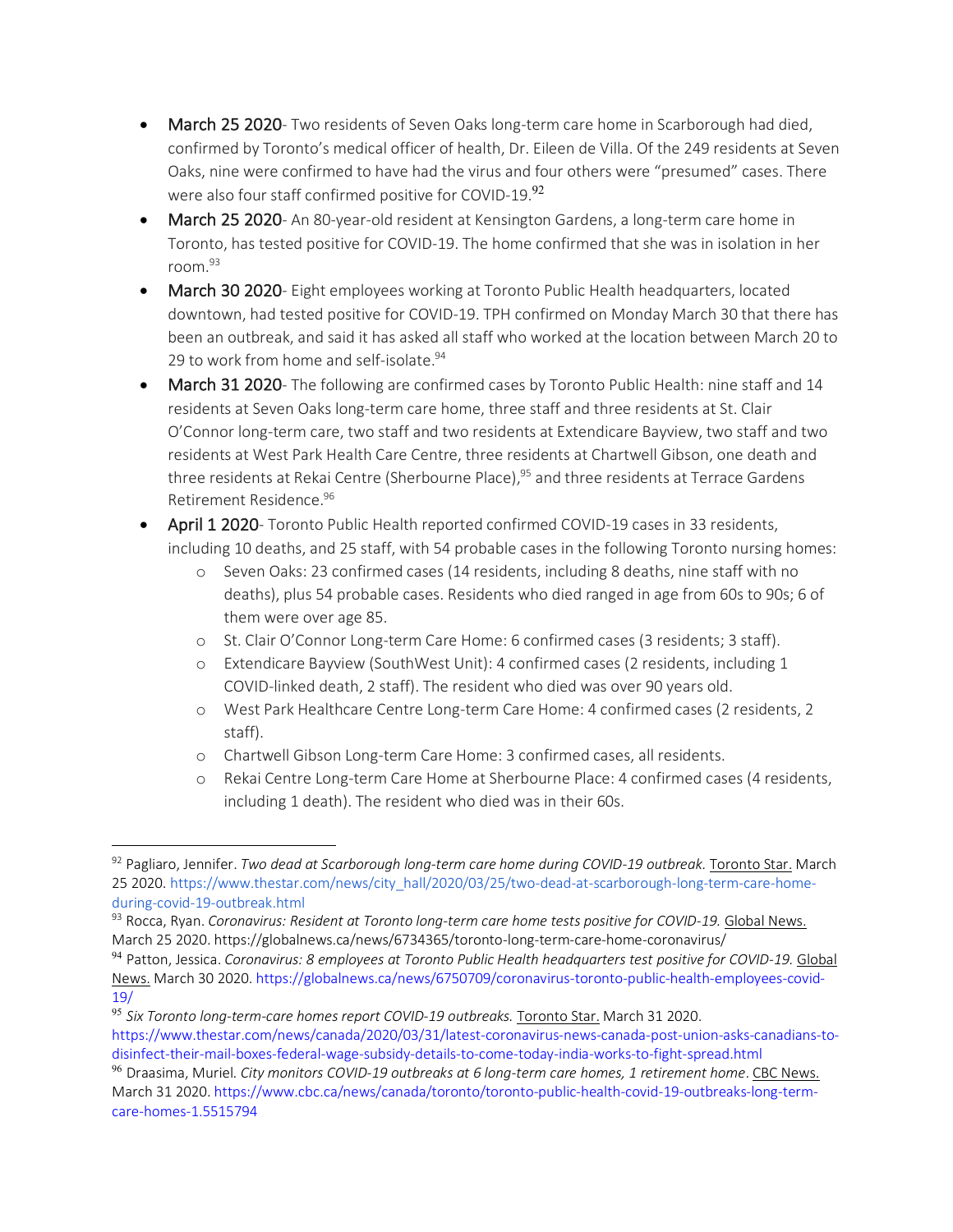- **March 25 2020**- Two residents of Seven Oaks long-term care home in Scarborough had died, confirmed by Toronto's medical officer of health, Dr. Eileen de Villa. Of the 249 residents at Seven Oaks, nine were confirmed to have had the virus and four others were "presumed" cases. There were also four staff confirmed positive for COVID-19.[92]
- **March 25 2020**- An 80-year-old resident at Kensington Gardens, a long-term care home in Toronto, has tested positive for COVID-19. The home confirmed that she was in isolation in her room.[93]
- **March 30 2020**- Eight employees working at Toronto Public Health headquarters, located downtown, had tested positive for COVID-19. TPH confirmed on Monday March 30 that there has been an outbreak, and said it has asked all staff who worked at the location between March 20 to 29 to work from home and self-isolate.[94]
- **March 31 2020**- The following are confirmed cases by Toronto Public Health: nine staff and 14 residents at Seven Oaks long-term care home, three staff and three residents at St. Clair O'Connor long-term care, two staff and two residents at Extendicare Bayview, two staff and two residents at West Park Health Care Centre, three residents at Chartwell Gibson, one death and three residents at Rekai Centre (Sherbourne Place),[95] and three residents at Terrace Gardens Retirement Residence.[96]
- **April 1 2020**- Toronto Public Health reported confirmed COVID-19 cases in 33 residents, including 10 deaths, and 25 staff, with 54 probable cases in the following Toronto nursing homes:
    - Seven Oaks: 23 confirmed cases (14 residents, including 8 deaths, nine staff with no deaths), plus 54 probable cases. Residents who died ranged in age from 60s to 90s; 6 of them were over age 85.
    - St. Clair O'Connor Long-term Care Home: 6 confirmed cases (3 residents; 3 staff).
    - Extendicare Bayview (SouthWest Unit): 4 confirmed cases (2 residents, including 1 COVID-linked death, 2 staff). The resident who died was over 90 years old.
    - West Park Healthcare Centre Long-term Care Home: 4 confirmed cases (2 residents, 2 staff).
    - Chartwell Gibson Long-term Care Home: 3 confirmed cases, all residents.
    - Rekai Centre Long-term Care Home at Sherbourne Place: 4 confirmed cases (4 residents, including 1 death). The resident who died was in their 60s.

---

[92] Pagliaro, Jennifer. *Two dead at Scarborough long-term care home during COVID-19 outbreak.* Toronto Star. March 25 2020. https://www.thestar.com/news/city_hall/2020/03/25/two-dead-at-scarborough-long-term-care-home-during-covid-19-outbreak.html

[93] Rocca, Ryan. *Coronavirus: Resident at Toronto long-term care home tests positive for COVID-19.* Global News. March 25 2020. https://globalnews.ca/news/6734365/toronto-long-term-care-home-coronavirus/

[94] Patton, Jessica. *Coronavirus: 8 employees at Toronto Public Health headquarters test positive for COVID-19.* Global News. March 30 2020. https://globalnews.ca/news/6750709/coronavirus-toronto-public-health-employees-covid-19/

[95] *Six Toronto long-term-care homes report COVID-19 outbreaks.* Toronto Star. March 31 2020. https://www.thestar.com/news/canada/2020/03/31/latest-coronavirus-news-canada-post-union-asks-canadians-to-disinfect-their-mail-boxes-federal-wage-subsidy-details-to-come-today-india-works-to-fight-spread.html

[96] Draasima, Muriel. *City monitors COVID-19 outbreaks at 6 long-term care homes, 1 retirement home*. CBC News. March 31 2020. https://www.cbc.ca/news/canada/toronto/toronto-public-health-covid-19-outbreaks-long-term-care-homes-1.5515794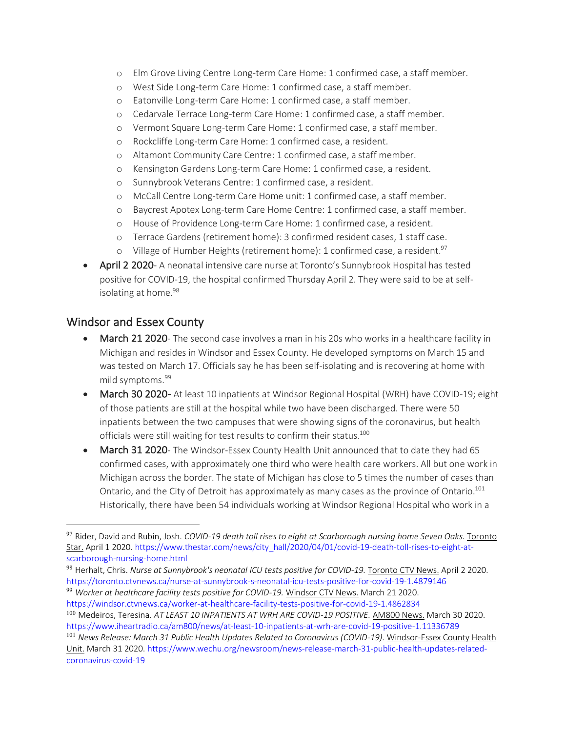- Elm Grove Living Centre Long-term Care Home: 1 confirmed case, a staff member.
  - West Side Long-term Care Home: 1 confirmed case, a staff member.
  - Eatonville Long-term Care Home: 1 confirmed case, a staff member.
  - Cedarvale Terrace Long-term Care Home: 1 confirmed case, a staff member.
  - Vermont Square Long-term Care Home: 1 confirmed case, a staff member.
  - Rockcliffe Long-term Care Home: 1 confirmed case, a resident.
  - Altamont Community Care Centre: 1 confirmed case, a staff member.
  - Kensington Gardens Long-term Care Home: 1 confirmed case, a resident.
  - Sunnybrook Veterans Centre: 1 confirmed case, a resident.
  - McCall Centre Long-term Care Home unit: 1 confirmed case, a staff member.
  - Baycrest Apotex Long-term Care Home Centre: 1 confirmed case, a staff member.
  - House of Providence Long-term Care Home: 1 confirmed case, a resident.
  - Terrace Gardens (retirement home): 3 confirmed resident cases, 1 staff case.
  - Village of Humber Heights (retirement home): 1 confirmed case, a resident.[97]
- **April 2 2020**- A neonatal intensive care nurse at Toronto's Sunnybrook Hospital has tested positive for COVID-19, the hospital confirmed Thursday April 2. They were said to be at self-isolating at home.[98]

## Windsor and Essex County

- **March 21 2020**- The second case involves a man in his 20s who works in a healthcare facility in Michigan and resides in Windsor and Essex County. He developed symptoms on March 15 and was tested on March 17. Officials say he has been self-isolating and is recovering at home with mild symptoms.[99]
- **March 30 2020-** At least 10 inpatients at Windsor Regional Hospital (WRH) have COVID-19; eight of those patients are still at the hospital while two have been discharged. There were 50 inpatients between the two campuses that were showing signs of the coronavirus, but health officials were still waiting for test results to confirm their status.[100]
- **March 31 2020**- The Windsor-Essex County Health Unit announced that to date they had 65 confirmed cases, with approximately one third who were health care workers. All but one work in Michigan across the border. The state of Michigan has close to 5 times the number of cases than Ontario, and the City of Detroit has approximately as many cases as the province of Ontario.[101] Historically, there have been 54 individuals working at Windsor Regional Hospital who work in a

---

[97] Rider, David and Rubin, Josh. *COVID-19 death toll rises to eight at Scarborough nursing home Seven Oaks.* Toronto Star. April 1 2020. https://www.thestar.com/news/city_hall/2020/04/01/covid-19-death-toll-rises-to-eight-at-scarborough-nursing-home.html

[98] Herhalt, Chris. *Nurse at Sunnybrook's neonatal ICU tests positive for COVID-19.* Toronto CTV News. April 2 2020. https://toronto.ctvnews.ca/nurse-at-sunnybrook-s-neonatal-icu-tests-positive-for-covid-19-1.4879146

[99] *Worker at healthcare facility tests positive for COVID-19.* Windsor CTV News. March 21 2020. https://windsor.ctvnews.ca/worker-at-healthcare-facility-tests-positive-for-covid-19-1.4862834

[100] Medeiros, Teresina. *AT LEAST 10 INPATIENTS AT WRH ARE COVID-19 POSITIVE.* AM800 News. March 30 2020. https://www.iheartradio.ca/am800/news/at-least-10-inpatients-at-wrh-are-covid-19-positive-1.11336789

[101] *News Release: March 31 Public Health Updates Related to Coronavirus (COVID-19).* Windsor-Essex County Health Unit. March 31 2020. https://www.wechu.org/newsroom/news-release-march-31-public-health-updates-related-coronavirus-covid-19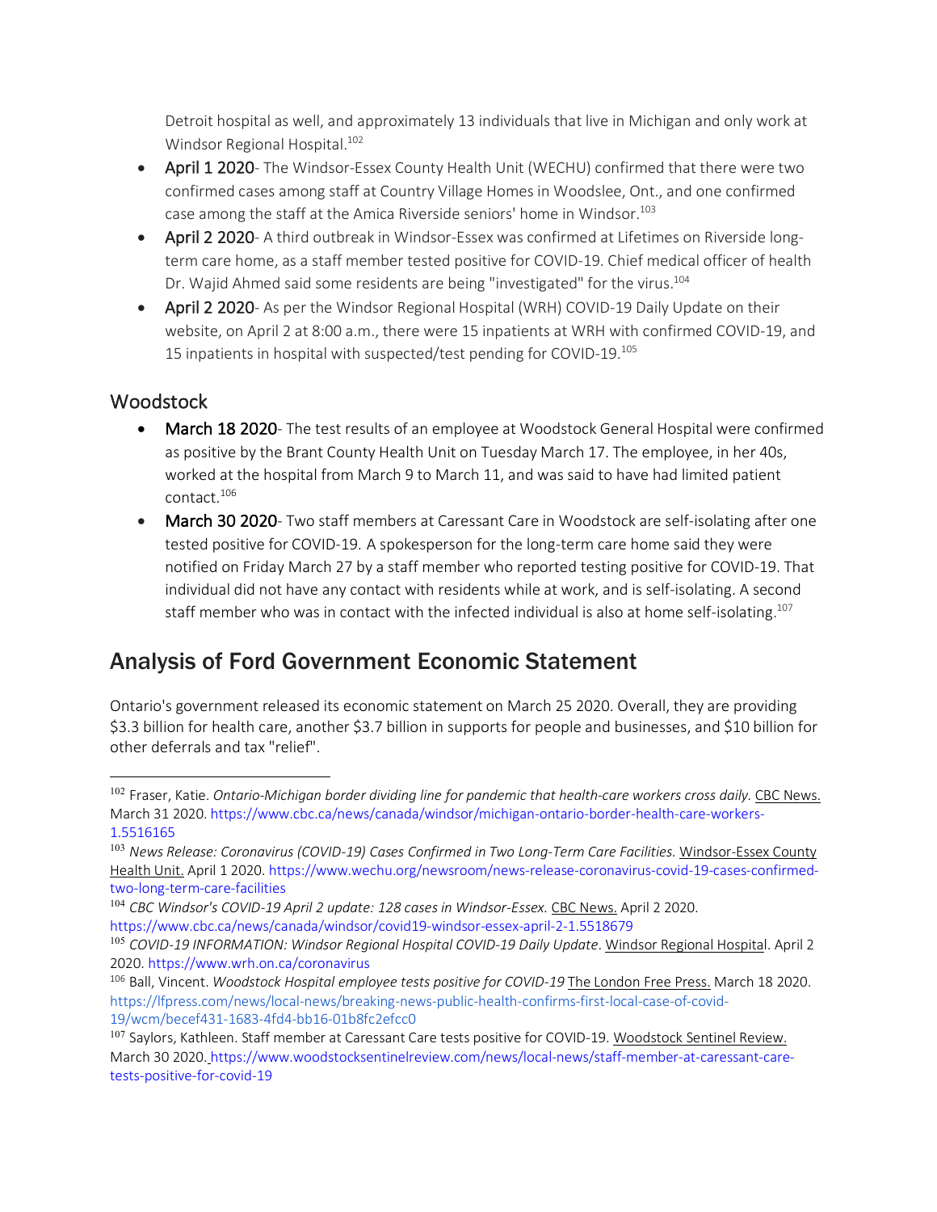Detroit hospital as well, and approximately 13 individuals that live in Michigan and only work at Windsor Regional Hospital.[102]

- April 1 2020- The Windsor-Essex County Health Unit (WECHU) confirmed that there were two confirmed cases among staff at Country Village Homes in Woodslee, Ont., and one confirmed case among the staff at the Amica Riverside seniors' home in Windsor.[103]
- April 2 2020- A third outbreak in Windsor-Essex was confirmed at Lifetimes on Riverside long-term care home, as a staff member tested positive for COVID-19. Chief medical officer of health Dr. Wajid Ahmed said some residents are being "investigated" for the virus.[104]
- April 2 2020- As per the Windsor Regional Hospital (WRH) COVID-19 Daily Update on their website, on April 2 at 8:00 a.m., there were 15 inpatients at WRH with confirmed COVID-19, and 15 inpatients in hospital with suspected/test pending for COVID-19.[105]

### Woodstock

- March 18 2020- The test results of an employee at Woodstock General Hospital were confirmed as positive by the Brant County Health Unit on Tuesday March 17. The employee, in her 40s, worked at the hospital from March 9 to March 11, and was said to have had limited patient contact.[106]
- March 30 2020- Two staff members at Caressant Care in Woodstock are self-isolating after one tested positive for COVID-19. A spokesperson for the long-term care home said they were notified on Friday March 27 by a staff member who reported testing positive for COVID-19. That individual did not have any contact with residents while at work, and is self-isolating. A second staff member who was in contact with the infected individual is also at home self-isolating.[107]

## Analysis of Ford Government Economic Statement

Ontario's government released its economic statement on March 25 2020. Overall, they are providing $3.3 billion for health care, another $3.7 billion in supports for people and businesses, and $10 billion for other deferrals and tax "relief".

---

[102] Fraser, Katie. *Ontario-Michigan border dividing line for pandemic that health-care workers cross daily.* CBC News. March 31 2020. https://www.cbc.ca/news/canada/windsor/michigan-ontario-border-health-care-workers-1.5516165

[103] *News Release: Coronavirus (COVID-19) Cases Confirmed in Two Long-Term Care Facilities.* Windsor-Essex County Health Unit. April 1 2020. https://www.wechu.org/newsroom/news-release-coronavirus-covid-19-cases-confirmed-two-long-term-care-facilities

[104] *CBC Windsor's COVID-19 April 2 update: 128 cases in Windsor-Essex.* CBC News. April 2 2020. https://www.cbc.ca/news/canada/windsor/covid19-windsor-essex-april-2-1.5518679

[105] *COVID-19 INFORMATION: Windsor Regional Hospital COVID-19 Daily Update*. Windsor Regional Hospital. April 2 2020. https://www.wrh.on.ca/coronavirus

[106] Ball, Vincent. *Woodstock Hospital employee tests positive for COVID-19* The London Free Press. March 18 2020. https://lfpress.com/news/local-news/breaking-news-public-health-confirms-first-local-case-of-covid-19/wcm/becef431-1683-4fd4-bb16-01b8fc2efcc0

[107] Saylors, Kathleen. Staff member at Caressant Care tests positive for COVID-19. Woodstock Sentinel Review. March 30 2020. https://www.woodstocksentinelreview.com/news/local-news/staff-member-at-caressant-care-tests-positive-for-covid-19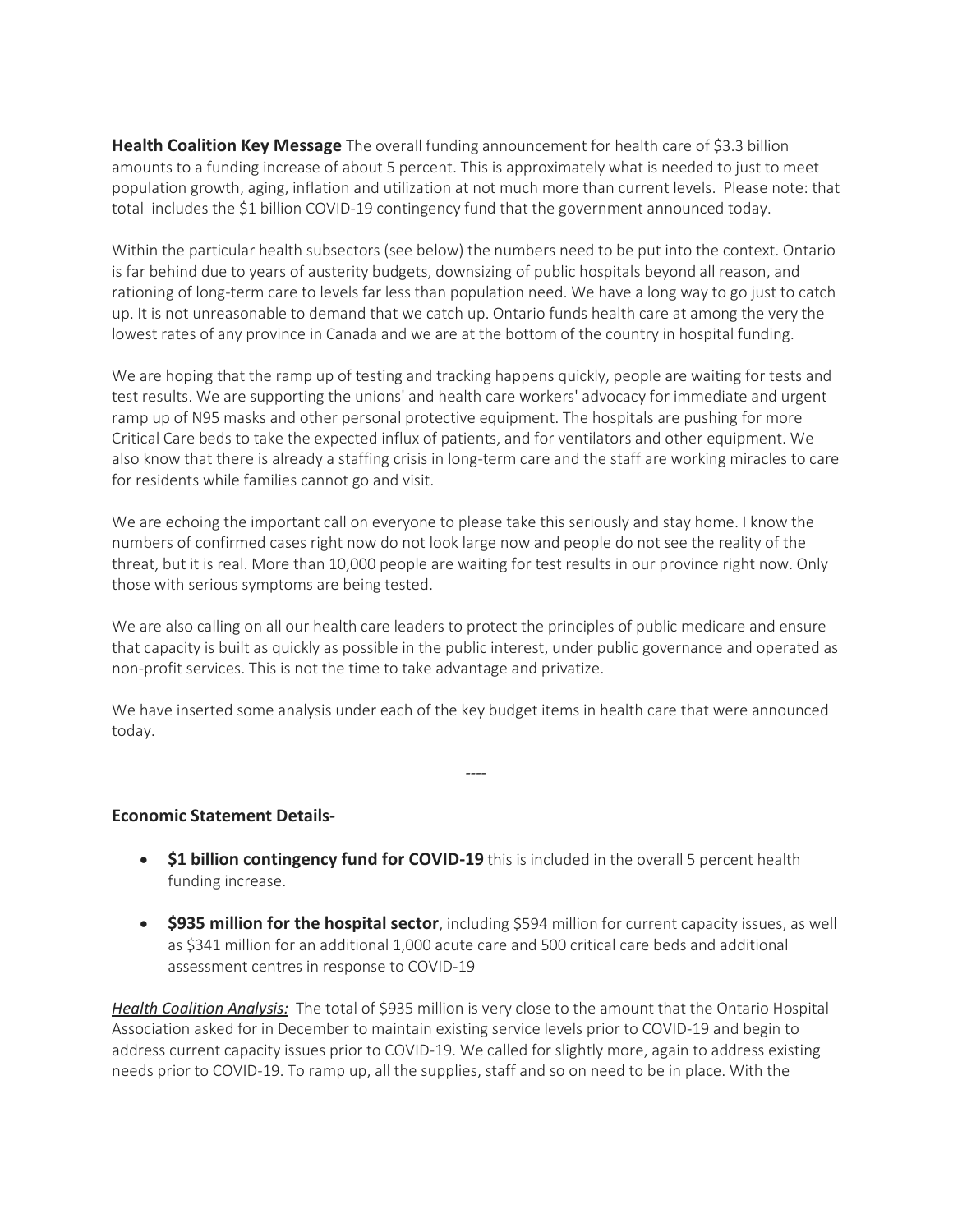**Health Coalition Key Message** The overall funding announcement for health care of $3.3 billion amounts to a funding increase of about 5 percent. This is approximately what is needed to just to meet population growth, aging, inflation and utilization at not much more than current levels. Please note: that total includes the $1 billion COVID-19 contingency fund that the government announced today.

Within the particular health subsectors (see below) the numbers need to be put into the context. Ontario is far behind due to years of austerity budgets, downsizing of public hospitals beyond all reason, and rationing of long-term care to levels far less than population need. We have a long way to go just to catch up. It is not unreasonable to demand that we catch up. Ontario funds health care at among the very the lowest rates of any province in Canada and we are at the bottom of the country in hospital funding.

We are hoping that the ramp up of testing and tracking happens quickly, people are waiting for tests and test results. We are supporting the unions' and health care workers' advocacy for immediate and urgent ramp up of N95 masks and other personal protective equipment. The hospitals are pushing for more Critical Care beds to take the expected influx of patients, and for ventilators and other equipment. We also know that there is already a staffing crisis in long-term care and the staff are working miracles to care for residents while families cannot go and visit.

We are echoing the important call on everyone to please take this seriously and stay home. I know the numbers of confirmed cases right now do not look large now and people do not see the reality of the threat, but it is real. More than 10,000 people are waiting for test results in our province right now. Only those with serious symptoms are being tested.

We are also calling on all our health care leaders to protect the principles of public medicare and ensure that capacity is built as quickly as possible in the public interest, under public governance and operated as non-profit services. This is not the time to take advantage and privatize.

We have inserted some analysis under each of the key budget items in health care that were announced today.

----

**Economic Statement Details-**

- **$1 billion contingency fund for COVID-19** this is included in the overall 5 percent health funding increase.
- **$935 million for the hospital sector**, including $594 million for current capacity issues, as well as $341 million for an additional 1,000 acute care and 500 critical care beds and additional assessment centres in response to COVID-19

*__Health Coalition Analysis:__* The total of $935 million is very close to the amount that the Ontario Hospital Association asked for in December to maintain existing service levels prior to COVID-19 and begin to address current capacity issues prior to COVID-19. We called for slightly more, again to address existing needs prior to COVID-19. To ramp up, all the supplies, staff and so on need to be in place. With the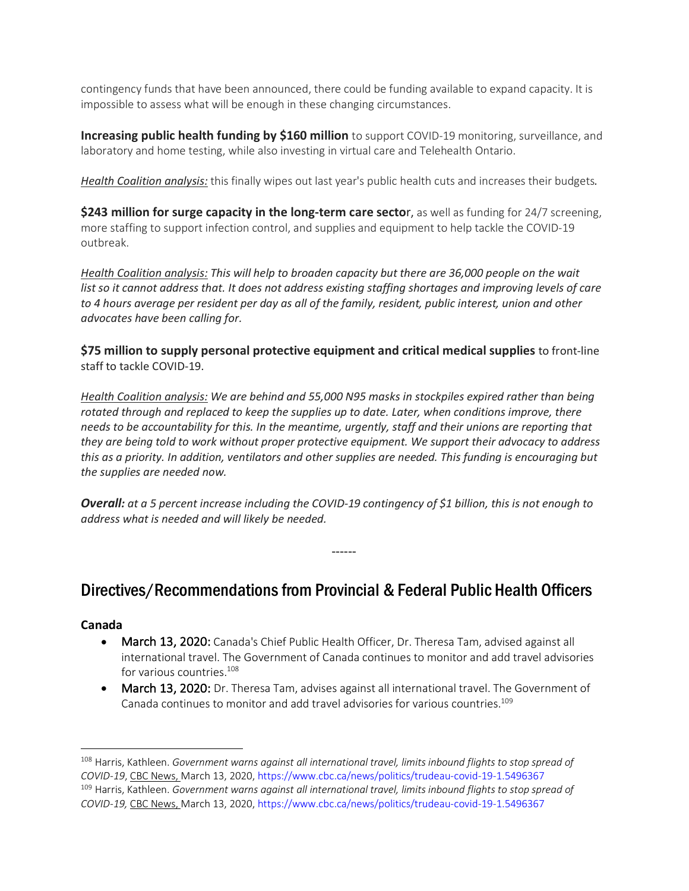contingency funds that have been announced, there could be funding available to expand capacity. It is impossible to assess what will be enough in these changing circumstances.

**Increasing public health funding by $160 million** to support COVID-19 monitoring, surveillance, and laboratory and home testing, while also investing in virtual care and Telehealth Ontario.

Health Coalition analysis: this finally wipes out last year's public health cuts and increases their budgets.

**$243 million for surge capacity in the long-term care sector**, as well as funding for 24/7 screening, more staffing to support infection control, and supplies and equipment to help tackle the COVID-19 outbreak.

*Health Coalition analysis: This will help to broaden capacity but there are 36,000 people on the wait list so it cannot address that. It does not address existing staffing shortages and improving levels of care to 4 hours average per resident per day as all of the family, resident, public interest, union and other advocates have been calling for.*

**$75 million to supply personal protective equipment and critical medical supplies** to front-line staff to tackle COVID-19.

*Health Coalition analysis: We are behind and 55,000 N95 masks in stockpiles expired rather than being rotated through and replaced to keep the supplies up to date. Later, when conditions improve, there needs to be accountability for this. In the meantime, urgently, staff and their unions are reporting that they are being told to work without proper protective equipment. We support their advocacy to address this as a priority. In addition, ventilators and other supplies are needed. This funding is encouraging but the supplies are needed now.*

***Overall:** at a 5 percent increase including the COVID-19 contingency of $1 billion, this is not enough to address what is needed and will likely be needed.*

------

## Directives/Recommendations from Provincial & Federal Public Health Officers

**Canada**

- March 13, 2020: Canada's Chief Public Health Officer, Dr. Theresa Tam, advised against all international travel. The Government of Canada continues to monitor and add travel advisories for various countries.[108]
- March 13, 2020: Dr. Theresa Tam, advises against all international travel. The Government of Canada continues to monitor and add travel advisories for various countries.[109]

---

[108] Harris, Kathleen. *Government warns against all international travel, limits inbound flights to stop spread of COVID-19*, CBC News, March 13, 2020, https://www.cbc.ca/news/politics/trudeau-covid-19-1.5496367

[109] Harris, Kathleen. *Government warns against all international travel, limits inbound flights to stop spread of COVID-19,* CBC News, March 13, 2020, https://www.cbc.ca/news/politics/trudeau-covid-19-1.5496367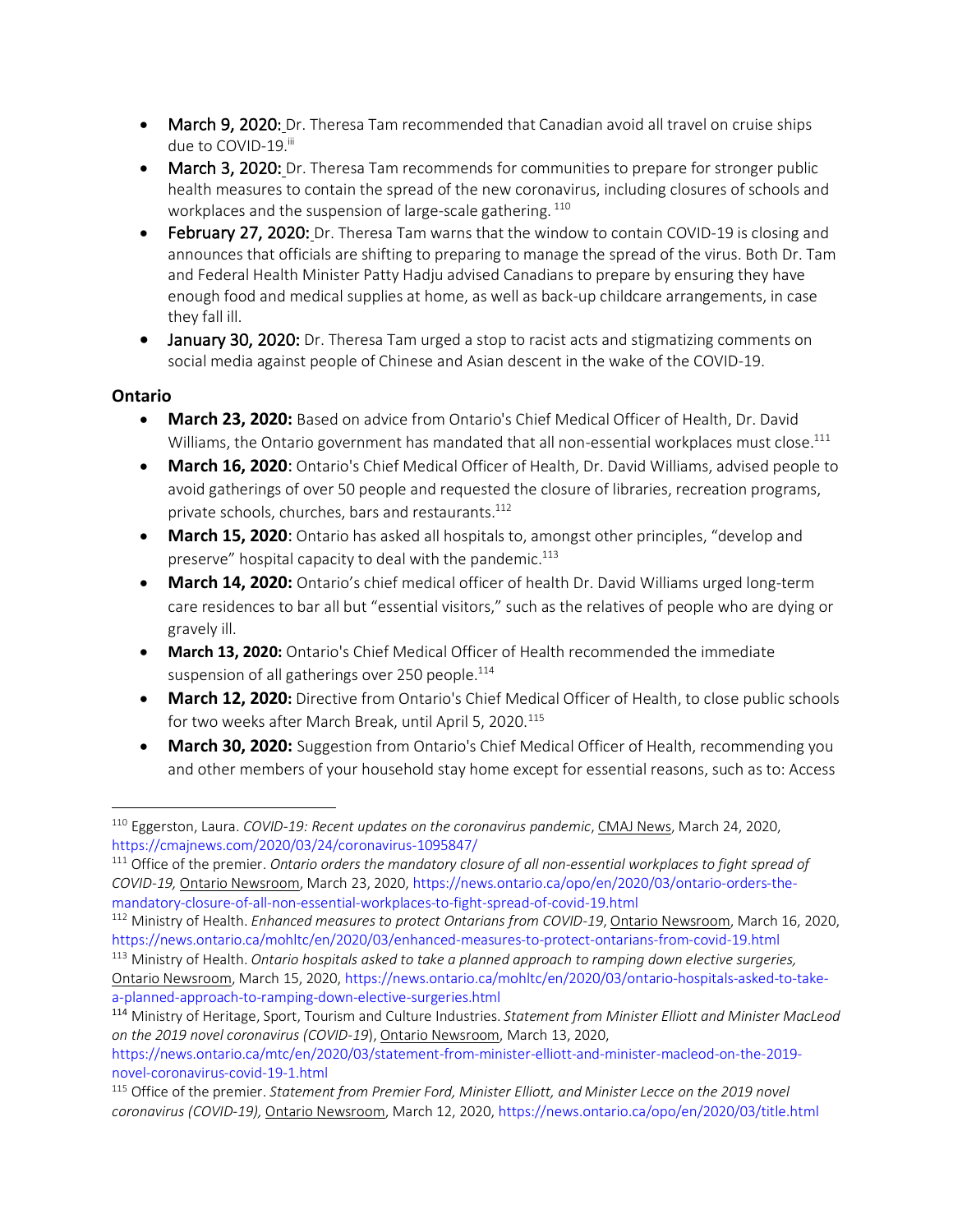- **March 9, 2020:** Dr. Theresa Tam recommended that Canadian avoid all travel on cruise ships due to COVID-19.[iii]
- **March 3, 2020:** Dr. Theresa Tam recommends for communities to prepare for stronger public health measures to contain the spread of the new coronavirus, including closures of schools and workplaces and the suspension of large-scale gathering.[110]
- **February 27, 2020:** Dr. Theresa Tam warns that the window to contain COVID-19 is closing and announces that officials are shifting to preparing to manage the spread of the virus. Both Dr. Tam and Federal Health Minister Patty Hadju advised Canadians to prepare by ensuring they have enough food and medical supplies at home, as well as back-up childcare arrangements, in case they fall ill.
- **January 30, 2020:** Dr. Theresa Tam urged a stop to racist acts and stigmatizing comments on social media against people of Chinese and Asian descent in the wake of the COVID-19.

### Ontario

- **March 23, 2020:** Based on advice from Ontario's Chief Medical Officer of Health, Dr. David Williams, the Ontario government has mandated that all non-essential workplaces must close.[111]
- **March 16, 2020**: Ontario's Chief Medical Officer of Health, Dr. David Williams, advised people to avoid gatherings of over 50 people and requested the closure of libraries, recreation programs, private schools, churches, bars and restaurants.[112]
- **March 15, 2020**: Ontario has asked all hospitals to, amongst other principles, "develop and preserve" hospital capacity to deal with the pandemic.[113]
- **March 14, 2020:** Ontario's chief medical officer of health Dr. David Williams urged long-term care residences to bar all but "essential visitors," such as the relatives of people who are dying or gravely ill.
- **March 13, 2020:** Ontario's Chief Medical Officer of Health recommended the immediate suspension of all gatherings over 250 people.[114]
- **March 12, 2020:** Directive from Ontario's Chief Medical Officer of Health, to close public schools for two weeks after March Break, until April 5, 2020.[115]
- **March 30, 2020:** Suggestion from Ontario's Chief Medical Officer of Health, recommending you and other members of your household stay home except for essential reasons, such as to: Access

---

[110] Eggerston, Laura. *COVID-19: Recent updates on the coronavirus pandemic*, CMAJ News, March 24, 2020, https://cmajnews.com/2020/03/24/coronavirus-1095847/

[111] Office of the premier. *Ontario orders the mandatory closure of all non-essential workplaces to fight spread of COVID-19,* Ontario Newsroom, March 23, 2020, https://news.ontario.ca/opo/en/2020/03/ontario-orders-the-mandatory-closure-of-all-non-essential-workplaces-to-fight-spread-of-covid-19.html

[112] Ministry of Health. *Enhanced measures to protect Ontarians from COVID-19*, Ontario Newsroom, March 16, 2020, https://news.ontario.ca/mohltc/en/2020/03/enhanced-measures-to-protect-ontarians-from-covid-19.html

[113] Ministry of Health. *Ontario hospitals asked to take a planned approach to ramping down elective surgeries,* Ontario Newsroom, March 15, 2020, https://news.ontario.ca/mohltc/en/2020/03/ontario-hospitals-asked-to-take-a-planned-approach-to-ramping-down-elective-surgeries.html

[114] Ministry of Heritage, Sport, Tourism and Culture Industries. *Statement from Minister Elliott and Minister MacLeod on the 2019 novel coronavirus (COVID-19*), Ontario Newsroom, March 13, 2020, https://news.ontario.ca/mtc/en/2020/03/statement-from-minister-elliott-and-minister-macleod-on-the-2019-novel-coronavirus-covid-19-1.html

[115] Office of the premier. *Statement from Premier Ford, Minister Elliott, and Minister Lecce on the 2019 novel coronavirus (COVID-19),* Ontario Newsroom, March 12, 2020, https://news.ontario.ca/opo/en/2020/03/title.html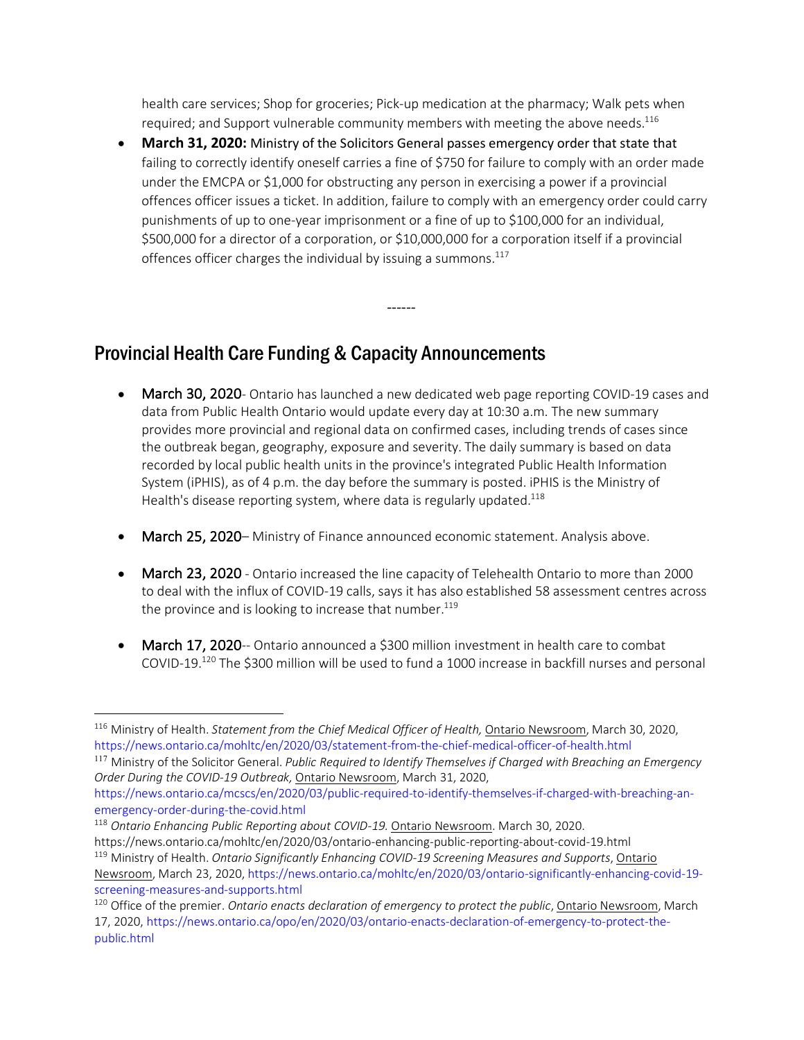health care services; Shop for groceries; Pick-up medication at the pharmacy; Walk pets when required; and Support vulnerable community members with meeting the above needs.[116]

- **March 31, 2020:** Ministry of the Solicitors General passes emergency order that state that failing to correctly identify oneself carries a fine of $750 for failure to comply with an order made under the EMCPA or $1,000 for obstructing any person in exercising a power if a provincial offences officer issues a ticket. In addition, failure to comply with an emergency order could carry punishments of up to one-year imprisonment or a fine of up to $100,000 for an individual, $500,000 for a director of a corporation, or $10,000,000 for a corporation itself if a provincial offences officer charges the individual by issuing a summons.[117]

------

## Provincial Health Care Funding & Capacity Announcements

- March 30, 2020- Ontario has launched a new dedicated web page reporting COVID-19 cases and data from Public Health Ontario would update every day at 10:30 a.m. The new summary provides more provincial and regional data on confirmed cases, including trends of cases since the outbreak began, geography, exposure and severity. The daily summary is based on data recorded by local public health units in the province's integrated Public Health Information System (iPHIS), as of 4 p.m. the day before the summary is posted. iPHIS is the Ministry of Health's disease reporting system, where data is regularly updated.[118]

- March 25, 2020– Ministry of Finance announced economic statement. Analysis above.

- March 23, 2020 - Ontario increased the line capacity of Telehealth Ontario to more than 2000 to deal with the influx of COVID-19 calls, says it has also established 58 assessment centres across the province and is looking to increase that number.[119]

- March 17, 2020-- Ontario announced a $300 million investment in health care to combat COVID-19.[120] The $300 million will be used to fund a 1000 increase in backfill nurses and personal

---

[116] Ministry of Health. *Statement from the Chief Medical Officer of Health,* Ontario Newsroom, March 30, 2020, https://news.ontario.ca/mohltc/en/2020/03/statement-from-the-chief-medical-officer-of-health.html

[117] Ministry of the Solicitor General. *Public Required to Identify Themselves if Charged with Breaching an Emergency Order During the COVID-19 Outbreak,* Ontario Newsroom, March 31, 2020, https://news.ontario.ca/mcscs/en/2020/03/public-required-to-identify-themselves-if-charged-with-breaching-an-emergency-order-during-the-covid.html

[118] *Ontario Enhancing Public Reporting about COVID-19.* Ontario Newsroom. March 30, 2020. https://news.ontario.ca/mohltc/en/2020/03/ontario-enhancing-public-reporting-about-covid-19.html

[119] Ministry of Health. *Ontario Significantly Enhancing COVID-19 Screening Measures and Supports*, Ontario Newsroom, March 23, 2020, https://news.ontario.ca/mohltc/en/2020/03/ontario-significantly-enhancing-covid-19-screening-measures-and-supports.html

[120] Office of the premier. *Ontario enacts declaration of emergency to protect the public*, Ontario Newsroom, March 17, 2020, https://news.ontario.ca/opo/en/2020/03/ontario-enacts-declaration-of-emergency-to-protect-the-public.html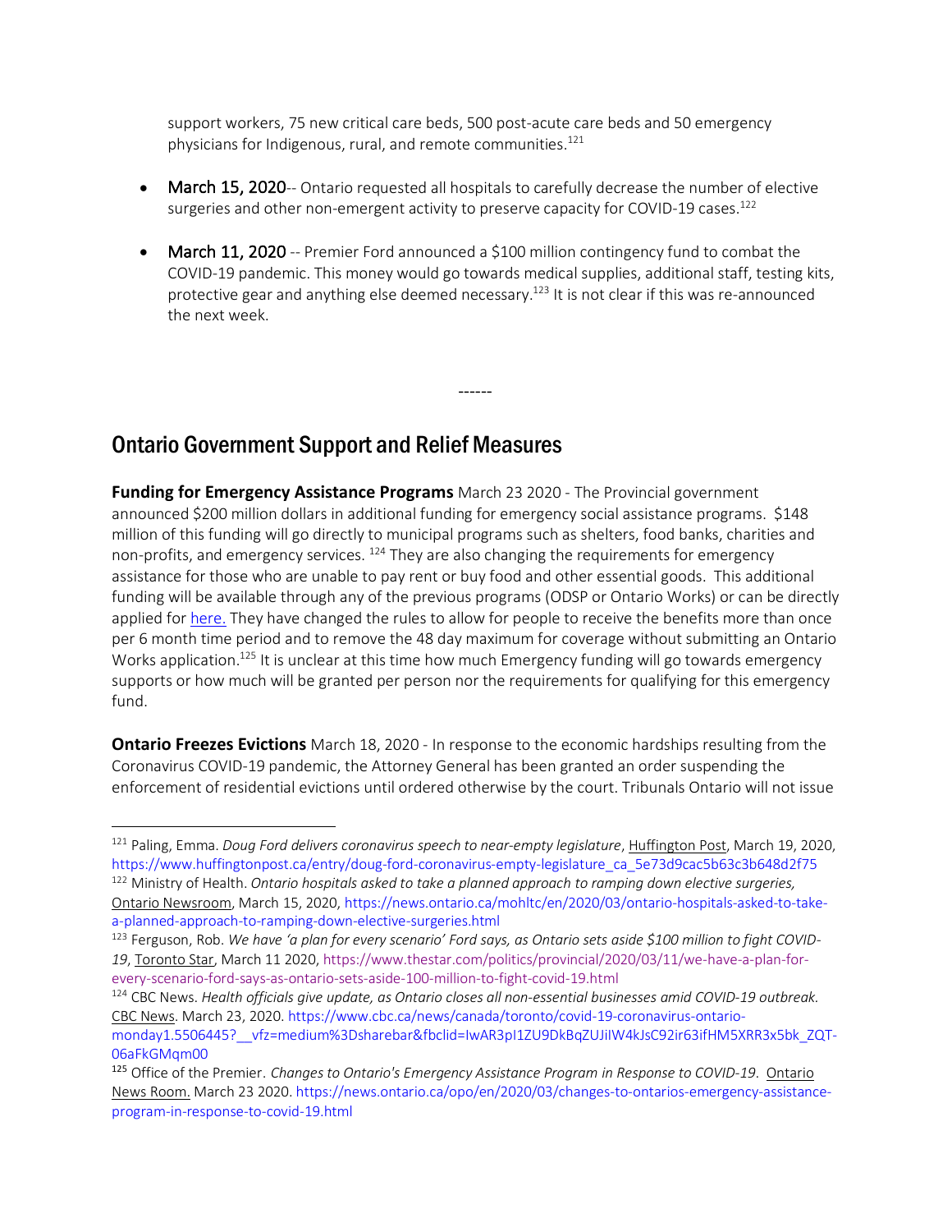support workers, 75 new critical care beds, 500 post-acute care beds and 50 emergency physicians for Indigenous, rural, and remote communities.[121]

- March 15, 2020-- Ontario requested all hospitals to carefully decrease the number of elective surgeries and other non-emergent activity to preserve capacity for COVID-19 cases.[122]

- March 11, 2020 -- Premier Ford announced a $100 million contingency fund to combat the COVID-19 pandemic. This money would go towards medical supplies, additional staff, testing kits, protective gear and anything else deemed necessary.[123] It is not clear if this was re-announced the next week.

------

## Ontario Government Support and Relief Measures

**Funding for Emergency Assistance Programs** March 23 2020 - The Provincial government announced $200 million dollars in additional funding for emergency social assistance programs. $148 million of this funding will go directly to municipal programs such as shelters, food banks, charities and non-profits, and emergency services. [124] They are also changing the requirements for emergency assistance for those who are unable to pay rent or buy food and other essential goods. This additional funding will be available through any of the previous programs (ODSP or Ontario Works) or can be directly applied for here. They have changed the rules to allow for people to receive the benefits more than once per 6 month time period and to remove the 48 day maximum for coverage without submitting an Ontario Works application.[125] It is unclear at this time how much Emergency funding will go towards emergency supports or how much will be granted per person nor the requirements for qualifying for this emergency fund.

**Ontario Freezes Evictions** March 18, 2020 - In response to the economic hardships resulting from the Coronavirus COVID-19 pandemic, the Attorney General has been granted an order suspending the enforcement of residential evictions until ordered otherwise by the court. Tribunals Ontario will not issue

---

[121] Paling, Emma. *Doug Ford delivers coronavirus speech to near-empty legislature*, Huffington Post, March 19, 2020, https://www.huffingtonpost.ca/entry/doug-ford-coronavirus-empty-legislature_ca_5e73d9cac5b63c3b648d2f75

[122] Ministry of Health. *Ontario hospitals asked to take a planned approach to ramping down elective surgeries,* Ontario Newsroom, March 15, 2020, https://news.ontario.ca/mohltc/en/2020/03/ontario-hospitals-asked-to-take-a-planned-approach-to-ramping-down-elective-surgeries.html

[123] Ferguson, Rob. *We have 'a plan for every scenario' Ford says, as Ontario sets aside $100 million to fight COVID-19*, Toronto Star, March 11 2020, https://www.thestar.com/politics/provincial/2020/03/11/we-have-a-plan-for-every-scenario-ford-says-as-ontario-sets-aside-100-million-to-fight-covid-19.html

[124] CBC News. *Health officials give update, as Ontario closes all non-essential businesses amid COVID-19 outbreak.* CBC News. March 23, 2020. https://www.cbc.ca/news/canada/toronto/covid-19-coronavirus-ontario-monday1.5506445?__vfz=medium%3Dsharebar&fbclid=IwAR3pI1ZU9DkBqZUJiIW4kJsC92ir63ifHM5XRR3x5bk_ZQT-06aFkGMqm00

[125] Office of the Premier. *Changes to Ontario's Emergency Assistance Program in Response to COVID-19.* Ontario News Room. March 23 2020. https://news.ontario.ca/opo/en/2020/03/changes-to-ontarios-emergency-assistance-program-in-response-to-covid-19.html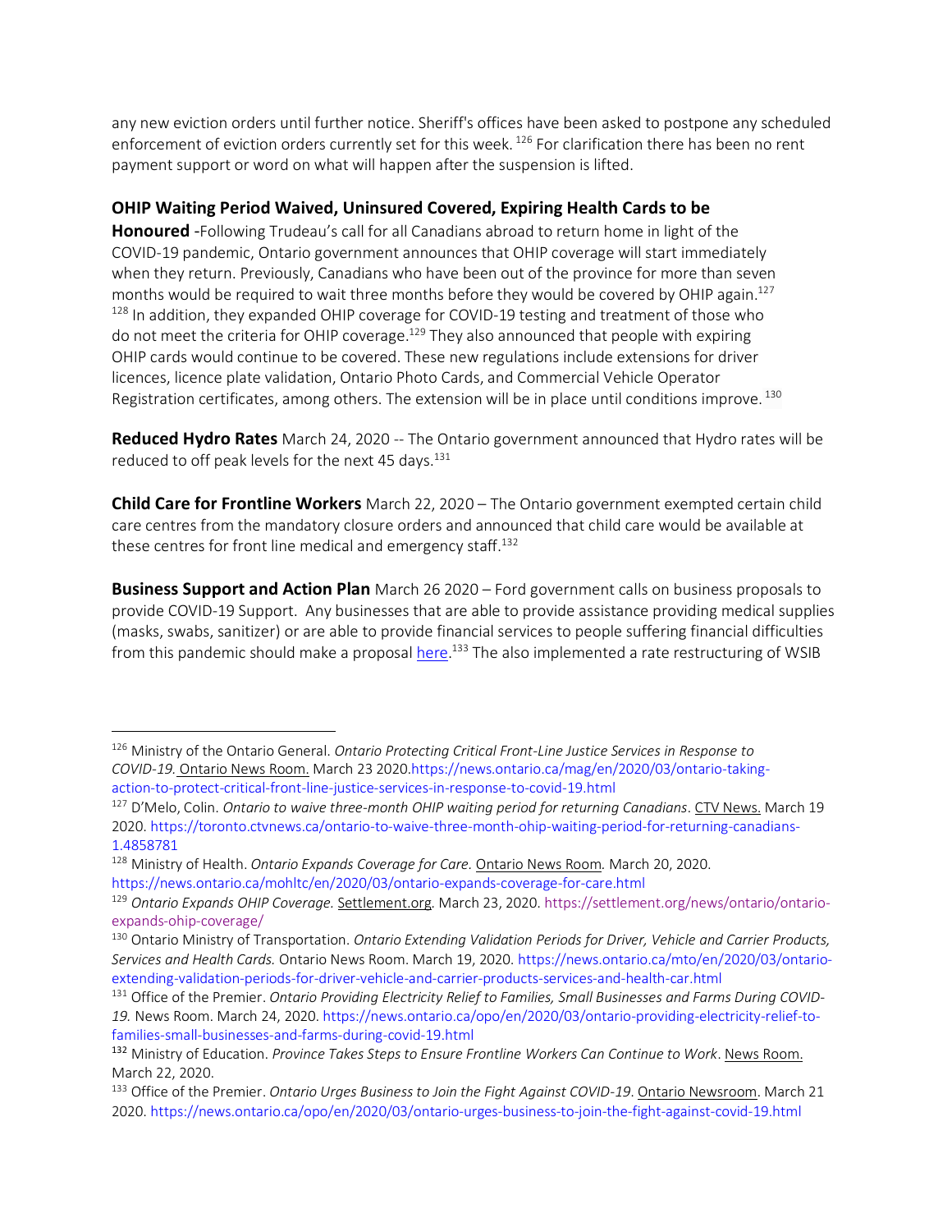any new eviction orders until further notice. Sheriff's offices have been asked to postpone any scheduled enforcement of eviction orders currently set for this week. [126] For clarification there has been no rent payment support or word on what will happen after the suspension is lifted.

**OHIP Waiting Period Waived, Uninsured Covered, Expiring Health Cards to be Honoured** -Following Trudeau's call for all Canadians abroad to return home in light of the COVID-19 pandemic, Ontario government announces that OHIP coverage will start immediately when they return. Previously, Canadians who have been out of the province for more than seven months would be required to wait three months before they would be covered by OHIP again.[127] [128] In addition, they expanded OHIP coverage for COVID-19 testing and treatment of those who do not meet the criteria for OHIP coverage.[129] They also announced that people with expiring OHIP cards would continue to be covered. These new regulations include extensions for driver licences, licence plate validation, Ontario Photo Cards, and Commercial Vehicle Operator Registration certificates, among others. The extension will be in place until conditions improve. [130]

**Reduced Hydro Rates** March 24, 2020 -- The Ontario government announced that Hydro rates will be reduced to off peak levels for the next 45 days.[131]

**Child Care for Frontline Workers** March 22, 2020 – The Ontario government exempted certain child care centres from the mandatory closure orders and announced that child care would be available at these centres for front line medical and emergency staff.[132]

**Business Support and Action Plan** March 26 2020 – Ford government calls on business proposals to provide COVID-19 Support. Any businesses that are able to provide assistance providing medical supplies (masks, swabs, sanitizer) or are able to provide financial services to people suffering financial difficulties from this pandemic should make a proposal here.[133] The also implemented a rate restructuring of WSIB

---

[126] Ministry of the Ontario General. *Ontario Protecting Critical Front-Line Justice Services in Response to COVID-19.* Ontario News Room. March 23 2020.https://news.ontario.ca/mag/en/2020/03/ontario-taking-action-to-protect-critical-front-line-justice-services-in-response-to-covid-19.html

[127] D'Melo, Colin. *Ontario to waive three-month OHIP waiting period for returning Canadians*. CTV News. March 19 2020. https://toronto.ctvnews.ca/ontario-to-waive-three-month-ohip-waiting-period-for-returning-canadians-1.4858781

[128] Ministry of Health. *Ontario Expands Coverage for Care.* Ontario News Room*.* March 20, 2020. https://news.ontario.ca/mohltc/en/2020/03/ontario-expands-coverage-for-care.html

[129] *Ontario Expands OHIP Coverage.* Settlement.org*.* March 23, 2020. https://settlement.org/news/ontario/ontario-expands-ohip-coverage/

[130] Ontario Ministry of Transportation. *Ontario Extending Validation Periods for Driver, Vehicle and Carrier Products, Services and Health Cards.* Ontario News Room. March 19, 2020. https://news.ontario.ca/mto/en/2020/03/ontario-extending-validation-periods-for-driver-vehicle-and-carrier-products-services-and-health-car.html

[131] Office of the Premier. *Ontario Providing Electricity Relief to Families, Small Businesses and Farms During COVID-19.* News Room. March 24, 2020. https://news.ontario.ca/opo/en/2020/03/ontario-providing-electricity-relief-to-families-small-businesses-and-farms-during-covid-19.html

[132] Ministry of Education. *Province Takes Steps to Ensure Frontline Workers Can Continue to Work*. News Room. March 22, 2020.

[133] Office of the Premier. *Ontario Urges Business to Join the Fight Against COVID-19*. Ontario Newsroom. March 21 2020. https://news.ontario.ca/opo/en/2020/03/ontario-urges-business-to-join-the-fight-against-covid-19.html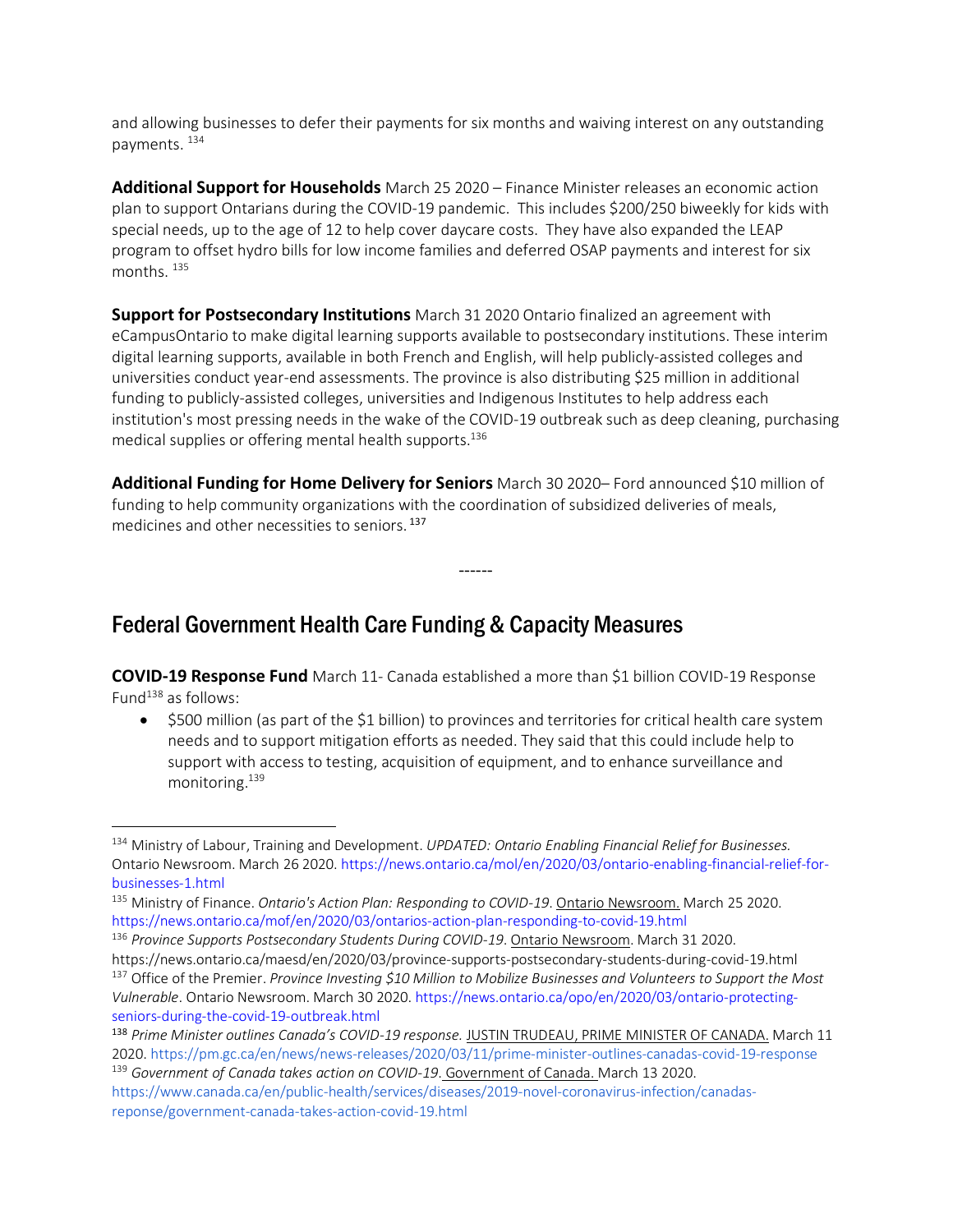and allowing businesses to defer their payments for six months and waiving interest on any outstanding payments. [134]

**Additional Support for Households** March 25 2020 – Finance Minister releases an economic action plan to support Ontarians during the COVID-19 pandemic. This includes $200/250 biweekly for kids with special needs, up to the age of 12 to help cover daycare costs. They have also expanded the LEAP program to offset hydro bills for low income families and deferred OSAP payments and interest for six months. [135]

**Support for Postsecondary Institutions** March 31 2020 Ontario finalized an agreement with eCampusOntario to make digital learning supports available to postsecondary institutions. These interim digital learning supports, available in both French and English, will help publicly-assisted colleges and universities conduct year-end assessments. The province is also distributing $25 million in additional funding to publicly-assisted colleges, universities and Indigenous Institutes to help address each institution's most pressing needs in the wake of the COVID-19 outbreak such as deep cleaning, purchasing medical supplies or offering mental health supports.[136]

**Additional Funding for Home Delivery for Seniors** March 30 2020– Ford announced $10 million of funding to help community organizations with the coordination of subsidized deliveries of meals, medicines and other necessities to seniors. [137]

------

## Federal Government Health Care Funding & Capacity Measures

**COVID-19 Response Fund** March 11- Canada established a more than $1 billion COVID-19 Response Fund[138] as follows:

- $500 million (as part of the $1 billion) to provinces and territories for critical health care system needs and to support mitigation efforts as needed. They said that this could include help to support with access to testing, acquisition of equipment, and to enhance surveillance and monitoring.[139]

---

[134] Ministry of Labour, Training and Development. *UPDATED: Ontario Enabling Financial Relief for Businesses.* Ontario Newsroom. March 26 2020. https://news.ontario.ca/mol/en/2020/03/ontario-enabling-financial-relief-for-businesses-1.html

[135] Ministry of Finance. *Ontario's Action Plan: Responding to COVID-19*. Ontario Newsroom. March 25 2020. https://news.ontario.ca/mof/en/2020/03/ontarios-action-plan-responding-to-covid-19.html

[136] *Province Supports Postsecondary Students During COVID-19*. Ontario Newsroom. March 31 2020. https://news.ontario.ca/maesd/en/2020/03/province-supports-postsecondary-students-during-covid-19.html

[137] Office of the Premier. *Province Investing $10 Million to Mobilize Businesses and Volunteers to Support the Most Vulnerable*. Ontario Newsroom. March 30 2020. https://news.ontario.ca/opo/en/2020/03/ontario-protecting-seniors-during-the-covid-19-outbreak.html

[138] *Prime Minister outlines Canada's COVID-19 response.* JUSTIN TRUDEAU, PRIME MINISTER OF CANADA. March 11 2020. https://pm.gc.ca/en/news/news-releases/2020/03/11/prime-minister-outlines-canadas-covid-19-response

[139] *Government of Canada takes action on COVID-19*. Government of Canada. March 13 2020. https://www.canada.ca/en/public-health/services/diseases/2019-novel-coronavirus-infection/canadas-reponse/government-canada-takes-action-covid-19.html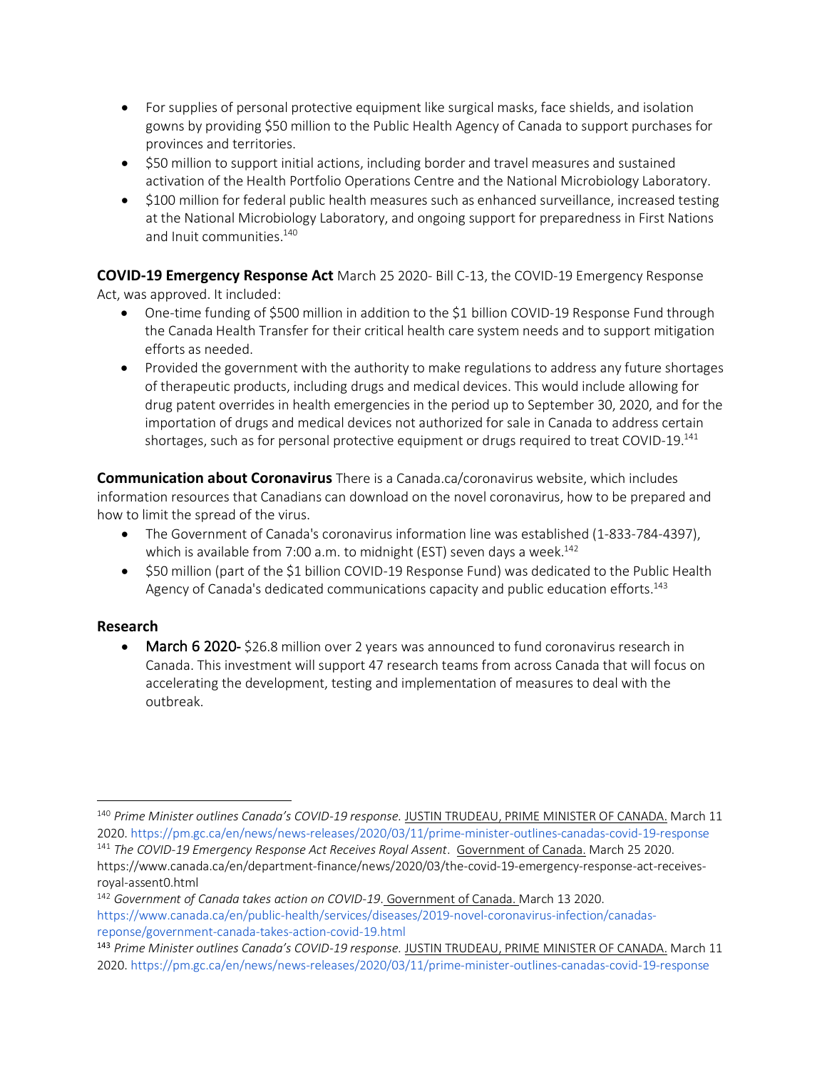- For supplies of personal protective equipment like surgical masks, face shields, and isolation gowns by providing $50 million to the Public Health Agency of Canada to support purchases for provinces and territories.
- $50 million to support initial actions, including border and travel measures and sustained activation of the Health Portfolio Operations Centre and the National Microbiology Laboratory.
- $100 million for federal public health measures such as enhanced surveillance, increased testing at the National Microbiology Laboratory, and ongoing support for preparedness in First Nations and Inuit communities.[140]

**COVID-19 Emergency Response Act** March 25 2020- Bill C-13, the COVID-19 Emergency Response Act, was approved. It included:

- One-time funding of $500 million in addition to the $1 billion COVID-19 Response Fund through the Canada Health Transfer for their critical health care system needs and to support mitigation efforts as needed.
- Provided the government with the authority to make regulations to address any future shortages of therapeutic products, including drugs and medical devices. This would include allowing for drug patent overrides in health emergencies in the period up to September 30, 2020, and for the importation of drugs and medical devices not authorized for sale in Canada to address certain shortages, such as for personal protective equipment or drugs required to treat COVID-19.[141]

**Communication about Coronavirus** There is a Canada.ca/coronavirus website, which includes information resources that Canadians can download on the novel coronavirus, how to be prepared and how to limit the spread of the virus.

- The Government of Canada's coronavirus information line was established (1-833-784-4397), which is available from 7:00 a.m. to midnight (EST) seven days a week.[142]
- $50 million (part of the $1 billion COVID-19 Response Fund) was dedicated to the Public Health Agency of Canada's dedicated communications capacity and public education efforts.[143]

**Research**

- March 6 2020- $26.8 million over 2 years was announced to fund coronavirus research in Canada. This investment will support 47 research teams from across Canada that will focus on accelerating the development, testing and implementation of measures to deal with the outbreak.

---

[140] *Prime Minister outlines Canada's COVID-19 response.* JUSTIN TRUDEAU, PRIME MINISTER OF CANADA. March 11 2020. https://pm.gc.ca/en/news/news-releases/2020/03/11/prime-minister-outlines-canadas-covid-19-response

[141] *The COVID-19 Emergency Response Act Receives Royal Assent*. Government of Canada. March 25 2020. https://www.canada.ca/en/department-finance/news/2020/03/the-covid-19-emergency-response-act-receives-royal-assent0.html

[142] *Government of Canada takes action on COVID-19*. Government of Canada. March 13 2020. https://www.canada.ca/en/public-health/services/diseases/2019-novel-coronavirus-infection/canadas-reponse/government-canada-takes-action-covid-19.html

[143] *Prime Minister outlines Canada's COVID-19 response.* JUSTIN TRUDEAU, PRIME MINISTER OF CANADA. March 11 2020. https://pm.gc.ca/en/news/news-releases/2020/03/11/prime-minister-outlines-canadas-covid-19-response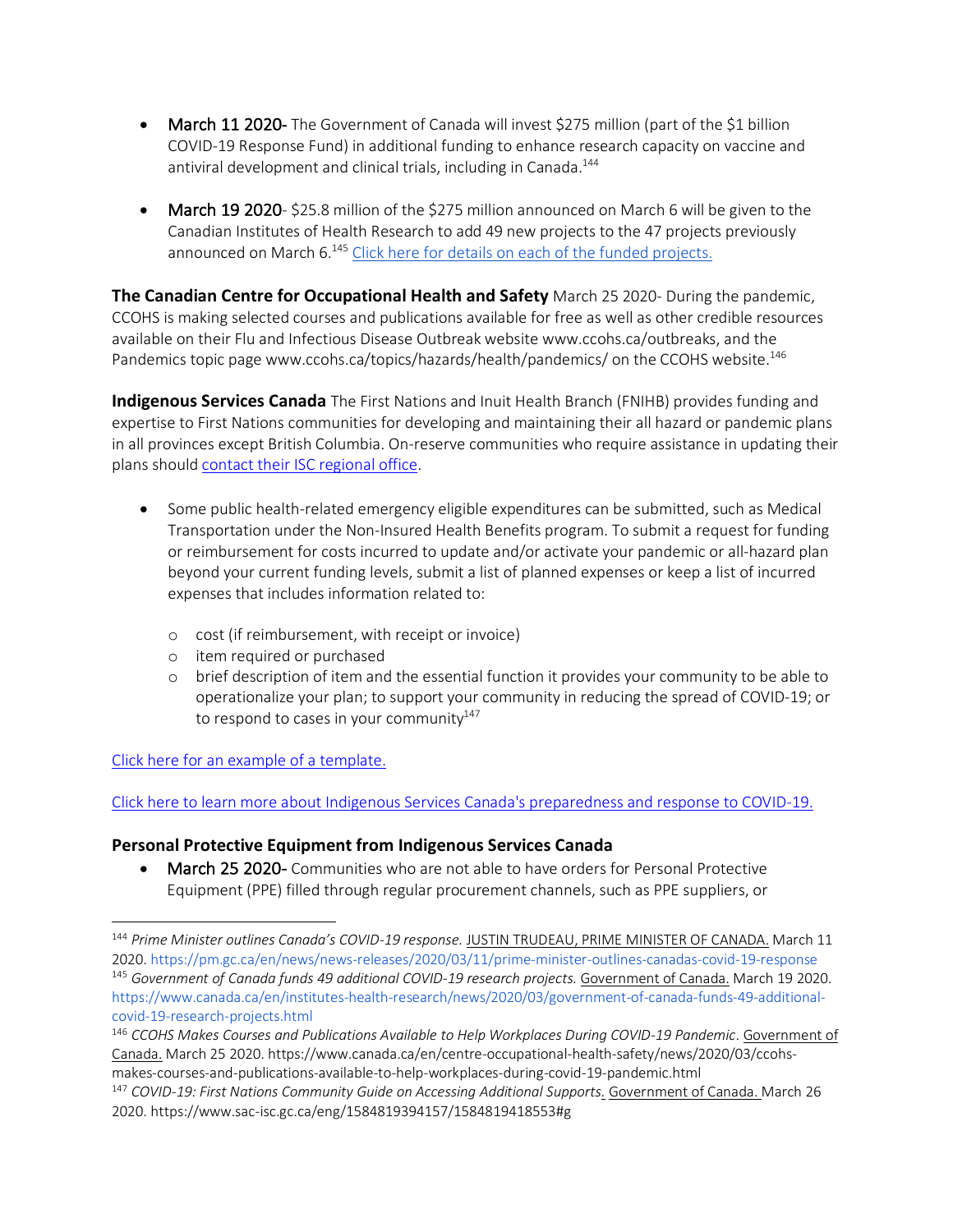- March 11 2020- The Government of Canada will invest $275 million (part of the $1 billion COVID-19 Response Fund) in additional funding to enhance research capacity on vaccine and antiviral development and clinical trials, including in Canada.[144]

- March 19 2020- $25.8 million of the $275 million announced on March 6 will be given to the Canadian Institutes of Health Research to add 49 new projects to the 47 projects previously announced on March 6.[145] Click here for details on each of the funded projects.

**The Canadian Centre for Occupational Health and Safety** March 25 2020- During the pandemic, CCOHS is making selected courses and publications available for free as well as other credible resources available on their Flu and Infectious Disease Outbreak website www.ccohs.ca/outbreaks, and the Pandemics topic page www.ccohs.ca/topics/hazards/health/pandemics/ on the CCOHS website.[146]

**Indigenous Services Canada** The First Nations and Inuit Health Branch (FNIHB) provides funding and expertise to First Nations communities for developing and maintaining their all hazard or pandemic plans in all provinces except British Columbia. On-reserve communities who require assistance in updating their plans should contact their ISC regional office.

- Some public health-related emergency eligible expenditures can be submitted, such as Medical Transportation under the Non-Insured Health Benefits program. To submit a request for funding or reimbursement for costs incurred to update and/or activate your pandemic or all-hazard plan beyond your current funding levels, submit a list of planned expenses or keep a list of incurred expenses that includes information related to:
    - cost (if reimbursement, with receipt or invoice)
    - item required or purchased
    - brief description of item and the essential function it provides your community to be able to operationalize your plan; to support your community in reducing the spread of COVID-19; or to respond to cases in your community[147]

Click here for an example of a template.

Click here to learn more about Indigenous Services Canada's preparedness and response to COVID-19.

### Personal Protective Equipment from Indigenous Services Canada

- March 25 2020- Communities who are not able to have orders for Personal Protective Equipment (PPE) filled through regular procurement channels, such as PPE suppliers, or

---

[144] *Prime Minister outlines Canada's COVID-19 response.* JUSTIN TRUDEAU, PRIME MINISTER OF CANADA. March 11 2020. https://pm.gc.ca/en/news/news-releases/2020/03/11/prime-minister-outlines-canadas-covid-19-response

[145] *Government of Canada funds 49 additional COVID-19 research projects.* Government of Canada. March 19 2020. https://www.canada.ca/en/institutes-health-research/news/2020/03/government-of-canada-funds-49-additional-covid-19-research-projects.html

[146] *CCOHS Makes Courses and Publications Available to Help Workplaces During COVID-19 Pandemic*. Government of Canada. March 25 2020. https://www.canada.ca/en/centre-occupational-health-safety/news/2020/03/ccohs-makes-courses-and-publications-available-to-help-workplaces-during-covid-19-pandemic.html

[147] *COVID-19: First Nations Community Guide on Accessing Additional Supports.* Government of Canada. March 26 2020. https://www.sac-isc.gc.ca/eng/1584819394157/1584819418553#g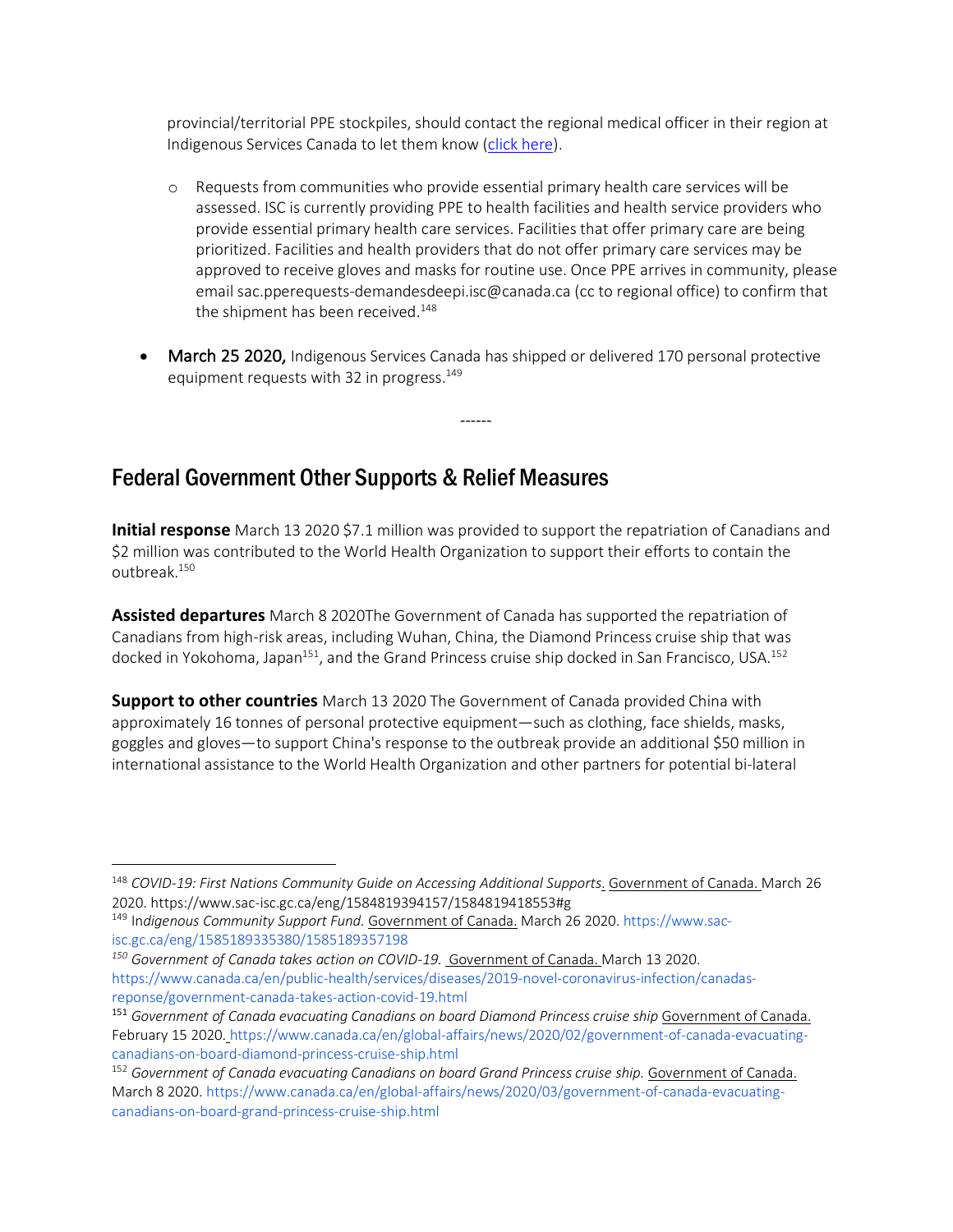provincial/territorial PPE stockpiles, should contact the regional medical officer in their region at Indigenous Services Canada to let them know (click here).

- Requests from communities who provide essential primary health care services will be assessed. ISC is currently providing PPE to health facilities and health service providers who provide essential primary health care services. Facilities that offer primary care are being prioritized. Facilities and health providers that do not offer primary care services may be approved to receive gloves and masks for routine use. Once PPE arrives in community, please email sac.pperequests-demandesdeepi.isc@canada.ca (cc to regional office) to confirm that the shipment has been received.[148]

- March 25 2020, Indigenous Services Canada has shipped or delivered 170 personal protective equipment requests with 32 in progress.[149]

------

## Federal Government Other Supports & Relief Measures

**Initial response** March 13 2020 $7.1 million was provided to support the repatriation of Canadians and $2 million was contributed to the World Health Organization to support their efforts to contain the outbreak.[150]

**Assisted departures** March 8 2020The Government of Canada has supported the repatriation of Canadians from high-risk areas, including Wuhan, China, the Diamond Princess cruise ship that was docked in Yokohoma, Japan[151], and the Grand Princess cruise ship docked in San Francisco, USA.[152]

**Support to other countries** March 13 2020 The Government of Canada provided China with approximately 16 tonnes of personal protective equipment—such as clothing, face shields, masks, goggles and gloves—to support China's response to the outbreak provide an additional $50 million in international assistance to the World Health Organization and other partners for potential bi-lateral

---

[148] *COVID-19: First Nations Community Guide on Accessing Additional Supports.* Government of Canada. March 26 2020. https://www.sac-isc.gc.ca/eng/1584819394157/1584819418553#g

[149] *Indigenous Community Support Fund.* Government of Canada. March 26 2020. https://www.sac-isc.gc.ca/eng/1585189335380/1585189357198

[150] *Government of Canada takes action on COVID-19.* Government of Canada. March 13 2020. https://www.canada.ca/en/public-health/services/diseases/2019-novel-coronavirus-infection/canadas-reponse/government-canada-takes-action-covid-19.html

[151] *Government of Canada evacuating Canadians on board Diamond Princess cruise ship* Government of Canada. February 15 2020. https://www.canada.ca/en/global-affairs/news/2020/02/government-of-canada-evacuating-canadians-on-board-diamond-princess-cruise-ship.html

[152] *Government of Canada evacuating Canadians on board Grand Princess cruise ship.* Government of Canada. March 8 2020. https://www.canada.ca/en/global-affairs/news/2020/03/government-of-canada-evacuating-canadians-on-board-grand-princess-cruise-ship.html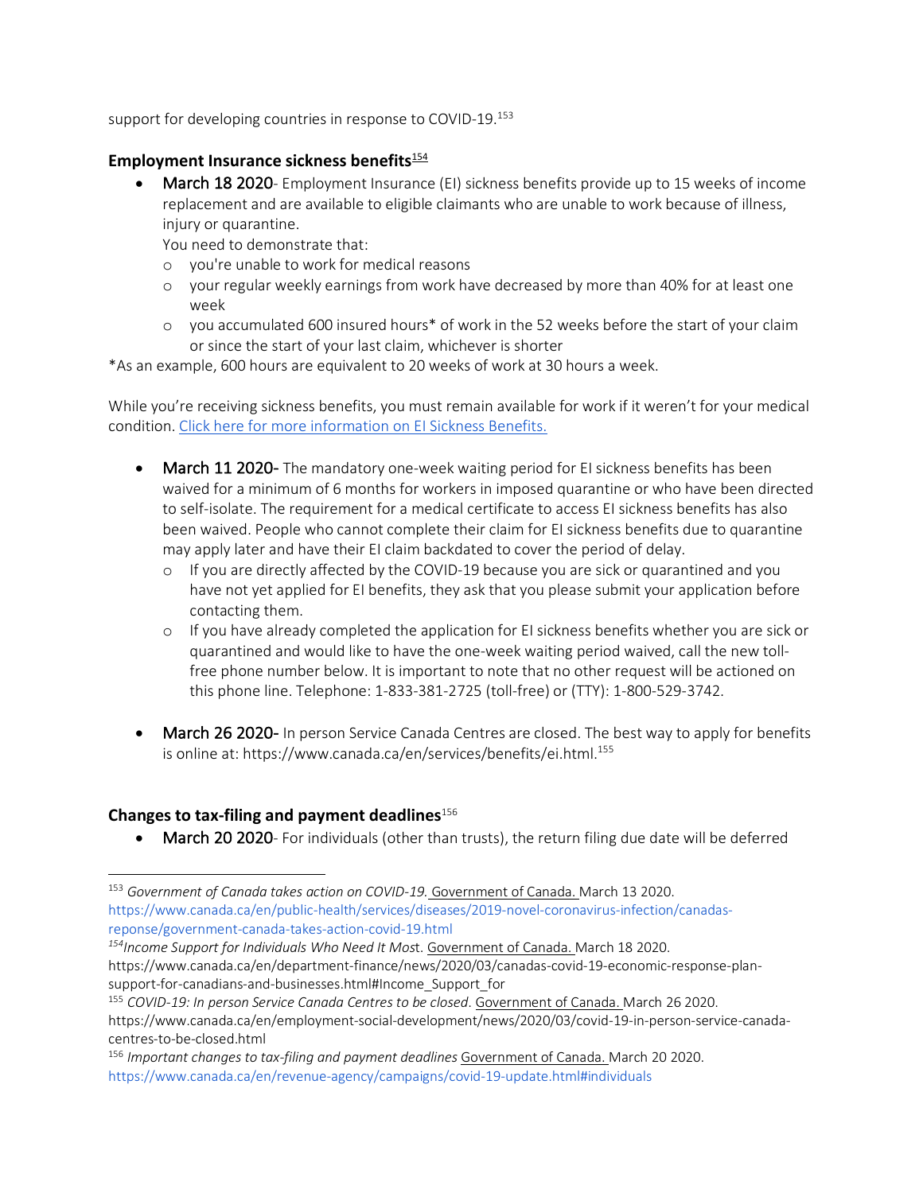support for developing countries in response to COVID-19.[153]

### Employment Insurance sickness benefits[154]

- March 18 2020- Employment Insurance (EI) sickness benefits provide up to 15 weeks of income replacement and are available to eligible claimants who are unable to work because of illness, injury or quarantine.
  You need to demonstrate that:
  - you're unable to work for medical reasons
  - your regular weekly earnings from work have decreased by more than 40% for at least one week
  - you accumulated 600 insured hours* of work in the 52 weeks before the start of your claim or since the start of your last claim, whichever is shorter

*As an example, 600 hours are equivalent to 20 weeks of work at 30 hours a week.

While you're receiving sickness benefits, you must remain available for work if it weren't for your medical condition. Click here for more information on EI Sickness Benefits.

- March 11 2020- The mandatory one-week waiting period for EI sickness benefits has been waived for a minimum of 6 months for workers in imposed quarantine or who have been directed to self-isolate. The requirement for a medical certificate to access EI sickness benefits has also been waived. People who cannot complete their claim for EI sickness benefits due to quarantine may apply later and have their EI claim backdated to cover the period of delay.
  - If you are directly affected by the COVID-19 because you are sick or quarantined and you have not yet applied for EI benefits, they ask that you please submit your application before contacting them.
  - If you have already completed the application for EI sickness benefits whether you are sick or quarantined and would like to have the one-week waiting period waived, call the new toll-free phone number below. It is important to note that no other request will be actioned on this phone line. Telephone: 1-833-381-2725 (toll-free) or (TTY): 1-800-529-3742.

- March 26 2020- In person Service Canada Centres are closed. The best way to apply for benefits is online at: https://www.canada.ca/en/services/benefits/ei.html.[155]

### Changes to tax-filing and payment deadlines[156]

- March 20 2020- For individuals (other than trusts), the return filing due date will be deferred

---

[153] *Government of Canada takes action on COVID-19.* Government of Canada. March 13 2020. https://www.canada.ca/en/public-health/services/diseases/2019-novel-coronavirus-infection/canadas-reponse/government-canada-takes-action-covid-19.html

[154] *Income Support for Individuals Who Need It Most*. Government of Canada. March 18 2020. https://www.canada.ca/en/department-finance/news/2020/03/canadas-covid-19-economic-response-plan-support-for-canadians-and-businesses.html#Income_Support_for

[155] *COVID-19: In person Service Canada Centres to be closed*. Government of Canada. March 26 2020. https://www.canada.ca/en/employment-social-development/news/2020/03/covid-19-in-person-service-canada-centres-to-be-closed.html

[156] *Important changes to tax-filing and payment deadlines* Government of Canada. March 20 2020. https://www.canada.ca/en/revenue-agency/campaigns/covid-19-update.html#individuals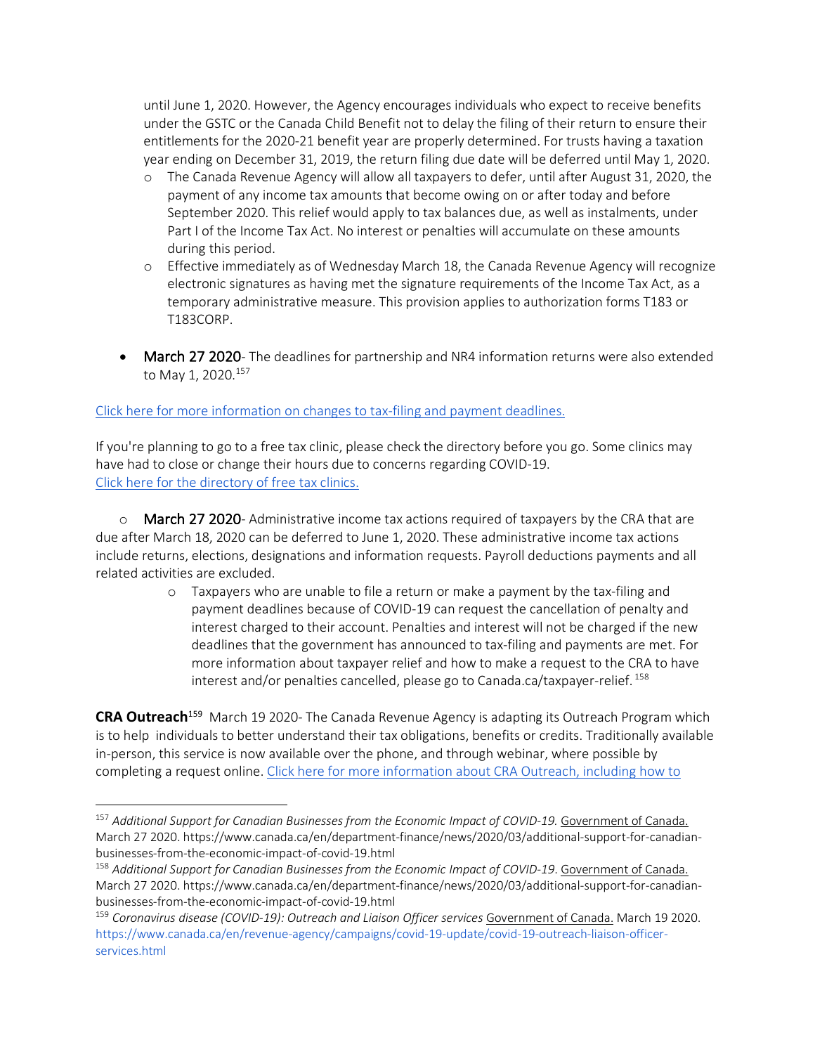until June 1, 2020. However, the Agency encourages individuals who expect to receive benefits under the GSTC or the Canada Child Benefit not to delay the filing of their return to ensure their entitlements for the 2020-21 benefit year are properly determined. For trusts having a taxation year ending on December 31, 2019, the return filing due date will be deferred until May 1, 2020.

  - The Canada Revenue Agency will allow all taxpayers to defer, until after August 31, 2020, the payment of any income tax amounts that become owing on or after today and before September 2020. This relief would apply to tax balances due, as well as instalments, under Part I of the Income Tax Act. No interest or penalties will accumulate on these amounts during this period.
  - Effective immediately as of Wednesday March 18, the Canada Revenue Agency will recognize electronic signatures as having met the signature requirements of the Income Tax Act, as a temporary administrative measure. This provision applies to authorization forms T183 or T183CORP.

- March 27 2020- The deadlines for partnership and NR4 information returns were also extended to May 1, 2020.[157]

Click here for more information on changes to tax-filing and payment deadlines.

If you're planning to go to a free tax clinic, please check the directory before you go. Some clinics may have had to close or change their hours due to concerns regarding COVID-19.
Click here for the directory of free tax clinics.

- March 27 2020- Administrative income tax actions required of taxpayers by the CRA that are due after March 18, 2020 can be deferred to June 1, 2020. These administrative income tax actions include returns, elections, designations and information requests. Payroll deductions payments and all related activities are excluded.
  - Taxpayers who are unable to file a return or make a payment by the tax-filing and payment deadlines because of COVID-19 can request the cancellation of penalty and interest charged to their account. Penalties and interest will not be charged if the new deadlines that the government has announced to tax-filing and payments are met. For more information about taxpayer relief and how to make a request to the CRA to have interest and/or penalties cancelled, please go to Canada.ca/taxpayer-relief.[158]

**CRA Outreach**[159] March 19 2020- The Canada Revenue Agency is adapting its Outreach Program which is to help individuals to better understand their tax obligations, benefits or credits. Traditionally available in-person, this service is now available over the phone, and through webinar, where possible by completing a request online. Click here for more information about CRA Outreach, including how to

---

[157] *Additional Support for Canadian Businesses from the Economic Impact of COVID-19.* Government of Canada. March 27 2020. https://www.canada.ca/en/department-finance/news/2020/03/additional-support-for-canadian-businesses-from-the-economic-impact-of-covid-19.html

[158] *Additional Support for Canadian Businesses from the Economic Impact of COVID-19*. Government of Canada. March 27 2020. https://www.canada.ca/en/department-finance/news/2020/03/additional-support-for-canadian-businesses-from-the-economic-impact-of-covid-19.html

[159] *Coronavirus disease (COVID-19): Outreach and Liaison Officer services* Government of Canada. March 19 2020. https://www.canada.ca/en/revenue-agency/campaigns/covid-19-update/covid-19-outreach-liaison-officer-services.html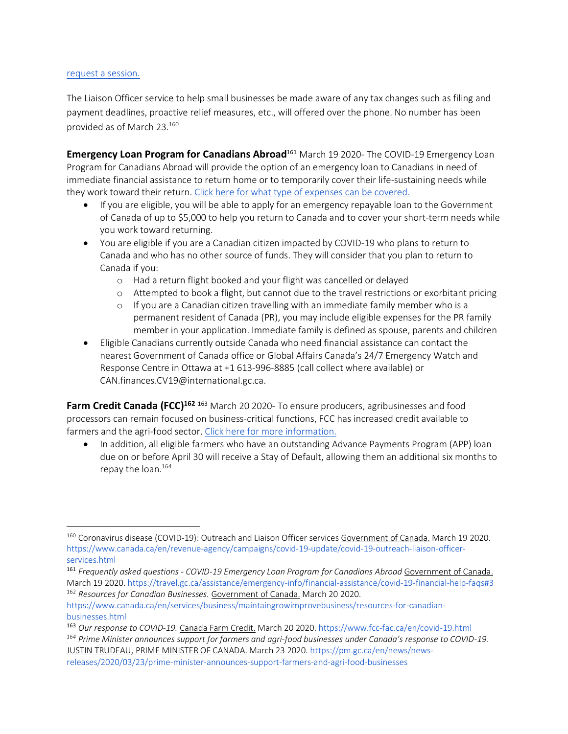request a session.

The Liaison Officer service to help small businesses be made aware of any tax changes such as filing and payment deadlines, proactive relief measures, etc., will offered over the phone. No number has been provided as of March 23.[160]

**Emergency Loan Program for Canadians Abroad**[161] March 19 2020- The COVID-19 Emergency Loan Program for Canadians Abroad will provide the option of an emergency loan to Canadians in need of immediate financial assistance to return home or to temporarily cover their life-sustaining needs while they work toward their return. Click here for what type of expenses can be covered.

- If you are eligible, you will be able to apply for an emergency repayable loan to the Government of Canada of up to $5,000 to help you return to Canada and to cover your short-term needs while you work toward returning.
- You are eligible if you are a Canadian citizen impacted by COVID-19 who plans to return to Canada and who has no other source of funds. They will consider that you plan to return to Canada if you:
  - Had a return flight booked and your flight was cancelled or delayed
  - Attempted to book a flight, but cannot due to the travel restrictions or exorbitant pricing
  - If you are a Canadian citizen travelling with an immediate family member who is a permanent resident of Canada (PR), you may include eligible expenses for the PR family member in your application. Immediate family is defined as spouse, parents and children
- Eligible Canadians currently outside Canada who need financial assistance can contact the nearest Government of Canada office or Global Affairs Canada's 24/7 Emergency Watch and Response Centre in Ottawa at +1 613-996-8885 (call collect where available) or CAN.finances.CV19@international.gc.ca.

**Farm Credit Canada (FCC)**[162] [163] March 20 2020- To ensure producers, agribusinesses and food processors can remain focused on business-critical functions, FCC has increased credit available to farmers and the agri-food sector. Click here for more information.

- In addition, all eligible farmers who have an outstanding Advance Payments Program (APP) loan due on or before April 30 will receive a Stay of Default, allowing them an additional six months to repay the loan.[164]

---

[160] Coronavirus disease (COVID-19): Outreach and Liaison Officer services Government of Canada. March 19 2020. https://www.canada.ca/en/revenue-agency/campaigns/covid-19-update/covid-19-outreach-liaison-officer-services.html

[161] *Frequently asked questions - COVID-19 Emergency Loan Program for Canadians Abroad* Government of Canada. March 19 2020. https://travel.gc.ca/assistance/emergency-info/financial-assistance/covid-19-financial-help-faqs#3

[162] *Resources for Canadian Businesses.* Government of Canada. March 20 2020. https://www.canada.ca/en/services/business/maintaingrowimprovebusiness/resources-for-canadian-businesses.html

[163] *Our response to COVID-19.* Canada Farm Credit. March 20 2020. https://www.fcc-fac.ca/en/covid-19.html

[164] *Prime Minister announces support for farmers and agri-food businesses under Canada's response to COVID-19.* JUSTIN TRUDEAU, PRIME MINISTER OF CANADA. March 23 2020. https://pm.gc.ca/en/news/news-releases/2020/03/23/prime-minister-announces-support-farmers-and-agri-food-businesses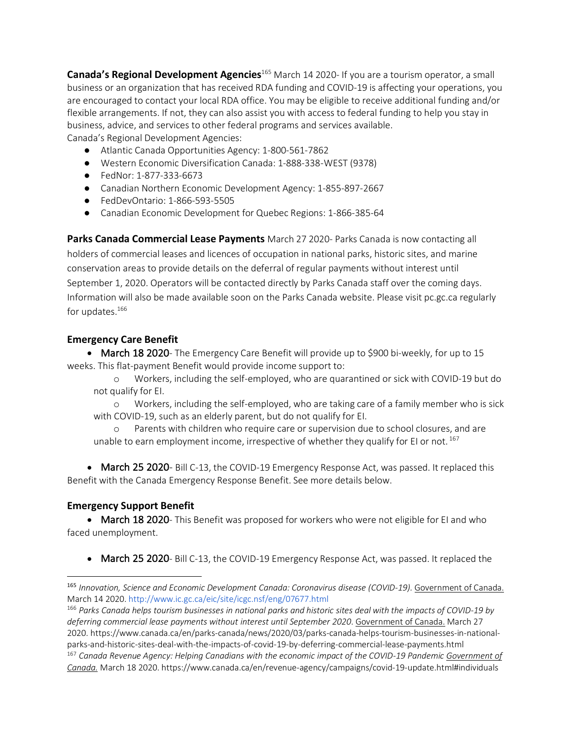**Canada's Regional Development Agencies**[165] March 14 2020- If you are a tourism operator, a small business or an organization that has received RDA funding and COVID-19 is affecting your operations, you are encouraged to contact your local RDA office. You may be eligible to receive additional funding and/or flexible arrangements. If not, they can also assist you with access to federal funding to help you stay in business, advice, and services to other federal programs and services available.
Canada's Regional Development Agencies:

- Atlantic Canada Opportunities Agency: 1-800-561-7862
- Western Economic Diversification Canada: 1-888-338-WEST (9378)
- FedNor: 1-877-333-6673
- Canadian Northern Economic Development Agency: 1-855-897-2667
- FedDevOntario: 1-866-593-5505
- Canadian Economic Development for Quebec Regions: 1-866-385-64

**Parks Canada Commercial Lease Payments** March 27 2020- Parks Canada is now contacting all holders of commercial leases and licences of occupation in national parks, historic sites, and marine conservation areas to provide details on the deferral of regular payments without interest until September 1, 2020. Operators will be contacted directly by Parks Canada staff over the coming days. Information will also be made available soon on the Parks Canada website. Please visit pc.gc.ca regularly for updates.[166]

### Emergency Care Benefit

- March 18 2020- The Emergency Care Benefit will provide up to $900 bi-weekly, for up to 15 weeks. This flat-payment Benefit would provide income support to:
    - Workers, including the self-employed, who are quarantined or sick with COVID-19 but do not qualify for EI.
    - Workers, including the self-employed, who are taking care of a family member who is sick with COVID-19, such as an elderly parent, but do not qualify for EI.
    - Parents with children who require care or supervision due to school closures, and are unable to earn employment income, irrespective of whether they qualify for EI or not.[167]

- March 25 2020- Bill C-13, the COVID-19 Emergency Response Act, was passed. It replaced this Benefit with the Canada Emergency Response Benefit. See more details below.

### Emergency Support Benefit

- March 18 2020- This Benefit was proposed for workers who were not eligible for EI and who faced unemployment.

- March 25 2020- Bill C-13, the COVID-19 Emergency Response Act, was passed. It replaced the

---

[165] *Innovation, Science and Economic Development Canada: Coronavirus disease (COVID-19).* Government of Canada. March 14 2020. http://www.ic.gc.ca/eic/site/icgc.nsf/eng/07677.html

[166] *Parks Canada helps tourism businesses in national parks and historic sites deal with the impacts of COVID-19 by deferring commercial lease payments without interest until September 2020*. Government of Canada. March 27 2020. https://www.canada.ca/en/parks-canada/news/2020/03/parks-canada-helps-tourism-businesses-in-national-parks-and-historic-sites-deal-with-the-impacts-of-covid-19-by-deferring-commercial-lease-payments.html

[167] *Canada Revenue Agency: Helping Canadians with the economic impact of the COVID-19 Pandemic Government of Canada.* March 18 2020. https://www.canada.ca/en/revenue-agency/campaigns/covid-19-update.html#individuals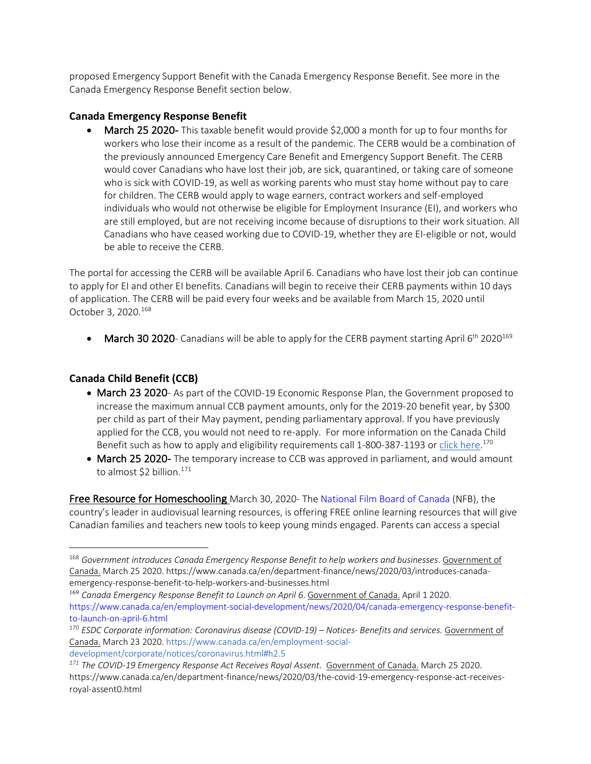proposed Emergency Support Benefit with the Canada Emergency Response Benefit. See more in the Canada Emergency Response Benefit section below.

### Canada Emergency Response Benefit

- **March 25 2020-** This taxable benefit would provide $2,000 a month for up to four months for workers who lose their income as a result of the pandemic. The CERB would be a combination of the previously announced Emergency Care Benefit and Emergency Support Benefit. The CERB would cover Canadians who have lost their job, are sick, quarantined, or taking care of someone who is sick with COVID-19, as well as working parents who must stay home without pay to care for children. The CERB would apply to wage earners, contract workers and self-employed individuals who would not otherwise be eligible for Employment Insurance (EI), and workers who are still employed, but are not receiving income because of disruptions to their work situation. All Canadians who have ceased working due to COVID-19, whether they are EI-eligible or not, would be able to receive the CERB.

The portal for accessing the CERB will be available April 6. Canadians who have lost their job can continue to apply for EI and other EI benefits. Canadians will begin to receive their CERB payments within 10 days of application. The CERB will be paid every four weeks and be available from March 15, 2020 until October 3, 2020.[168]

- **March 30 2020**- Canadians will be able to apply for the CERB payment starting April 6th 2020[169]

### Canada Child Benefit (CCB)

- **March 23 2020**- As part of the COVID-19 Economic Response Plan, the Government proposed to increase the maximum annual CCB payment amounts, only for the 2019-20 benefit year, by $300 per child as part of their May payment, pending parliamentary approval. If you have previously applied for the CCB, you would not need to re-apply. For more information on the Canada Child Benefit such as how to apply and eligibility requirements call 1-800-387-1193 or click here.[170]
- **March 25 2020-** The temporary increase to CCB was approved in parliament, and would amount to almost $2 billion.[171]

Free Resource for Homeschooling March 30, 2020- The National Film Board of Canada (NFB), the country's leader in audiovisual learning resources, is offering FREE online learning resources that will give Canadian families and teachers new tools to keep young minds engaged. Parents can access a special

---

[168] *Government introduces Canada Emergency Response Benefit to help workers and businesses*. Government of Canada. March 25 2020. https://www.canada.ca/en/department-finance/news/2020/03/introduces-canada-emergency-response-benefit-to-help-workers-and-businesses.html

[169] *Canada Emergency Response Benefit to Launch on April 6*. Government of Canada. April 1 2020. https://www.canada.ca/en/employment-social-development/news/2020/04/canada-emergency-response-benefit-to-launch-on-april-6.html

[170] *ESDC Corporate information: Coronavirus disease (COVID-19) – Notices- Benefits and services.* Government of Canada. March 23 2020. https://www.canada.ca/en/employment-social-development/corporate/notices/coronavirus.html#h2.5

[171] *The COVID-19 Emergency Response Act Receives Royal Assent.* Government of Canada. March 25 2020. https://www.canada.ca/en/department-finance/news/2020/03/the-covid-19-emergency-response-act-receives-royal-assent0.html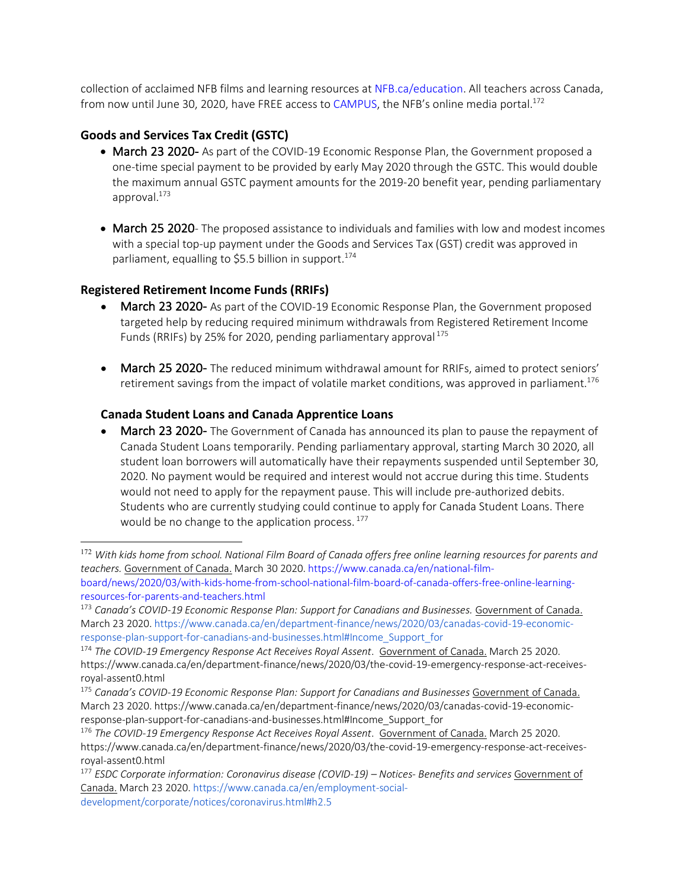collection of acclaimed NFB films and learning resources at NFB.ca/education. All teachers across Canada, from now until June 30, 2020, have FREE access to CAMPUS, the NFB's online media portal.[172]

### Goods and Services Tax Credit (GSTC)

- March 23 2020- As part of the COVID-19 Economic Response Plan, the Government proposed a one-time special payment to be provided by early May 2020 through the GSTC. This would double the maximum annual GSTC payment amounts for the 2019-20 benefit year, pending parliamentary approval.[173]

- March 25 2020- The proposed assistance to individuals and families with low and modest incomes with a special top-up payment under the Goods and Services Tax (GST) credit was approved in parliament, equalling to $5.5 billion in support.[174]

### Registered Retirement Income Funds (RRIFs)

- March 23 2020- As part of the COVID-19 Economic Response Plan, the Government proposed targeted help by reducing required minimum withdrawals from Registered Retirement Income Funds (RRIFs) by 25% for 2020, pending parliamentary approval [175]

- March 25 2020- The reduced minimum withdrawal amount for RRIFs, aimed to protect seniors' retirement savings from the impact of volatile market conditions, was approved in parliament.[176]

### Canada Student Loans and Canada Apprentice Loans

- March 23 2020- The Government of Canada has announced its plan to pause the repayment of Canada Student Loans temporarily. Pending parliamentary approval, starting March 30 2020, all student loan borrowers will automatically have their repayments suspended until September 30, 2020. No payment would be required and interest would not accrue during this time. Students would not need to apply for the repayment pause. This will include pre-authorized debits. Students who are currently studying could continue to apply for Canada Student Loans. There would be no change to the application process. [177]

---

[172] *With kids home from school. National Film Board of Canada offers free online learning resources for parents and teachers.* Government of Canada. March 30 2020. https://www.canada.ca/en/national-film-board/news/2020/03/with-kids-home-from-school-national-film-board-of-canada-offers-free-online-learning-resources-for-parents-and-teachers.html

[173] *Canada's COVID-19 Economic Response Plan: Support for Canadians and Businesses.* Government of Canada. March 23 2020. https://www.canada.ca/en/department-finance/news/2020/03/canadas-covid-19-economic-response-plan-support-for-canadians-and-businesses.html#Income_Support_for

[174] *The COVID-19 Emergency Response Act Receives Royal Assent*. Government of Canada. March 25 2020. https://www.canada.ca/en/department-finance/news/2020/03/the-covid-19-emergency-response-act-receives-royal-assent0.html

[175] *Canada's COVID-19 Economic Response Plan: Support for Canadians and Businesses* Government of Canada. March 23 2020. https://www.canada.ca/en/department-finance/news/2020/03/canadas-covid-19-economic-response-plan-support-for-canadians-and-businesses.html#Income_Support_for

[176] *The COVID-19 Emergency Response Act Receives Royal Assent*. Government of Canada. March 25 2020. https://www.canada.ca/en/department-finance/news/2020/03/the-covid-19-emergency-response-act-receives-royal-assent0.html

[177] *ESDC Corporate information: Coronavirus disease (COVID-19) – Notices- Benefits and services* Government of Canada. March 23 2020. https://www.canada.ca/en/employment-social-development/corporate/notices/coronavirus.html#h2.5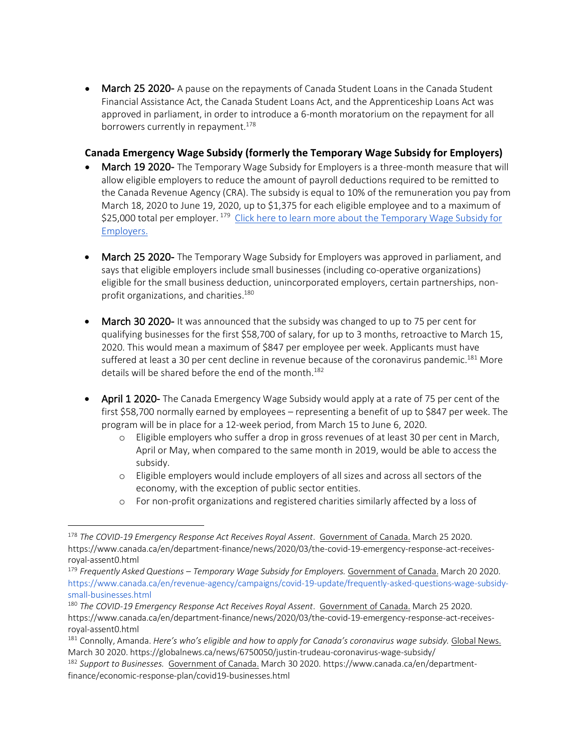- **March 25 2020-** A pause on the repayments of Canada Student Loans in the Canada Student Financial Assistance Act, the Canada Student Loans Act, and the Apprenticeship Loans Act was approved in parliament, in order to introduce a 6-month moratorium on the repayment for all borrowers currently in repayment.[178]

### Canada Emergency Wage Subsidy (formerly the Temporary Wage Subsidy for Employers)

- **March 19 2020-** The Temporary Wage Subsidy for Employers is a three-month measure that will allow eligible employers to reduce the amount of payroll deductions required to be remitted to the Canada Revenue Agency (CRA). The subsidy is equal to 10% of the remuneration you pay from March 18, 2020 to June 19, 2020, up to $1,375 for each eligible employee and to a maximum of $25,000 total per employer.[179] Click here to learn more about the Temporary Wage Subsidy for Employers.

- **March 25 2020-** The Temporary Wage Subsidy for Employers was approved in parliament, and says that eligible employers include small businesses (including co-operative organizations) eligible for the small business deduction, unincorporated employers, certain partnerships, non-profit organizations, and charities.[180]

- **March 30 2020-** It was announced that the subsidy was changed to up to 75 per cent for qualifying businesses for the first $58,700 of salary, for up to 3 months, retroactive to March 15, 2020. This would mean a maximum of $847 per employee per week. Applicants must have suffered at least a 30 per cent decline in revenue because of the coronavirus pandemic.[181] More details will be shared before the end of the month.[182]

- **April 1 2020-** The Canada Emergency Wage Subsidy would apply at a rate of 75 per cent of the first $58,700 normally earned by employees – representing a benefit of up to $847 per week. The program will be in place for a 12-week period, from March 15 to June 6, 2020.
    - Eligible employers who suffer a drop in gross revenues of at least 30 per cent in March, April or May, when compared to the same month in 2019, would be able to access the subsidy.
    - Eligible employers would include employers of all sizes and across all sectors of the economy, with the exception of public sector entities.
    - For non-profit organizations and registered charities similarly affected by a loss of

---

[178] *The COVID-19 Emergency Response Act Receives Royal Assent*. Government of Canada. March 25 2020. https://www.canada.ca/en/department-finance/news/2020/03/the-covid-19-emergency-response-act-receives-royal-assent0.html

[179] *Frequently Asked Questions – Temporary Wage Subsidy for Employers.* Government of Canada. March 20 2020. https://www.canada.ca/en/revenue-agency/campaigns/covid-19-update/frequently-asked-questions-wage-subsidy-small-businesses.html

[180] *The COVID-19 Emergency Response Act Receives Royal Assent*. Government of Canada. March 25 2020. https://www.canada.ca/en/department-finance/news/2020/03/the-covid-19-emergency-response-act-receives-royal-assent0.html

[181] Connolly, Amanda. *Here's who's eligible and how to apply for Canada's coronavirus wage subsidy.* Global News. March 30 2020. https://globalnews.ca/news/6750050/justin-trudeau-coronavirus-wage-subsidy/

[182] *Support to Businesses.* Government of Canada. March 30 2020. https://www.canada.ca/en/department-finance/economic-response-plan/covid19-businesses.html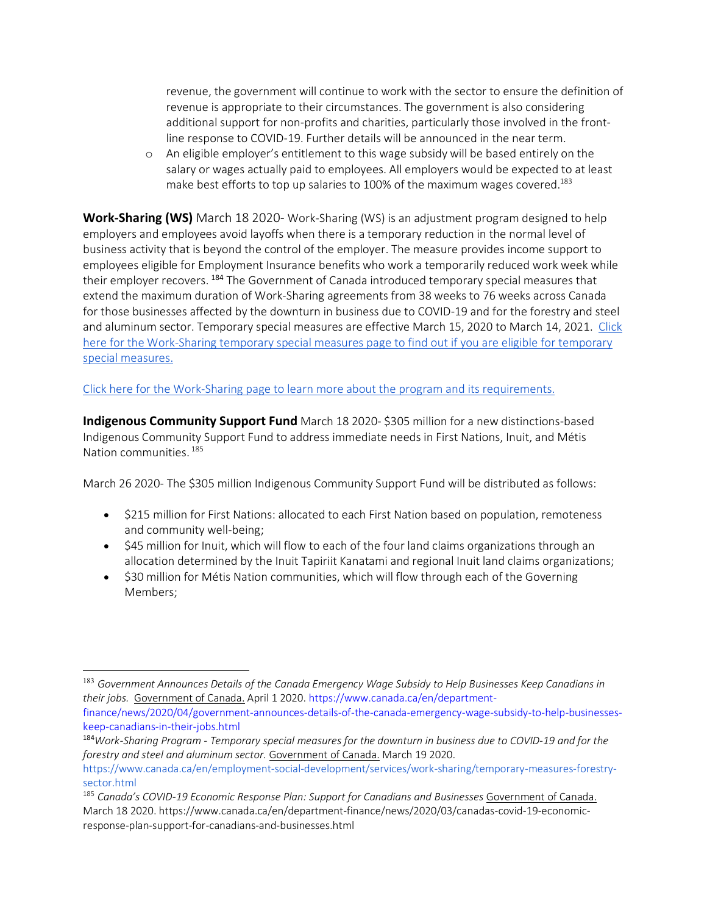revenue, the government will continue to work with the sector to ensure the definition of revenue is appropriate to their circumstances. The government is also considering additional support for non-profits and charities, particularly those involved in the front-line response to COVID-19. Further details will be announced in the near term.

- An eligible employer's entitlement to this wage subsidy will be based entirely on the salary or wages actually paid to employees. All employers would be expected to at least make best efforts to top up salaries to 100% of the maximum wages covered.[183]

**Work-Sharing (WS)** March 18 2020- Work-Sharing (WS) is an adjustment program designed to help employers and employees avoid layoffs when there is a temporary reduction in the normal level of business activity that is beyond the control of the employer. The measure provides income support to employees eligible for Employment Insurance benefits who work a temporarily reduced work week while their employer recovers. [184] The Government of Canada introduced temporary special measures that extend the maximum duration of Work-Sharing agreements from 38 weeks to 76 weeks across Canada for those businesses affected by the downturn in business due to COVID-19 and for the forestry and steel and aluminum sector. Temporary special measures are effective March 15, 2020 to March 14, 2021. Click here for the Work-Sharing temporary special measures page to find out if you are eligible for temporary special measures.

Click here for the Work-Sharing page to learn more about the program and its requirements.

**Indigenous Community Support Fund** March 18 2020- $305 million for a new distinctions-based Indigenous Community Support Fund to address immediate needs in First Nations, Inuit, and Métis Nation communities. [185]

March 26 2020- The $305 million Indigenous Community Support Fund will be distributed as follows:

- $215 million for First Nations: allocated to each First Nation based on population, remoteness and community well-being;
- $45 million for Inuit, which will flow to each of the four land claims organizations through an allocation determined by the Inuit Tapiriit Kanatami and regional Inuit land claims organizations;
- $30 million for Métis Nation communities, which will flow through each of the Governing Members;

---

[183] *Government Announces Details of the Canada Emergency Wage Subsidy to Help Businesses Keep Canadians in their jobs.* Government of Canada. April 1 2020. https://www.canada.ca/en/department-finance/news/2020/04/government-announces-details-of-the-canada-emergency-wage-subsidy-to-help-businesses-keep-canadians-in-their-jobs.html

[184] *Work-Sharing Program - Temporary special measures for the downturn in business due to COVID-19 and for the forestry and steel and aluminum sector.* Government of Canada. March 19 2020. https://www.canada.ca/en/employment-social-development/services/work-sharing/temporary-measures-forestry-sector.html

[185] *Canada's COVID-19 Economic Response Plan: Support for Canadians and Businesses* Government of Canada. March 18 2020. https://www.canada.ca/en/department-finance/news/2020/03/canadas-covid-19-economic-response-plan-support-for-canadians-and-businesses.html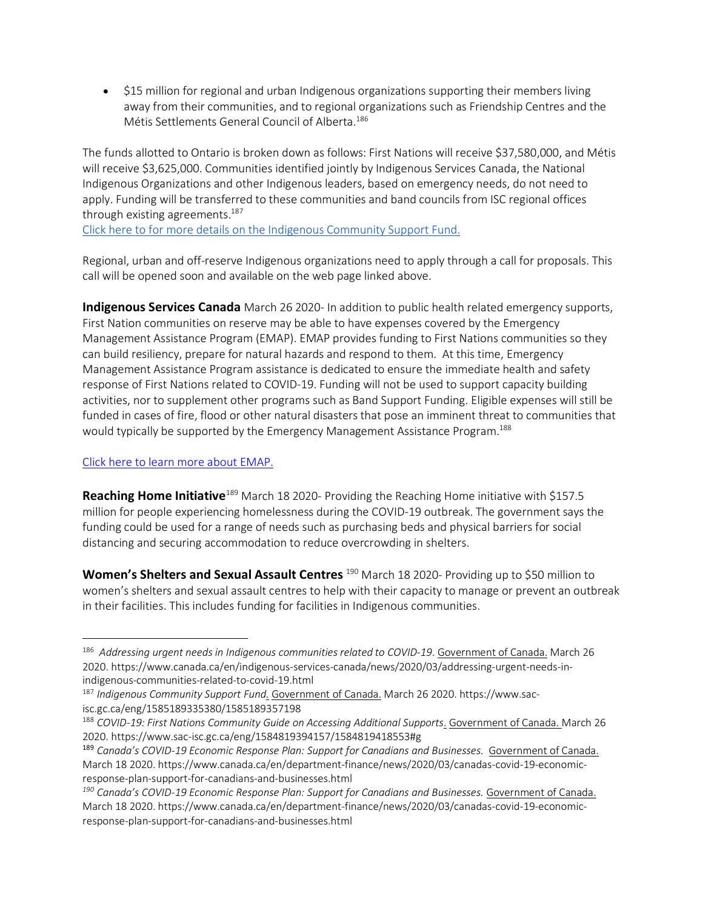- $15 million for regional and urban Indigenous organizations supporting their members living away from their communities, and to regional organizations such as Friendship Centres and the Métis Settlements General Council of Alberta.[186]

The funds allotted to Ontario is broken down as follows: First Nations will receive $37,580,000, and Métis will receive $3,625,000. Communities identified jointly by Indigenous Services Canada, the National Indigenous Organizations and other Indigenous leaders, based on emergency needs, do not need to apply. Funding will be transferred to these communities and band councils from ISC regional offices through existing agreements.[187]
[Click here to for more details on the Indigenous Community Support Fund.]

Regional, urban and off-reserve Indigenous organizations need to apply through a call for proposals. This call will be opened soon and available on the web page linked above.

**Indigenous Services Canada** March 26 2020- In addition to public health related emergency supports, First Nation communities on reserve may be able to have expenses covered by the Emergency Management Assistance Program (EMAP). EMAP provides funding to First Nations communities so they can build resiliency, prepare for natural hazards and respond to them. At this time, Emergency Management Assistance Program assistance is dedicated to ensure the immediate health and safety response of First Nations related to COVID-19. Funding will not be used to support capacity building activities, nor to supplement other programs such as Band Support Funding. Eligible expenses will still be funded in cases of fire, flood or other natural disasters that pose an imminent threat to communities that would typically be supported by the Emergency Management Assistance Program.[188]

[Click here to learn more about EMAP.]

**Reaching Home Initiative**[189] March 18 2020- Providing the Reaching Home initiative with $157.5 million for people experiencing homelessness during the COVID-19 outbreak. The government says the funding could be used for a range of needs such as purchasing beds and physical barriers for social distancing and securing accommodation to reduce overcrowding in shelters.

**Women's Shelters and Sexual Assault Centres** [190] March 18 2020- Providing up to $50 million to women's shelters and sexual assault centres to help with their capacity to manage or prevent an outbreak in their facilities. This includes funding for facilities in Indigenous communities.

---

[186] *Addressing urgent needs in Indigenous communities related to COVID-19*. Government of Canada. March 26 2020. https://www.canada.ca/en/indigenous-services-canada/news/2020/03/addressing-urgent-needs-in-indigenous-communities-related-to-covid-19.html

[187] *Indigenous Community Support Fund.* Government of Canada. March 26 2020. https://www.sac-isc.gc.ca/eng/1585189335380/1585189357198

[188] *COVID-19: First Nations Community Guide on Accessing Additional Supports*. Government of Canada. March 26 2020. https://www.sac-isc.gc.ca/eng/1584819394157/1584819418553#g

[189] *Canada's COVID-19 Economic Response Plan: Support for Canadians and Businesses.* Government of Canada. March 18 2020. https://www.canada.ca/en/department-finance/news/2020/03/canadas-covid-19-economic-response-plan-support-for-canadians-and-businesses.html

[190] *Canada's COVID-19 Economic Response Plan: Support for Canadians and Businesses.* Government of Canada. March 18 2020. https://www.canada.ca/en/department-finance/news/2020/03/canadas-covid-19-economic-response-plan-support-for-canadians-and-businesses.html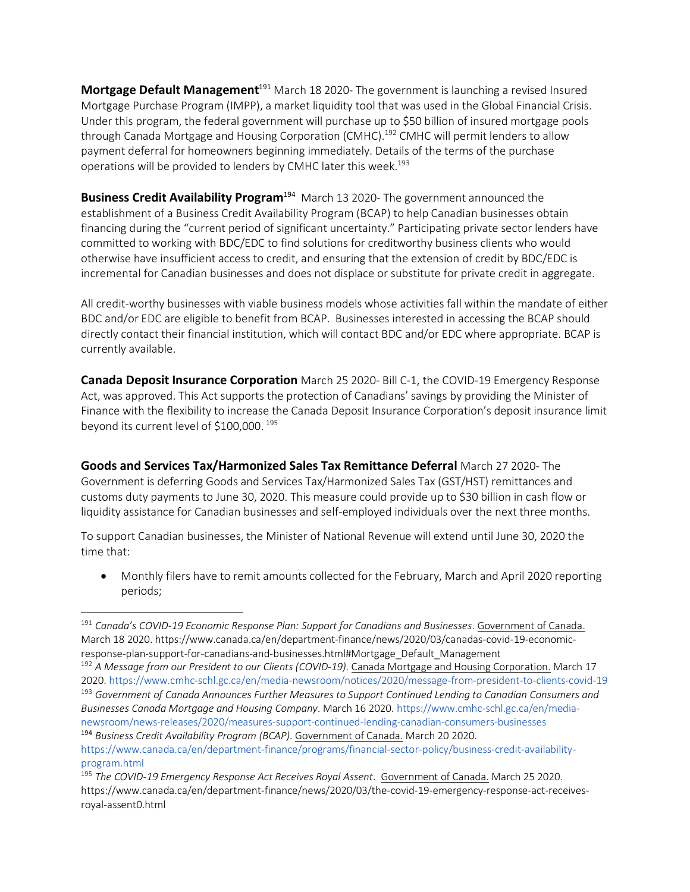**Mortgage Default Management**[191] March 18 2020- The government is launching a revised Insured Mortgage Purchase Program (IMPP), a market liquidity tool that was used in the Global Financial Crisis. Under this program, the federal government will purchase up to $50 billion of insured mortgage pools through Canada Mortgage and Housing Corporation (CMHC).[192] CMHC will permit lenders to allow payment deferral for homeowners beginning immediately. Details of the terms of the purchase operations will be provided to lenders by CMHC later this week.[193]

**Business Credit Availability Program**[194] March 13 2020- The government announced the establishment of a Business Credit Availability Program (BCAP) to help Canadian businesses obtain financing during the "current period of significant uncertainty." Participating private sector lenders have committed to working with BDC/EDC to find solutions for creditworthy business clients who would otherwise have insufficient access to credit, and ensuring that the extension of credit by BDC/EDC is incremental for Canadian businesses and does not displace or substitute for private credit in aggregate.

All credit-worthy businesses with viable business models whose activities fall within the mandate of either BDC and/or EDC are eligible to benefit from BCAP. Businesses interested in accessing the BCAP should directly contact their financial institution, which will contact BDC and/or EDC where appropriate. BCAP is currently available.

**Canada Deposit Insurance Corporation** March 25 2020- Bill C-1, the COVID-19 Emergency Response Act, was approved. This Act supports the protection of Canadians' savings by providing the Minister of Finance with the flexibility to increase the Canada Deposit Insurance Corporation's deposit insurance limit beyond its current level of $100,000. [195]

**Goods and Services Tax/Harmonized Sales Tax Remittance Deferral** March 27 2020- The Government is deferring Goods and Services Tax/Harmonized Sales Tax (GST/HST) remittances and customs duty payments to June 30, 2020. This measure could provide up to $30 billion in cash flow or liquidity assistance for Canadian businesses and self-employed individuals over the next three months.

To support Canadian businesses, the Minister of National Revenue will extend until June 30, 2020 the time that:

- Monthly filers have to remit amounts collected for the February, March and April 2020 reporting periods;

---

[191] *Canada's COVID-19 Economic Response Plan: Support for Canadians and Businesses*. Government of Canada. March 18 2020. https://www.canada.ca/en/department-finance/news/2020/03/canadas-covid-19-economic-response-plan-support-for-canadians-and-businesses.html#Mortgage_Default_Management

[192] *A Message from our President to our Clients (COVID-19).* Canada Mortgage and Housing Corporation. March 17 2020. https://www.cmhc-schl.gc.ca/en/media-newsroom/notices/2020/message-from-president-to-clients-covid-19

[193] *Government of Canada Announces Further Measures to Support Continued Lending to Canadian Consumers and Businesses Canada Mortgage and Housing Company*. March 16 2020. https://www.cmhc-schl.gc.ca/en/media-newsroom/news-releases/2020/measures-support-continued-lending-canadian-consumers-businesses

[194] *Business Credit Availability Program (BCAP)*. Government of Canada. March 20 2020. https://www.canada.ca/en/department-finance/programs/financial-sector-policy/business-credit-availability-program.html

[195] *The COVID-19 Emergency Response Act Receives Royal Assent*. Government of Canada. March 25 2020. https://www.canada.ca/en/department-finance/news/2020/03/the-covid-19-emergency-response-act-receives-royal-assent0.html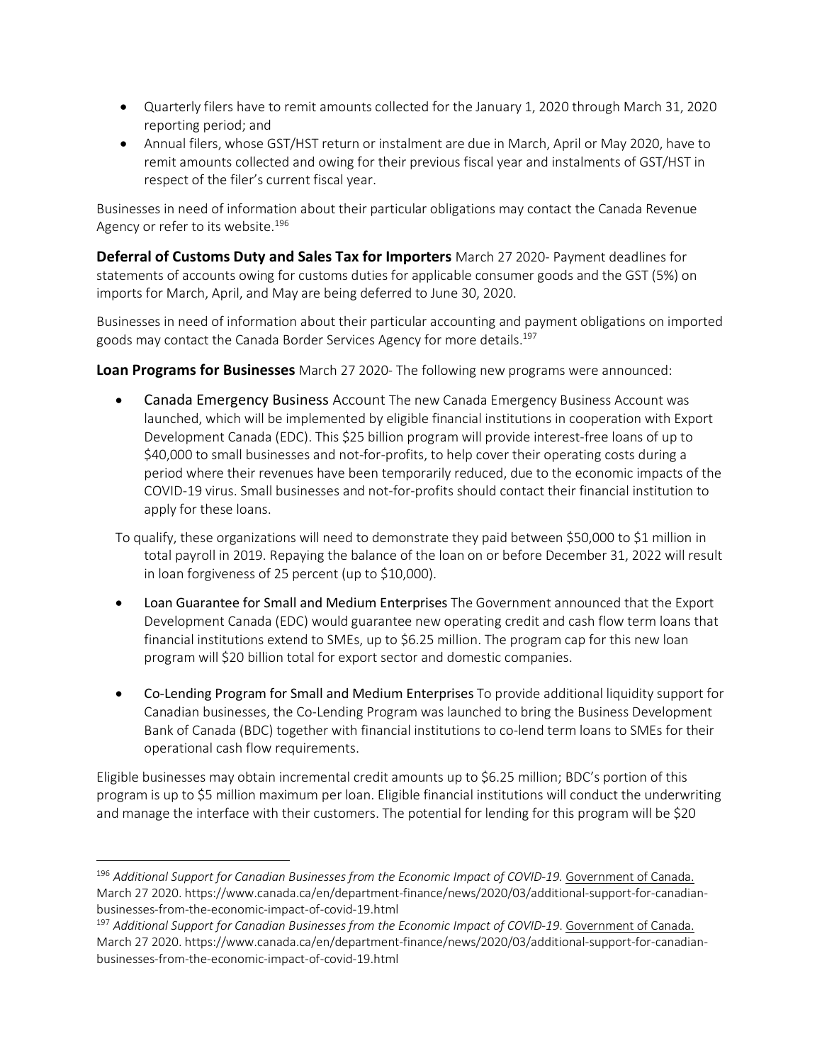- Quarterly filers have to remit amounts collected for the January 1, 2020 through March 31, 2020 reporting period; and
- Annual filers, whose GST/HST return or instalment are due in March, April or May 2020, have to remit amounts collected and owing for their previous fiscal year and instalments of GST/HST in respect of the filer's current fiscal year.

Businesses in need of information about their particular obligations may contact the Canada Revenue Agency or refer to its website.[196]

**Deferral of Customs Duty and Sales Tax for Importers** March 27 2020- Payment deadlines for statements of accounts owing for customs duties for applicable consumer goods and the GST (5%) on imports for March, April, and May are being deferred to June 30, 2020.

Businesses in need of information about their particular accounting and payment obligations on imported goods may contact the Canada Border Services Agency for more details.[197]

**Loan Programs for Businesses** March 27 2020- The following new programs were announced:

- Canada Emergency Business Account The new Canada Emergency Business Account was launched, which will be implemented by eligible financial institutions in cooperation with Export Development Canada (EDC). This $25 billion program will provide interest-free loans of up to $40,000 to small businesses and not-for-profits, to help cover their operating costs during a period where their revenues have been temporarily reduced, due to the economic impacts of the COVID-19 virus. Small businesses and not-for-profits should contact their financial institution to apply for these loans.

  To qualify, these organizations will need to demonstrate they paid between $50,000 to $1 million in total payroll in 2019. Repaying the balance of the loan on or before December 31, 2022 will result in loan forgiveness of 25 percent (up to $10,000).

- Loan Guarantee for Small and Medium Enterprises The Government announced that the Export Development Canada (EDC) would guarantee new operating credit and cash flow term loans that financial institutions extend to SMEs, up to $6.25 million. The program cap for this new loan program will $20 billion total for export sector and domestic companies.

- Co-Lending Program for Small and Medium Enterprises To provide additional liquidity support for Canadian businesses, the Co-Lending Program was launched to bring the Business Development Bank of Canada (BDC) together with financial institutions to co-lend term loans to SMEs for their operational cash flow requirements.

Eligible businesses may obtain incremental credit amounts up to $6.25 million; BDC's portion of this program is up to $5 million maximum per loan. Eligible financial institutions will conduct the underwriting and manage the interface with their customers. The potential for lending for this program will be $20

---

[196] *Additional Support for Canadian Businesses from the Economic Impact of COVID-19.* Government of Canada. March 27 2020. https://www.canada.ca/en/department-finance/news/2020/03/additional-support-for-canadian-businesses-from-the-economic-impact-of-covid-19.html

[197] *Additional Support for Canadian Businesses from the Economic Impact of COVID-19*. Government of Canada. March 27 2020. https://www.canada.ca/en/department-finance/news/2020/03/additional-support-for-canadian-businesses-from-the-economic-impact-of-covid-19.html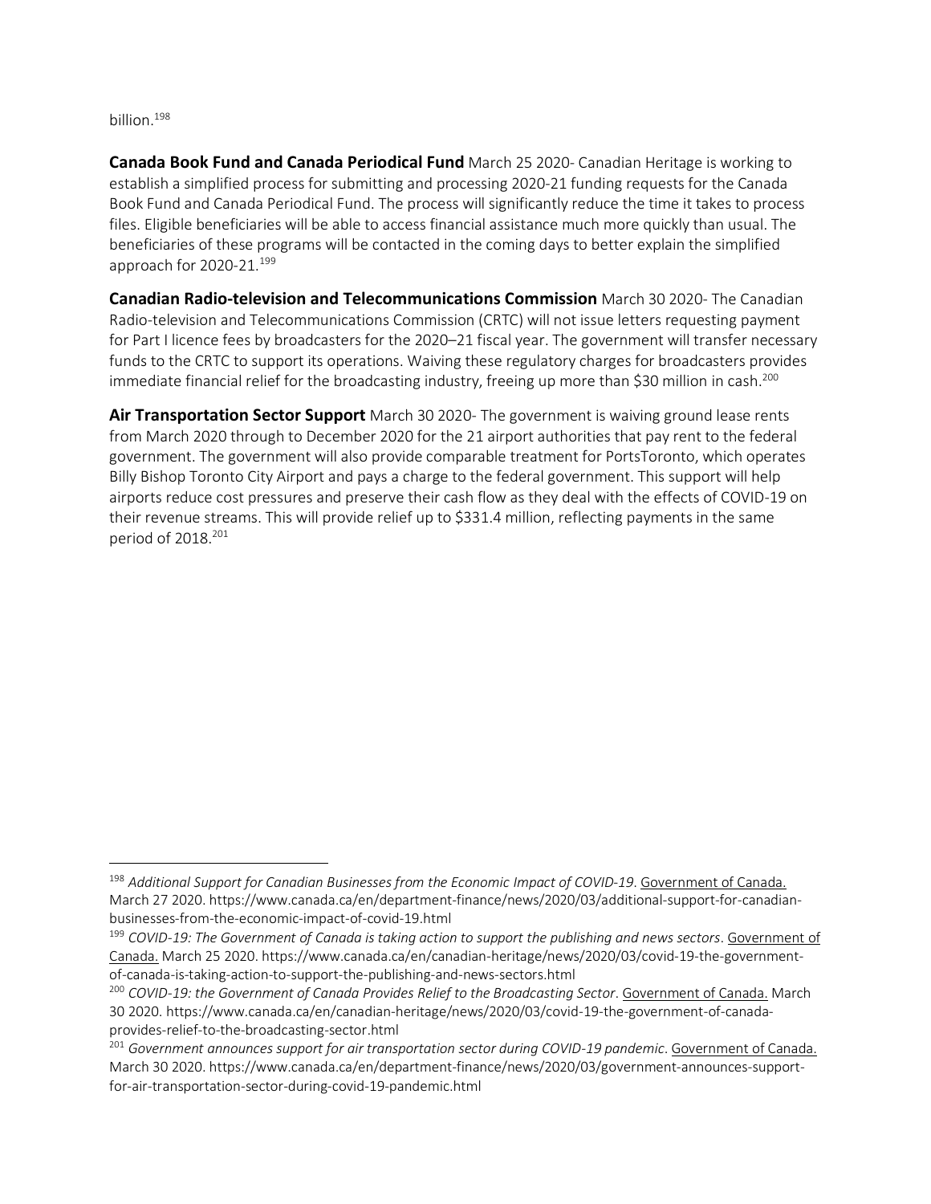billion.[198]

**Canada Book Fund and Canada Periodical Fund** March 25 2020- Canadian Heritage is working to establish a simplified process for submitting and processing 2020-21 funding requests for the Canada Book Fund and Canada Periodical Fund. The process will significantly reduce the time it takes to process files. Eligible beneficiaries will be able to access financial assistance much more quickly than usual. The beneficiaries of these programs will be contacted in the coming days to better explain the simplified approach for 2020-21.[199]

**Canadian Radio-television and Telecommunications Commission** March 30 2020- The Canadian Radio-television and Telecommunications Commission (CRTC) will not issue letters requesting payment for Part I licence fees by broadcasters for the 2020–21 fiscal year. The government will transfer necessary funds to the CRTC to support its operations. Waiving these regulatory charges for broadcasters provides immediate financial relief for the broadcasting industry, freeing up more than $30 million in cash.[200]

**Air Transportation Sector Support** March 30 2020- The government is waiving ground lease rents from March 2020 through to December 2020 for the 21 airport authorities that pay rent to the federal government. The government will also provide comparable treatment for PortsToronto, which operates Billy Bishop Toronto City Airport and pays a charge to the federal government. This support will help airports reduce cost pressures and preserve their cash flow as they deal with the effects of COVID-19 on their revenue streams. This will provide relief up to $331.4 million, reflecting payments in the same period of 2018.[201]

---

[198] *Additional Support for Canadian Businesses from the Economic Impact of COVID-19*. Government of Canada. March 27 2020. https://www.canada.ca/en/department-finance/news/2020/03/additional-support-for-canadian-businesses-from-the-economic-impact-of-covid-19.html

[199] *COVID-19: The Government of Canada is taking action to support the publishing and news sectors*. Government of Canada. March 25 2020. https://www.canada.ca/en/canadian-heritage/news/2020/03/covid-19-the-government-of-canada-is-taking-action-to-support-the-publishing-and-news-sectors.html

[200] *COVID-19: the Government of Canada Provides Relief to the Broadcasting Sector*. Government of Canada. March 30 2020. https://www.canada.ca/en/canadian-heritage/news/2020/03/covid-19-the-government-of-canada-provides-relief-to-the-broadcasting-sector.html

[201] *Government announces support for air transportation sector during COVID-19 pandemic*. Government of Canada. March 30 2020. https://www.canada.ca/en/department-finance/news/2020/03/government-announces-support-for-air-transportation-sector-during-covid-19-pandemic.html